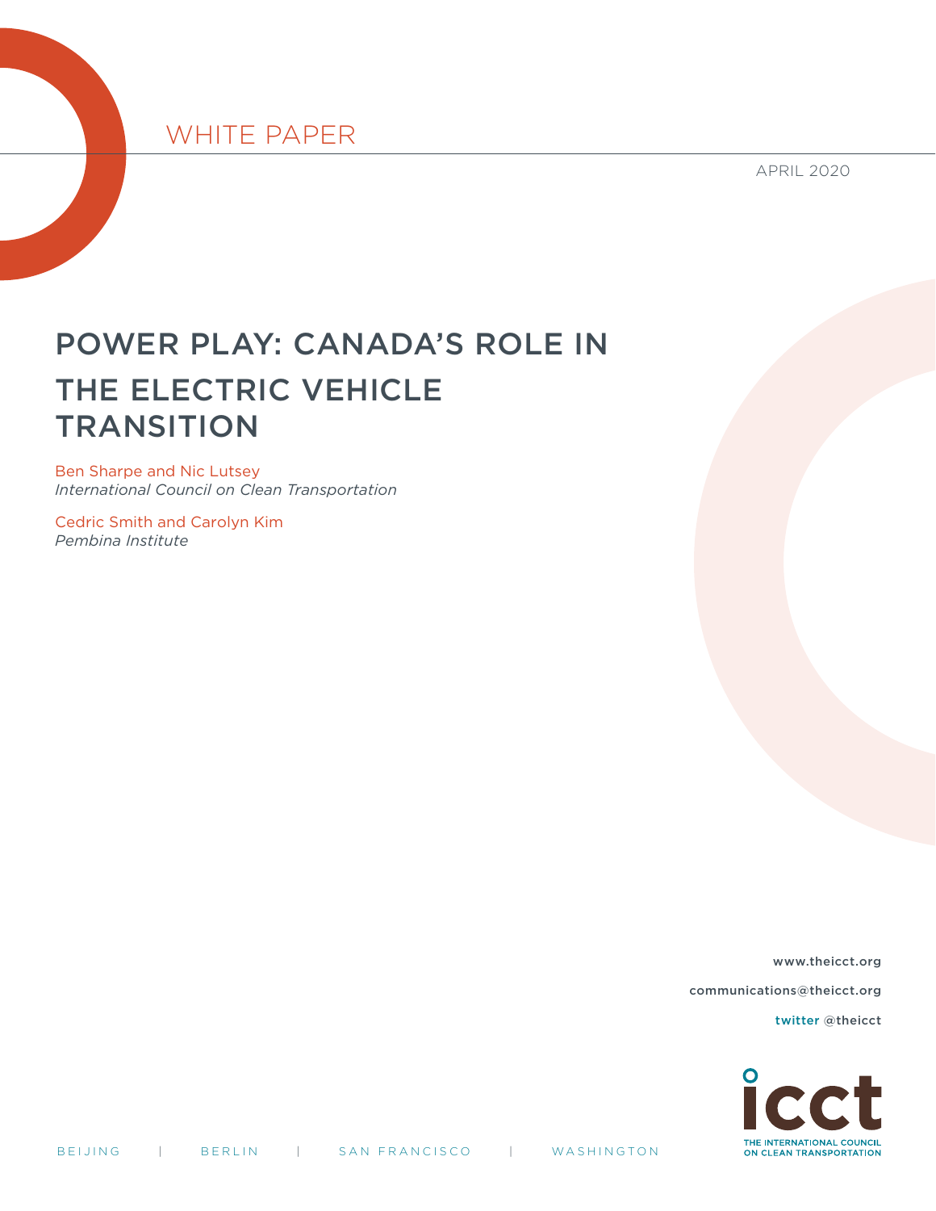WHITE PAPER

APRIL 2020

# POWER PLAY: CANADA'S ROLE IN THE ELECTRIC VEHICLE TRANSITION

Ben Sharpe and Nic Lutsey
*International Council on Clean Transportation*

Cedric Smith and Carolyn Kim
*Pembina Institute*

www.theicct.org

communications@theicct.org

twitter @theicct

THE INTERNATIONAL COUNCIL ON CLEAN TRANSPORTATION

BEIJING | BERLIN | SAN FRANCISCO | WASHINGTON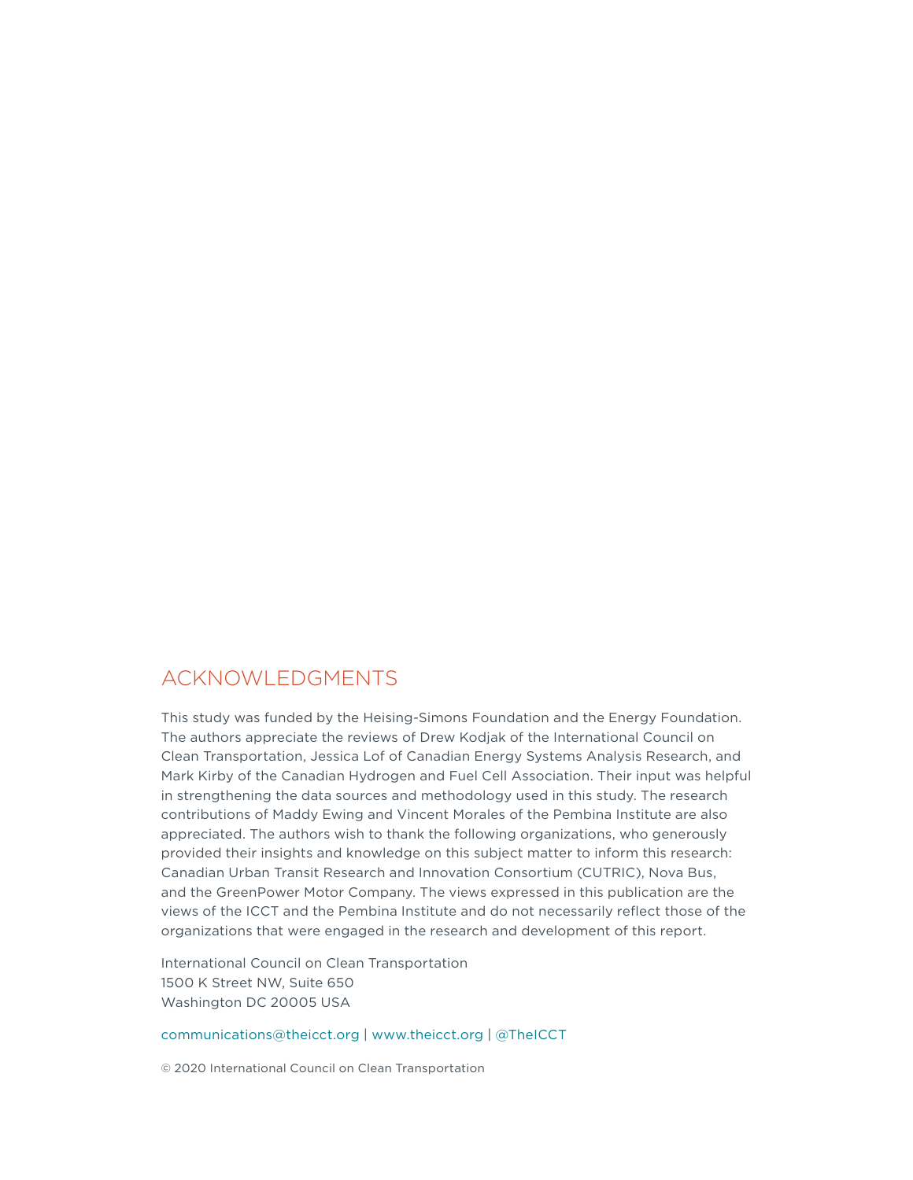## ACKNOWLEDGMENTS

This study was funded by the Heising-Simons Foundation and the Energy Foundation. The authors appreciate the reviews of Drew Kodjak of the International Council on Clean Transportation, Jessica Lof of Canadian Energy Systems Analysis Research, and Mark Kirby of the Canadian Hydrogen and Fuel Cell Association. Their input was helpful in strengthening the data sources and methodology used in this study. The research contributions of Maddy Ewing and Vincent Morales of the Pembina Institute are also appreciated. The authors wish to thank the following organizations, who generously provided their insights and knowledge on this subject matter to inform this research: Canadian Urban Transit Research and Innovation Consortium (CUTRIC), Nova Bus, and the GreenPower Motor Company. The views expressed in this publication are the views of the ICCT and the Pembina Institute and do not necessarily reflect those of the organizations that were engaged in the research and development of this report.

International Council on Clean Transportation
1500 K Street NW, Suite 650
Washington DC 20005 USA

communications@theicct.org | www.theicct.org | @TheICCT

© 2020 International Council on Clean Transportation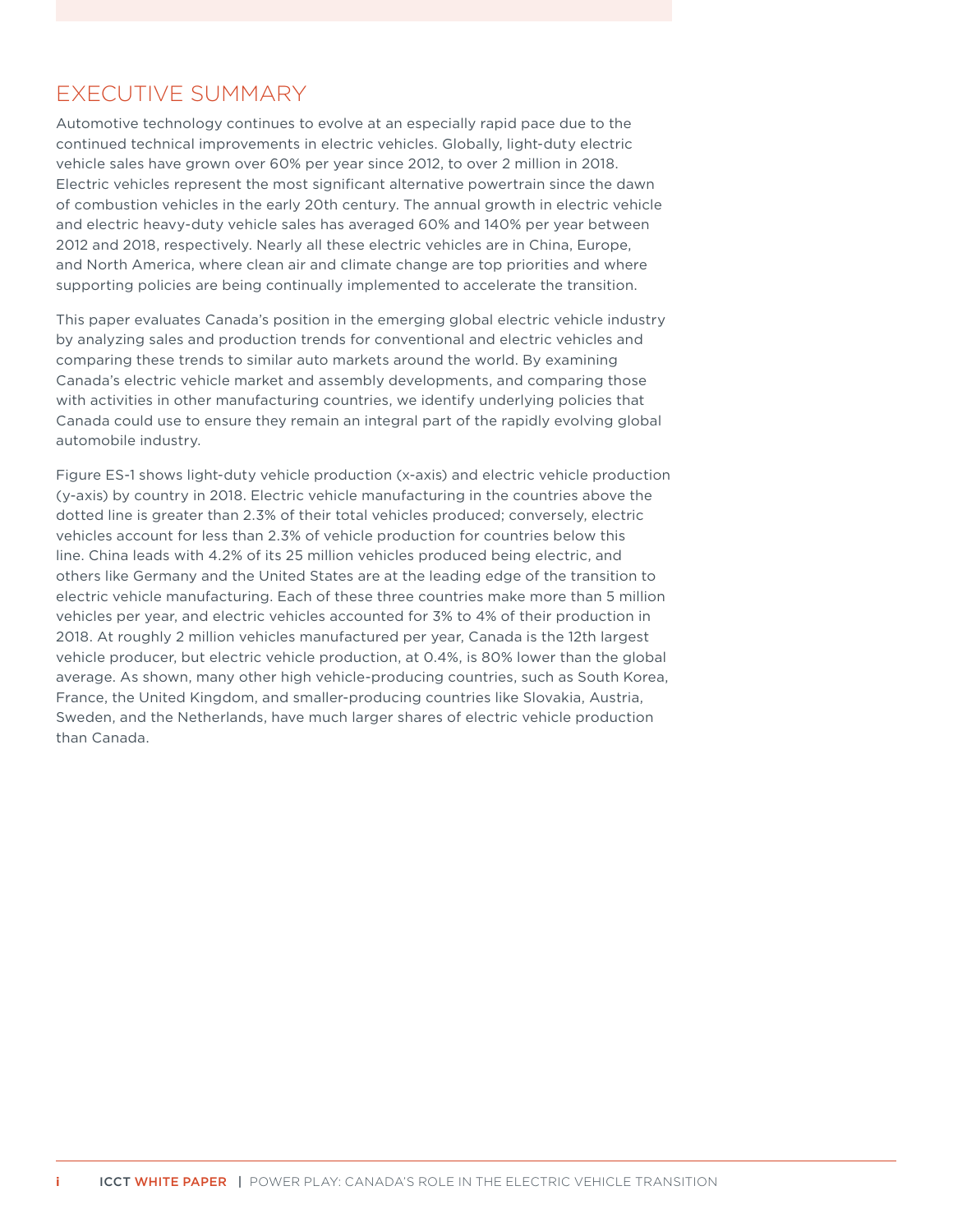# EXECUTIVE SUMMARY

Automotive technology continues to evolve at an especially rapid pace due to the continued technical improvements in electric vehicles. Globally, light-duty electric vehicle sales have grown over 60% per year since 2012, to over 2 million in 2018. Electric vehicles represent the most significant alternative powertrain since the dawn of combustion vehicles in the early 20th century. The annual growth in electric vehicle and electric heavy-duty vehicle sales has averaged 60% and 140% per year between 2012 and 2018, respectively. Nearly all these electric vehicles are in China, Europe, and North America, where clean air and climate change are top priorities and where supporting policies are being continually implemented to accelerate the transition.

This paper evaluates Canada's position in the emerging global electric vehicle industry by analyzing sales and production trends for conventional and electric vehicles and comparing these trends to similar auto markets around the world. By examining Canada's electric vehicle market and assembly developments, and comparing those with activities in other manufacturing countries, we identify underlying policies that Canada could use to ensure they remain an integral part of the rapidly evolving global automobile industry.

Figure ES-1 shows light-duty vehicle production (x-axis) and electric vehicle production (y-axis) by country in 2018. Electric vehicle manufacturing in the countries above the dotted line is greater than 2.3% of their total vehicles produced; conversely, electric vehicles account for less than 2.3% of vehicle production for countries below this line. China leads with 4.2% of its 25 million vehicles produced being electric, and others like Germany and the United States are at the leading edge of the transition to electric vehicle manufacturing. Each of these three countries make more than 5 million vehicles per year, and electric vehicles accounted for 3% to 4% of their production in 2018. At roughly 2 million vehicles manufactured per year, Canada is the 12th largest vehicle producer, but electric vehicle production, at 0.4%, is 80% lower than the global average. As shown, many other high vehicle-producing countries, such as South Korea, France, the United Kingdom, and smaller-producing countries like Slovakia, Austria, Sweden, and the Netherlands, have much larger shares of electric vehicle production than Canada.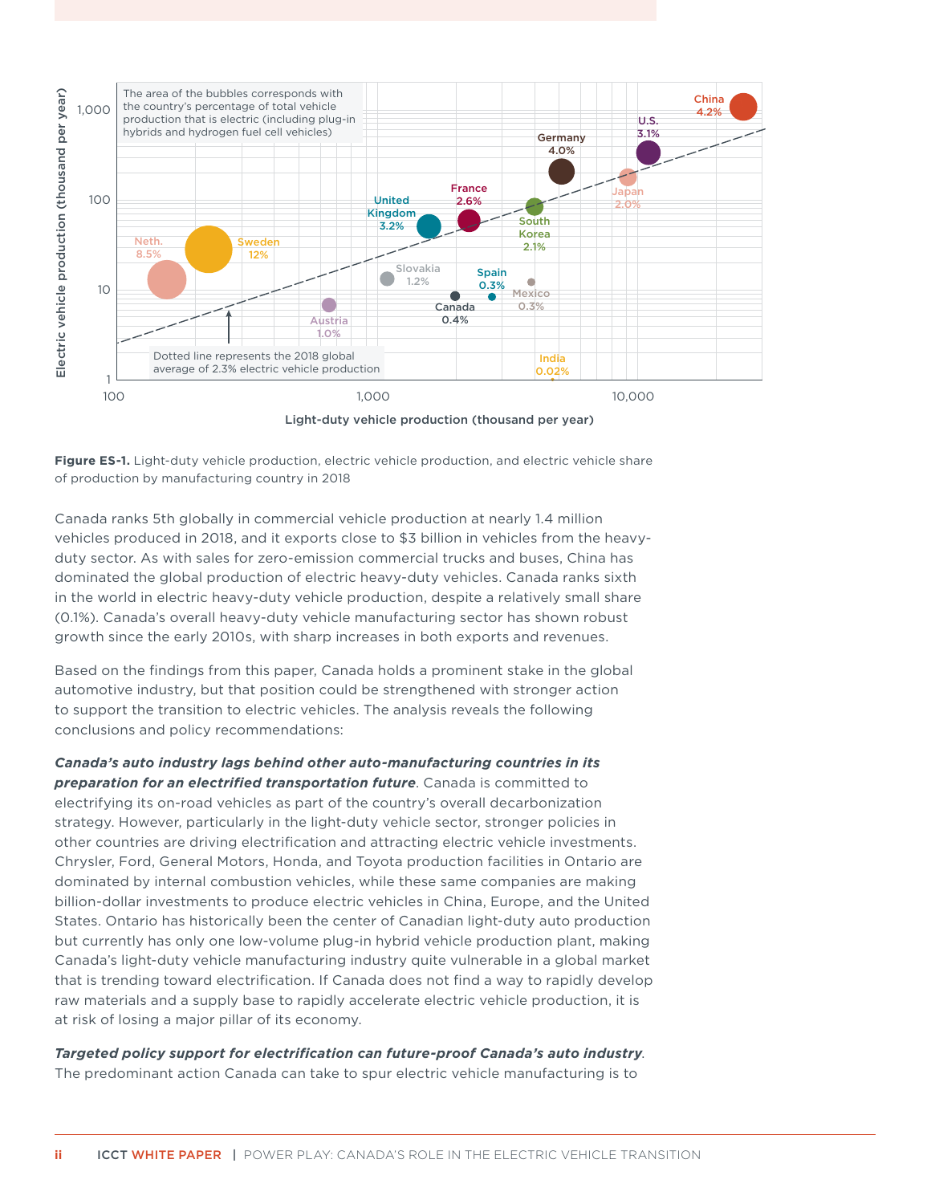Figure ES-1. Light-duty vehicle production, electric vehicle production, and electric vehicle share of production by manufacturing country in 2018

Canada ranks 5th globally in commercial vehicle production at nearly 1.4 million vehicles produced in 2018, and it exports close to $3 billion in vehicles from the heavy-duty sector. As with sales for zero-emission commercial trucks and buses, China has dominated the global production of electric heavy-duty vehicles. Canada ranks sixth in the world in electric heavy-duty vehicle production, despite a relatively small share (0.1%). Canada's overall heavy-duty vehicle manufacturing sector has shown robust growth since the early 2010s, with sharp increases in both exports and revenues.

Based on the findings from this paper, Canada holds a prominent stake in the global automotive industry, but that position could be strengthened with stronger action to support the transition to electric vehicles. The analysis reveals the following conclusions and policy recommendations:

***Canada's auto industry lags behind other auto-manufacturing countries in its preparation for an electrified transportation future***. Canada is committed to electrifying its on-road vehicles as part of the country's overall decarbonization strategy. However, particularly in the light-duty vehicle sector, stronger policies in other countries are driving electrification and attracting electric vehicle investments. Chrysler, Ford, General Motors, Honda, and Toyota production facilities in Ontario are dominated by internal combustion vehicles, while these same companies are making billion-dollar investments to produce electric vehicles in China, Europe, and the United States. Ontario has historically been the center of Canadian light-duty auto production but currently has only one low-volume plug-in hybrid vehicle production plant, making Canada's light-duty vehicle manufacturing industry quite vulnerable in a global market that is trending toward electrification. If Canada does not find a way to rapidly develop raw materials and a supply base to rapidly accelerate electric vehicle production, it is at risk of losing a major pillar of its economy.

***Targeted policy support for electrification can future-proof Canada's auto industry***. The predominant action Canada can take to spur electric vehicle manufacturing is to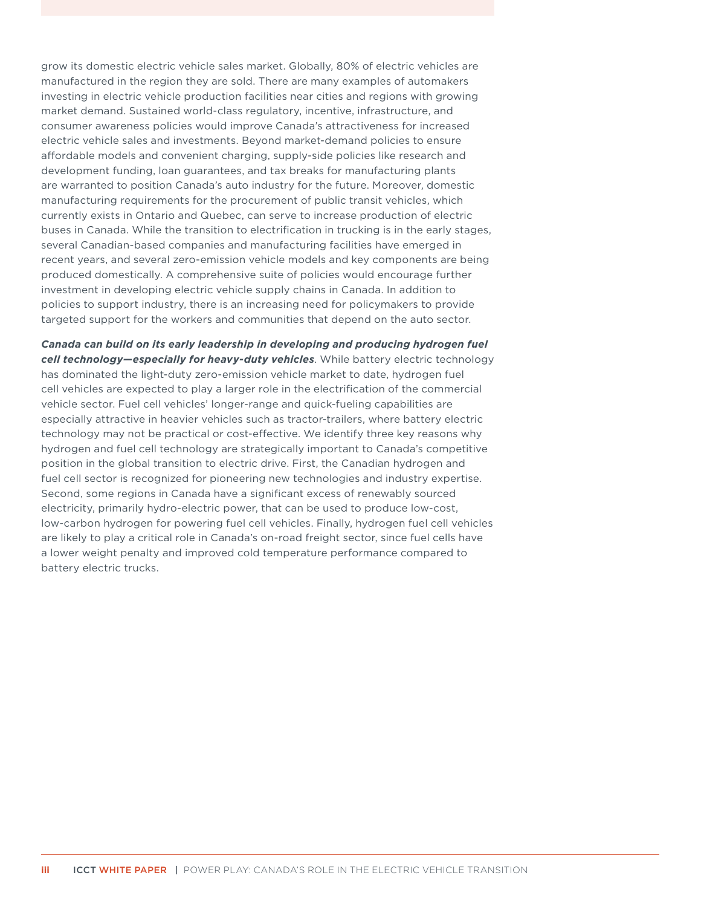grow its domestic electric vehicle sales market. Globally, 80% of electric vehicles are manufactured in the region they are sold. There are many examples of automakers investing in electric vehicle production facilities near cities and regions with growing market demand. Sustained world-class regulatory, incentive, infrastructure, and consumer awareness policies would improve Canada's attractiveness for increased electric vehicle sales and investments. Beyond market-demand policies to ensure affordable models and convenient charging, supply-side policies like research and development funding, loan guarantees, and tax breaks for manufacturing plants are warranted to position Canada's auto industry for the future. Moreover, domestic manufacturing requirements for the procurement of public transit vehicles, which currently exists in Ontario and Quebec, can serve to increase production of electric buses in Canada. While the transition to electrification in trucking is in the early stages, several Canadian-based companies and manufacturing facilities have emerged in recent years, and several zero-emission vehicle models and key components are being produced domestically. A comprehensive suite of policies would encourage further investment in developing electric vehicle supply chains in Canada. In addition to policies to support industry, there is an increasing need for policymakers to provide targeted support for the workers and communities that depend on the auto sector.

***Canada can build on its early leadership in developing and producing hydrogen fuel cell technology—especially for heavy-duty vehicles***. While battery electric technology has dominated the light-duty zero-emission vehicle market to date, hydrogen fuel cell vehicles are expected to play a larger role in the electrification of the commercial vehicle sector. Fuel cell vehicles' longer-range and quick-fueling capabilities are especially attractive in heavier vehicles such as tractor-trailers, where battery electric technology may not be practical or cost-effective. We identify three key reasons why hydrogen and fuel cell technology are strategically important to Canada's competitive position in the global transition to electric drive. First, the Canadian hydrogen and fuel cell sector is recognized for pioneering new technologies and industry expertise. Second, some regions in Canada have a significant excess of renewably sourced electricity, primarily hydro-electric power, that can be used to produce low-cost, low-carbon hydrogen for powering fuel cell vehicles. Finally, hydrogen fuel cell vehicles are likely to play a critical role in Canada's on-road freight sector, since fuel cells have a lower weight penalty and improved cold temperature performance compared to battery electric trucks.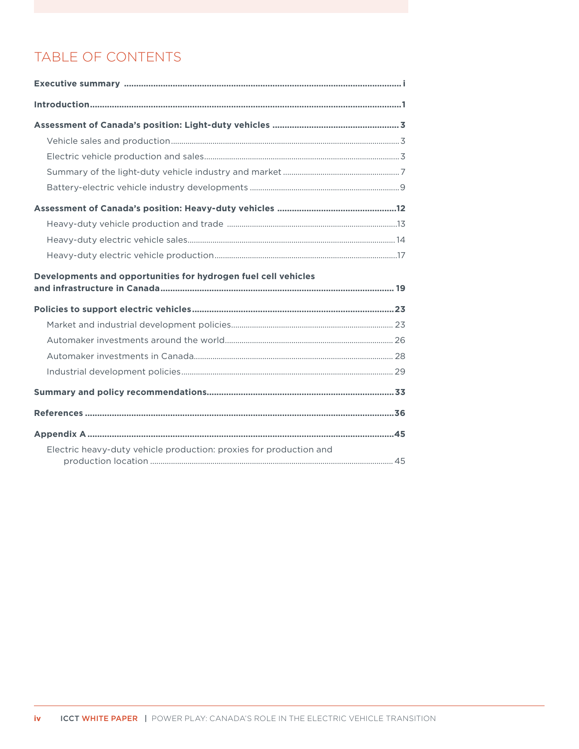# TABLE OF CONTENTS

**Executive summary** ........ i

**Introduction** ........ 1

**Assessment of Canada's position: Light-duty vehicles** ........ 3

- Vehicle sales and production ........ 3
- Electric vehicle production and sales ........ 3
- Summary of the light-duty vehicle industry and market ........ 7
- Battery-electric vehicle industry developments ........ 9

**Assessment of Canada's position: Heavy-duty vehicles** ........ 12

- Heavy-duty vehicle production and trade ........ 13
- Heavy-duty electric vehicle sales ........ 14
- Heavy-duty electric vehicle production ........ 17

**Developments and opportunities for hydrogen fuel cell vehicles and infrastructure in Canada** ........ 19

**Policies to support electric vehicles** ........ 23

- Market and industrial development policies ........ 23
- Automaker investments around the world ........ 26
- Automaker investments in Canada ........ 28
- Industrial development policies ........ 29

**Summary and policy recommendations** ........ 33

**References** ........ 36

**Appendix A** ........ 45

- Electric heavy-duty vehicle production: proxies for production and production location ........ 45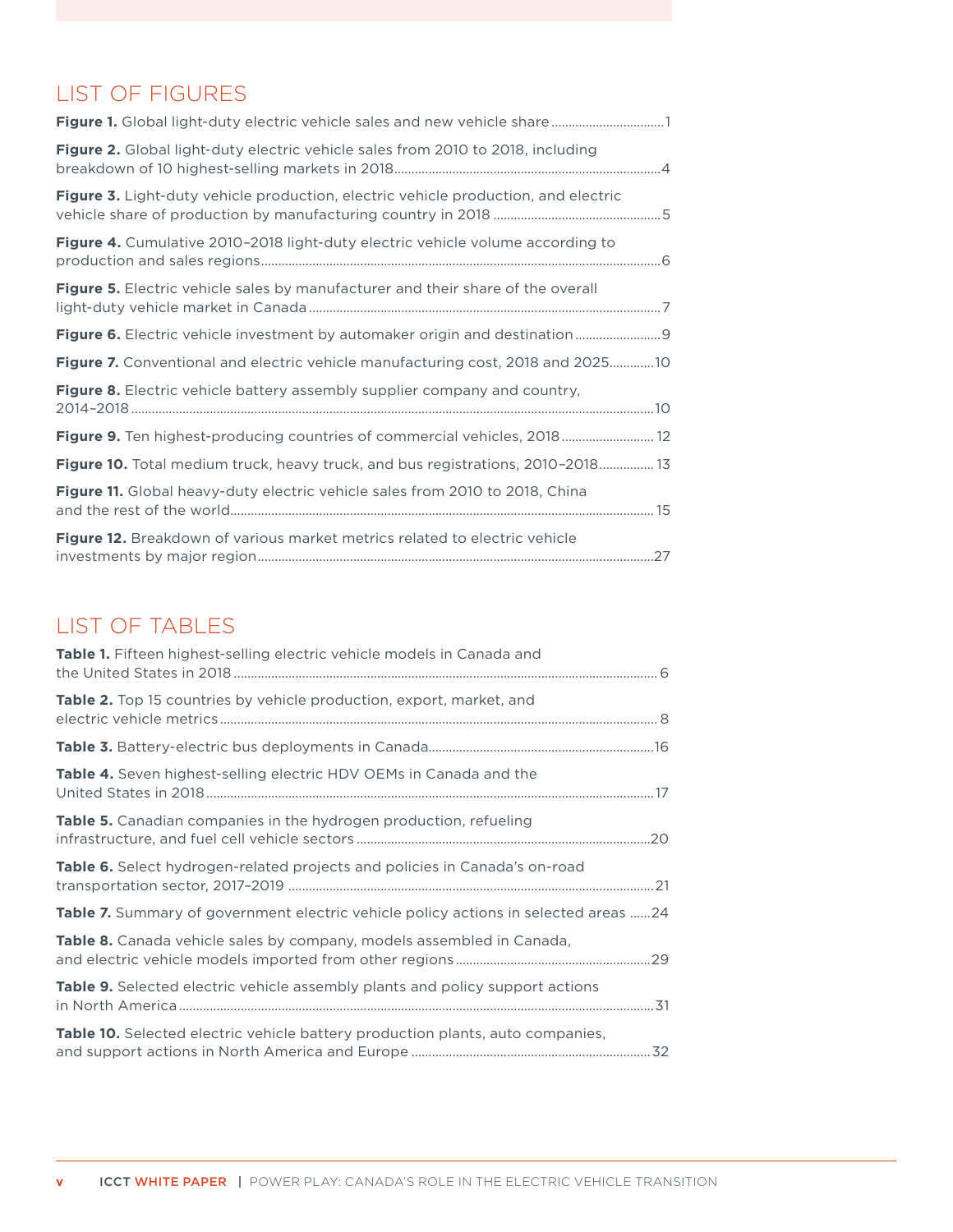## LIST OF FIGURES

**Figure 1.** Global light-duty electric vehicle sales and new vehicle share ..... 1

**Figure 2.** Global light-duty electric vehicle sales from 2010 to 2018, including breakdown of 10 highest-selling markets in 2018 ..... 4

**Figure 3.** Light-duty vehicle production, electric vehicle production, and electric vehicle share of production by manufacturing country in 2018 ..... 5

**Figure 4.** Cumulative 2010–2018 light-duty electric vehicle volume according to production and sales regions ..... 6

**Figure 5.** Electric vehicle sales by manufacturer and their share of the overall light-duty vehicle market in Canada ..... 7

**Figure 6.** Electric vehicle investment by automaker origin and destination ..... 9

**Figure 7.** Conventional and electric vehicle manufacturing cost, 2018 and 2025 ..... 10

**Figure 8.** Electric vehicle battery assembly supplier company and country, 2014–2018 ..... 10

**Figure 9.** Ten highest-producing countries of commercial vehicles, 2018 ..... 12

**Figure 10.** Total medium truck, heavy truck, and bus registrations, 2010–2018 ..... 13

**Figure 11.** Global heavy-duty electric vehicle sales from 2010 to 2018, China and the rest of the world ..... 15

**Figure 12.** Breakdown of various market metrics related to electric vehicle investments by major region ..... 27

## LIST OF TABLES

**Table 1.** Fifteen highest-selling electric vehicle models in Canada and the United States in 2018 ..... 6

**Table 2.** Top 15 countries by vehicle production, export, market, and electric vehicle metrics ..... 8

**Table 3.** Battery-electric bus deployments in Canada ..... 16

**Table 4.** Seven highest-selling electric HDV OEMs in Canada and the United States in 2018 ..... 17

**Table 5.** Canadian companies in the hydrogen production, refueling infrastructure, and fuel cell vehicle sectors ..... 20

**Table 6.** Select hydrogen-related projects and policies in Canada's on-road transportation sector, 2017–2019 ..... 21

**Table 7.** Summary of government electric vehicle policy actions in selected areas ..... 24

**Table 8.** Canada vehicle sales by company, models assembled in Canada, and electric vehicle models imported from other regions ..... 29

**Table 9.** Selected electric vehicle assembly plants and policy support actions in North America ..... 31

**Table 10.** Selected electric vehicle battery production plants, auto companies, and support actions in North America and Europe ..... 32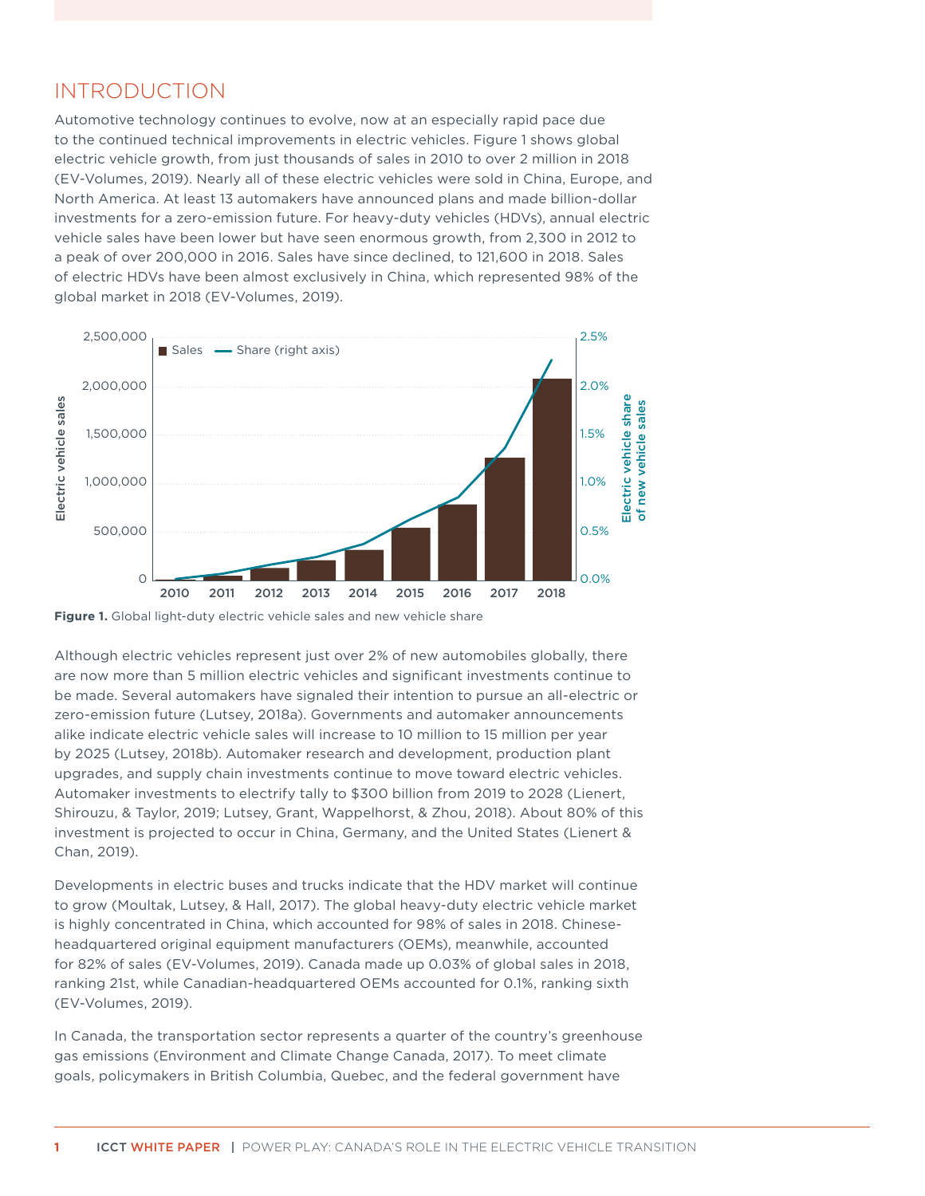## INTRODUCTION

Automotive technology continues to evolve, now at an especially rapid pace due to the continued technical improvements in electric vehicles. Figure 1 shows global electric vehicle growth, from just thousands of sales in 2010 to over 2 million in 2018 (EV-Volumes, 2019). Nearly all of these electric vehicles were sold in China, Europe, and North America. At least 13 automakers have announced plans and made billion-dollar investments for a zero-emission future. For heavy-duty vehicles (HDVs), annual electric vehicle sales have been lower but have seen enormous growth, from 2,300 in 2012 to a peak of over 200,000 in 2016. Sales have since declined, to 121,600 in 2018. Sales of electric HDVs have been almost exclusively in China, which represented 98% of the global market in 2018 (EV-Volumes, 2019).

**Figure 1.** Global light-duty electric vehicle sales and new vehicle share

Although electric vehicles represent just over 2% of new automobiles globally, there are now more than 5 million electric vehicles and significant investments continue to be made. Several automakers have signaled their intention to pursue an all-electric or zero-emission future (Lutsey, 2018a). Governments and automaker announcements alike indicate electric vehicle sales will increase to 10 million to 15 million per year by 2025 (Lutsey, 2018b). Automaker research and development, production plant upgrades, and supply chain investments continue to move toward electric vehicles. Automaker investments to electrify tally to $300 billion from 2019 to 2028 (Lienert, Shirouzu, & Taylor, 2019; Lutsey, Grant, Wappelhorst, & Zhou, 2018). About 80% of this investment is projected to occur in China, Germany, and the United States (Lienert & Chan, 2019).

Developments in electric buses and trucks indicate that the HDV market will continue to grow (Moultak, Lutsey, & Hall, 2017). The global heavy-duty electric vehicle market is highly concentrated in China, which accounted for 98% of sales in 2018. Chinese-headquartered original equipment manufacturers (OEMs), meanwhile, accounted for 82% of sales (EV-Volumes, 2019). Canada made up 0.03% of global sales in 2018, ranking 21st, while Canadian-headquartered OEMs accounted for 0.1%, ranking sixth (EV-Volumes, 2019).

In Canada, the transportation sector represents a quarter of the country's greenhouse gas emissions (Environment and Climate Change Canada, 2017). To meet climate goals, policymakers in British Columbia, Quebec, and the federal government have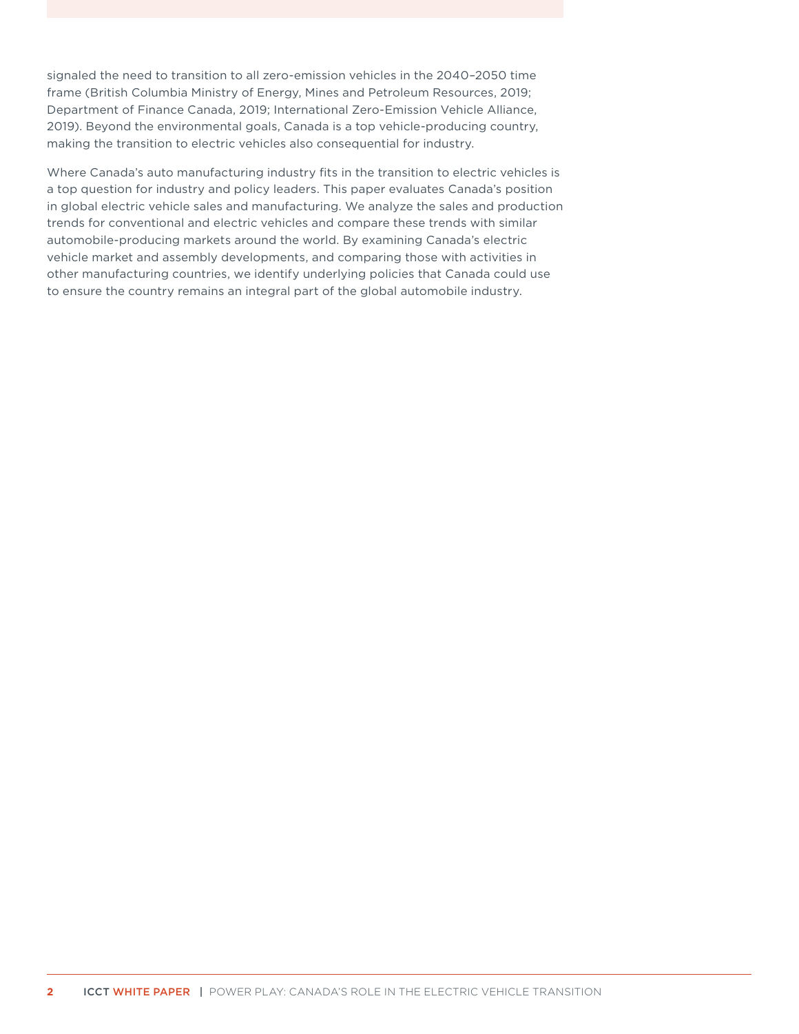signaled the need to transition to all zero-emission vehicles in the 2040–2050 time frame (British Columbia Ministry of Energy, Mines and Petroleum Resources, 2019; Department of Finance Canada, 2019; International Zero-Emission Vehicle Alliance, 2019). Beyond the environmental goals, Canada is a top vehicle-producing country, making the transition to electric vehicles also consequential for industry.

Where Canada's auto manufacturing industry fits in the transition to electric vehicles is a top question for industry and policy leaders. This paper evaluates Canada's position in global electric vehicle sales and manufacturing. We analyze the sales and production trends for conventional and electric vehicles and compare these trends with similar automobile-producing markets around the world. By examining Canada's electric vehicle market and assembly developments, and comparing those with activities in other manufacturing countries, we identify underlying policies that Canada could use to ensure the country remains an integral part of the global automobile industry.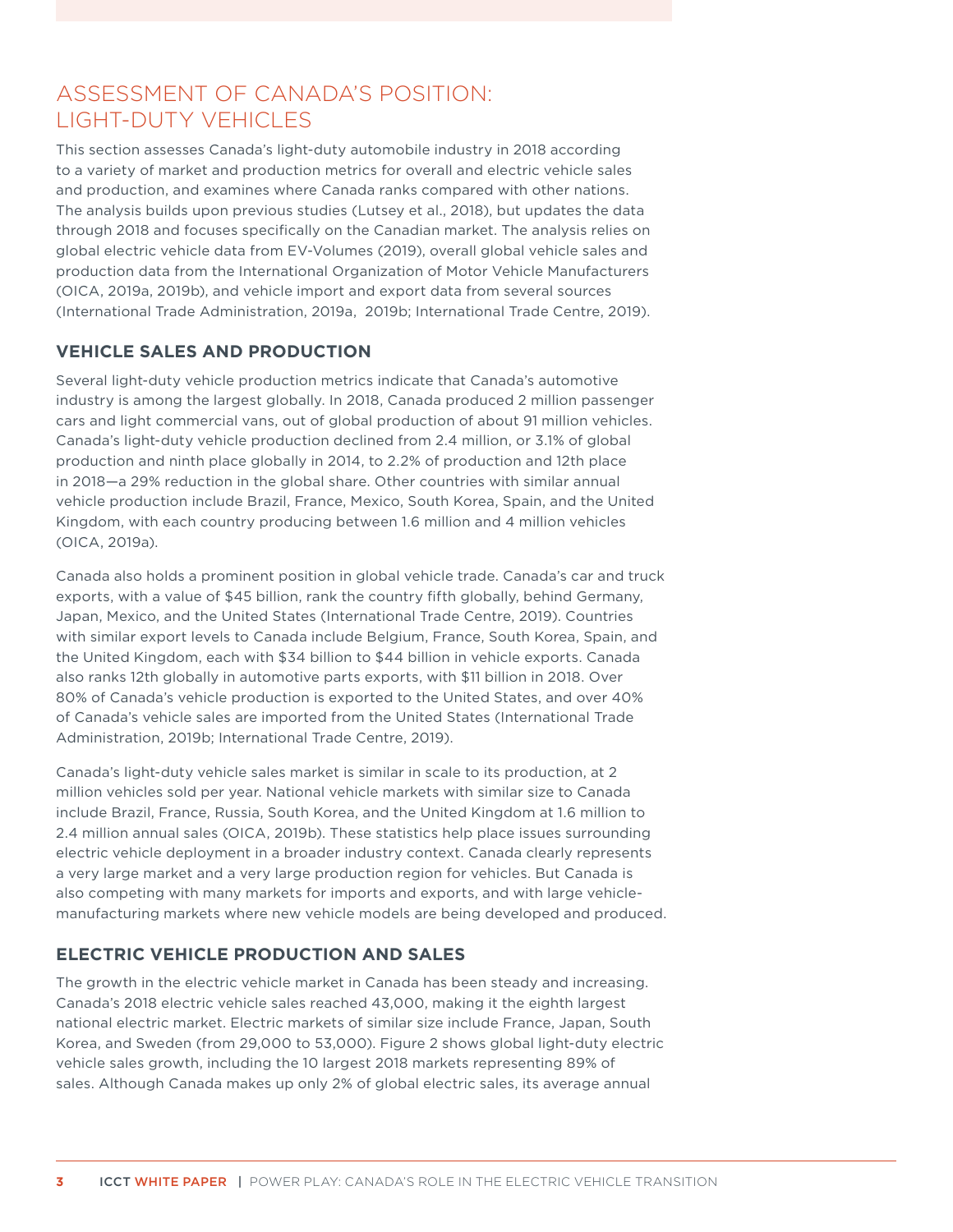## ASSESSMENT OF CANADA'S POSITION: LIGHT-DUTY VEHICLES

This section assesses Canada's light-duty automobile industry in 2018 according to a variety of market and production metrics for overall and electric vehicle sales and production, and examines where Canada ranks compared with other nations. The analysis builds upon previous studies (Lutsey et al., 2018), but updates the data through 2018 and focuses specifically on the Canadian market. The analysis relies on global electric vehicle data from EV-Volumes (2019), overall global vehicle sales and production data from the International Organization of Motor Vehicle Manufacturers (OICA, 2019a, 2019b), and vehicle import and export data from several sources (International Trade Administration, 2019a, 2019b; International Trade Centre, 2019).

### VEHICLE SALES AND PRODUCTION

Several light-duty vehicle production metrics indicate that Canada's automotive industry is among the largest globally. In 2018, Canada produced 2 million passenger cars and light commercial vans, out of global production of about 91 million vehicles. Canada's light-duty vehicle production declined from 2.4 million, or 3.1% of global production and ninth place globally in 2014, to 2.2% of production and 12th place in 2018—a 29% reduction in the global share. Other countries with similar annual vehicle production include Brazil, France, Mexico, South Korea, Spain, and the United Kingdom, with each country producing between 1.6 million and 4 million vehicles (OICA, 2019a).

Canada also holds a prominent position in global vehicle trade. Canada's car and truck exports, with a value of $45 billion, rank the country fifth globally, behind Germany, Japan, Mexico, and the United States (International Trade Centre, 2019). Countries with similar export levels to Canada include Belgium, France, South Korea, Spain, and the United Kingdom, each with $34 billion to $44 billion in vehicle exports. Canada also ranks 12th globally in automotive parts exports, with $11 billion in 2018. Over 80% of Canada's vehicle production is exported to the United States, and over 40% of Canada's vehicle sales are imported from the United States (International Trade Administration, 2019b; International Trade Centre, 2019).

Canada's light-duty vehicle sales market is similar in scale to its production, at 2 million vehicles sold per year. National vehicle markets with similar size to Canada include Brazil, France, Russia, South Korea, and the United Kingdom at 1.6 million to 2.4 million annual sales (OICA, 2019b). These statistics help place issues surrounding electric vehicle deployment in a broader industry context. Canada clearly represents a very large market and a very large production region for vehicles. But Canada is also competing with many markets for imports and exports, and with large vehicle-manufacturing markets where new vehicle models are being developed and produced.

### ELECTRIC VEHICLE PRODUCTION AND SALES

The growth in the electric vehicle market in Canada has been steady and increasing. Canada's 2018 electric vehicle sales reached 43,000, making it the eighth largest national electric market. Electric markets of similar size include France, Japan, South Korea, and Sweden (from 29,000 to 53,000). Figure 2 shows global light-duty electric vehicle sales growth, including the 10 largest 2018 markets representing 89% of sales. Although Canada makes up only 2% of global electric sales, its average annual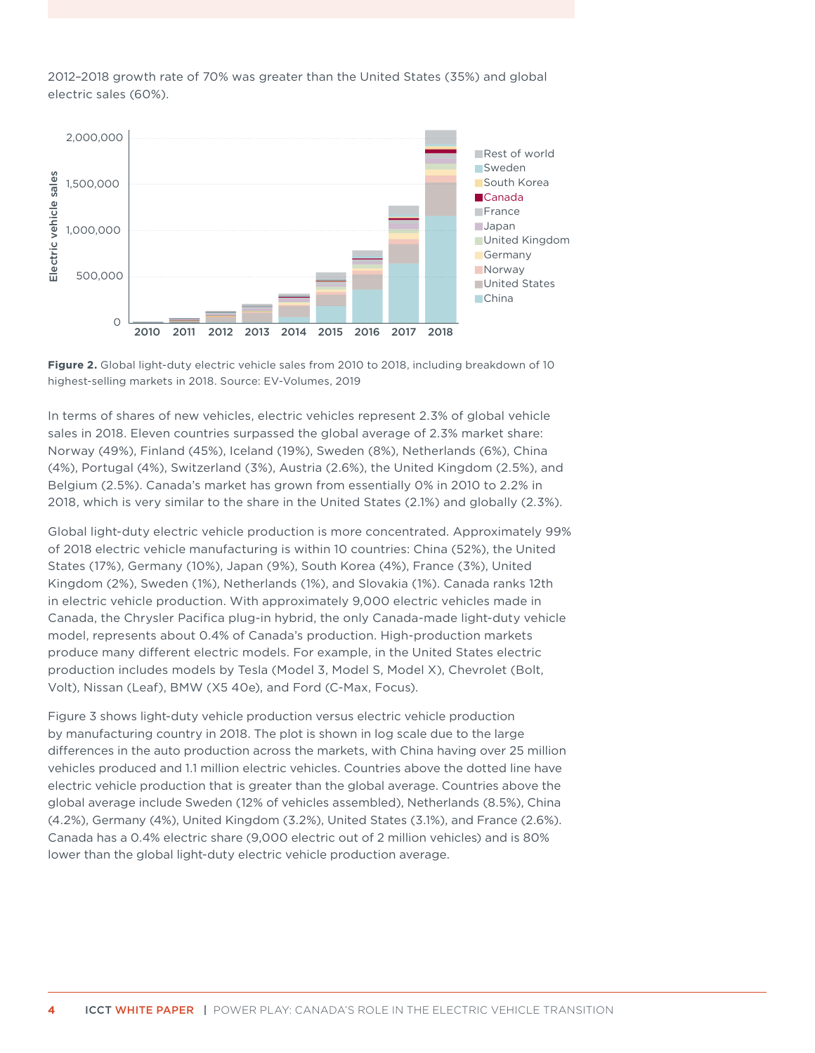2012–2018 growth rate of 70% was greater than the United States (35%) and global electric sales (60%).

**Figure 2.** Global light-duty electric vehicle sales from 2010 to 2018, including breakdown of 10 highest-selling markets in 2018. Source: EV-Volumes, 2019

In terms of shares of new vehicles, electric vehicles represent 2.3% of global vehicle sales in 2018. Eleven countries surpassed the global average of 2.3% market share: Norway (49%), Finland (45%), Iceland (19%), Sweden (8%), Netherlands (6%), China (4%), Portugal (4%), Switzerland (3%), Austria (2.6%), the United Kingdom (2.5%), and Belgium (2.5%). Canada's market has grown from essentially 0% in 2010 to 2.2% in 2018, which is very similar to the share in the United States (2.1%) and globally (2.3%).

Global light-duty electric vehicle production is more concentrated. Approximately 99% of 2018 electric vehicle manufacturing is within 10 countries: China (52%), the United States (17%), Germany (10%), Japan (9%), South Korea (4%), France (3%), United Kingdom (2%), Sweden (1%), Netherlands (1%), and Slovakia (1%). Canada ranks 12th in electric vehicle production. With approximately 9,000 electric vehicles made in Canada, the Chrysler Pacifica plug-in hybrid, the only Canada-made light-duty vehicle model, represents about 0.4% of Canada's production. High-production markets produce many different electric models. For example, in the United States electric production includes models by Tesla (Model 3, Model S, Model X), Chevrolet (Bolt, Volt), Nissan (Leaf), BMW (X5 40e), and Ford (C-Max, Focus).

Figure 3 shows light-duty vehicle production versus electric vehicle production by manufacturing country in 2018. The plot is shown in log scale due to the large differences in the auto production across the markets, with China having over 25 million vehicles produced and 1.1 million electric vehicles. Countries above the dotted line have electric vehicle production that is greater than the global average. Countries above the global average include Sweden (12% of vehicles assembled), Netherlands (8.5%), China (4.2%), Germany (4%), United Kingdom (3.2%), United States (3.1%), and France (2.6%). Canada has a 0.4% electric share (9,000 electric out of 2 million vehicles) and is 80% lower than the global light-duty electric vehicle production average.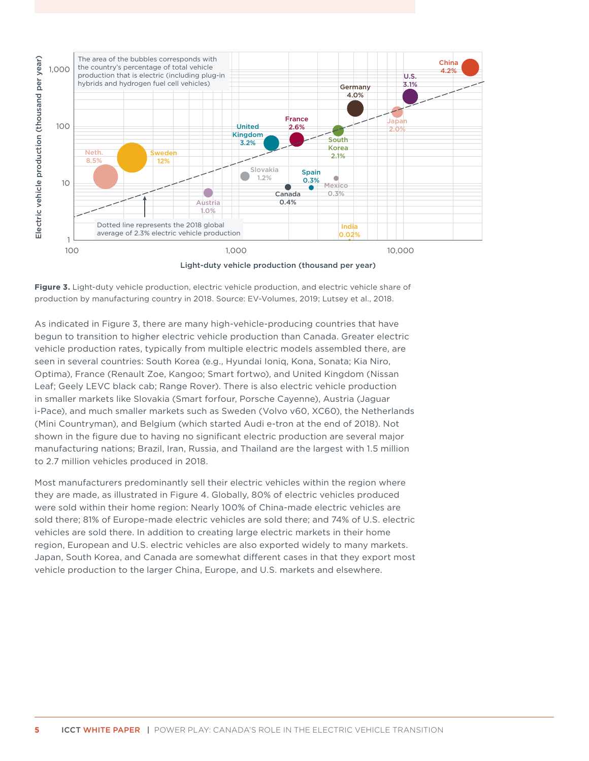**Figure 3.** Light-duty vehicle production, electric vehicle production, and electric vehicle share of production by manufacturing country in 2018. Source: EV-Volumes, 2019; Lutsey et al., 2018.

As indicated in Figure 3, there are many high-vehicle-producing countries that have begun to transition to higher electric vehicle production than Canada. Greater electric vehicle production rates, typically from multiple electric models assembled there, are seen in several countries: South Korea (e.g., Hyundai Ioniq, Kona, Sonata; Kia Niro, Optima), France (Renault Zoe, Kangoo; Smart fortwo), and United Kingdom (Nissan Leaf; Geely LEVC black cab; Range Rover). There is also electric vehicle production in smaller markets like Slovakia (Smart forfour, Porsche Cayenne), Austria (Jaguar i-Pace), and much smaller markets such as Sweden (Volvo v60, XC60), the Netherlands (Mini Countryman), and Belgium (which started Audi e-tron at the end of 2018). Not shown in the figure due to having no significant electric production are several major manufacturing nations; Brazil, Iran, Russia, and Thailand are the largest with 1.5 million to 2.7 million vehicles produced in 2018.

Most manufacturers predominantly sell their electric vehicles within the region where they are made, as illustrated in Figure 4. Globally, 80% of electric vehicles produced were sold within their home region: Nearly 100% of China-made electric vehicles are sold there; 81% of Europe-made electric vehicles are sold there; and 74% of U.S. electric vehicles are sold there. In addition to creating large electric markets in their home region, European and U.S. electric vehicles are also exported widely to many markets. Japan, South Korea, and Canada are somewhat different cases in that they export most vehicle production to the larger China, Europe, and U.S. markets and elsewhere.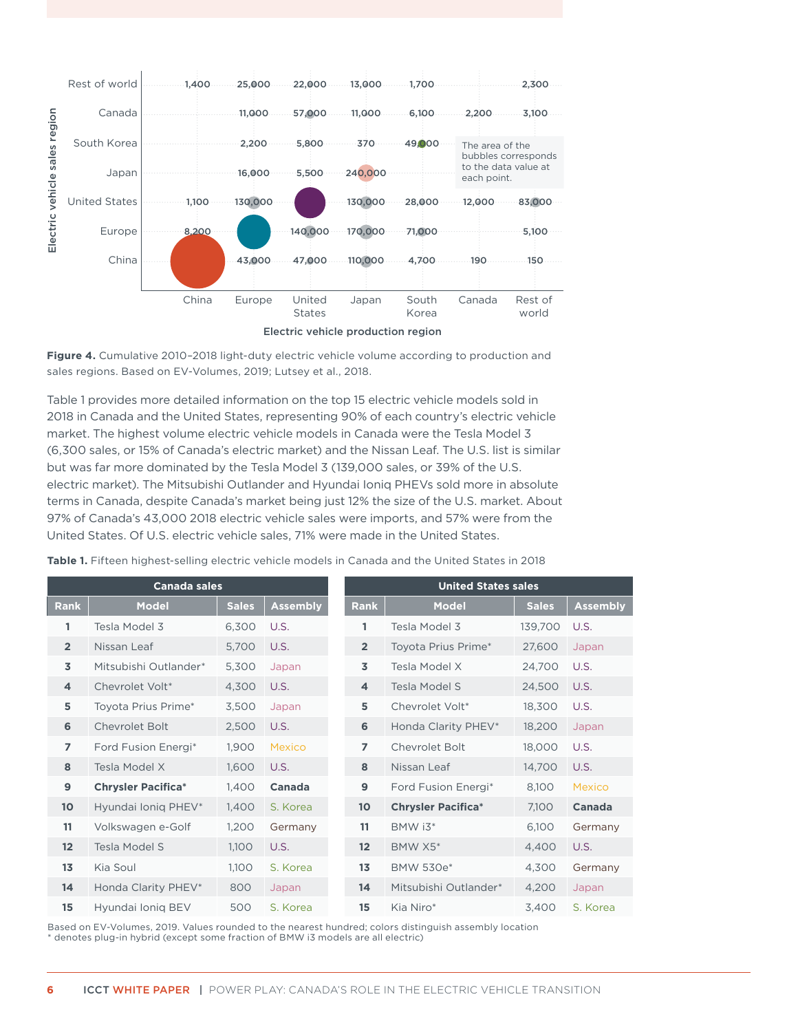| Electric vehicle sales region | China | Europe | United States | Japan | South Korea | Canada | Rest of world |
|---|---|---|---|---|---|---|---|
| Rest of world | 1,400 | 25,000 | 22,000 | 13,000 | 1,700 | | 2,300 |
| Canada | | 11,000 | 57,000 | 11,000 | 6,100 | 2,200 | 3,100 |
| South Korea | | 2,200 | 5,800 | 370 | 49,000 | | |
| Japan | | 16,000 | 5,500 | 240,000 | | | |
| United States | 1,100 | 130,000 | | 130,000 | 28,000 | 12,000 | 83,000 |
| Europe | 8,200 | | 140,000 | 170,000 | 71,000 | | 5,100 |
| China | | 43,000 | 47,000 | 110,000 | 4,700 | 190 | 150 |

Electric vehicle production region

The area of the bubbles corresponds to the data value at each point.

**Figure 4.** Cumulative 2010–2018 light-duty electric vehicle volume according to production and sales regions. Based on EV-Volumes, 2019; Lutsey et al., 2018.

Table 1 provides more detailed information on the top 15 electric vehicle models sold in 2018 in Canada and the United States, representing 90% of each country's electric vehicle market. The highest volume electric vehicle models in Canada were the Tesla Model 3 (6,300 sales, or 15% of Canada's electric market) and the Nissan Leaf. The U.S. list is similar but was far more dominated by the Tesla Model 3 (139,000 sales, or 39% of the U.S. electric market). The Mitsubishi Outlander and Hyundai Ioniq PHEVs sold more in absolute terms in Canada, despite Canada's market being just 12% the size of the U.S. market. About 97% of Canada's 43,000 2018 electric vehicle sales were imports, and 57% were from the United States. Of U.S. electric vehicle sales, 71% were made in the United States.

**Table 1.** Fifteen highest-selling electric vehicle models in Canada and the United States in 2018

| Canada sales | | | | United States sales | | | |
|---|---|---|---|---|---|---|---|
| Rank | Model | Sales | Assembly | Rank | Model | Sales | Assembly |
| 1 | Tesla Model 3 | 6,300 | U.S. | 1 | Tesla Model 3 | 139,700 | U.S. |
| 2 | Nissan Leaf | 5,700 | U.S. | 2 | Toyota Prius Prime* | 27,600 | Japan |
| 3 | Mitsubishi Outlander* | 5,300 | Japan | 3 | Tesla Model X | 24,700 | U.S. |
| 4 | Chevrolet Volt* | 4,300 | U.S. | 4 | Tesla Model S | 24,500 | U.S. |
| 5 | Toyota Prius Prime* | 3,500 | Japan | 5 | Chevrolet Volt* | 18,300 | U.S. |
| 6 | Chevrolet Bolt | 2,500 | U.S. | 6 | Honda Clarity PHEV* | 18,200 | Japan |
| 7 | Ford Fusion Energi* | 1,900 | Mexico | 7 | Chevrolet Bolt | 18,000 | U.S. |
| 8 | Tesla Model X | 1,600 | U.S. | 8 | Nissan Leaf | 14,700 | U.S. |
| 9 | **Chrysler Pacifica*** | 1,400 | **Canada** | 9 | Ford Fusion Energi* | 8,100 | Mexico |
| 10 | Hyundai Ioniq PHEV* | 1,400 | S. Korea | 10 | **Chrysler Pacifica*** | 7,100 | **Canada** |
| 11 | Volkswagen e-Golf | 1,200 | Germany | 11 | BMW i3* | 6,100 | Germany |
| 12 | Tesla Model S | 1,100 | U.S. | 12 | BMW X5* | 4,400 | U.S. |
| 13 | Kia Soul | 1,100 | S. Korea | 13 | BMW 530e* | 4,300 | Germany |
| 14 | Honda Clarity PHEV* | 800 | Japan | 14 | Mitsubishi Outlander* | 4,200 | Japan |
| 15 | Hyundai Ioniq BEV | 500 | S. Korea | 15 | Kia Niro* | 3,400 | S. Korea |

Based on EV-Volumes, 2019. Values rounded to the nearest hundred; colors distinguish assembly location
* denotes plug-in hybrid (except some fraction of BMW i3 models are all electric)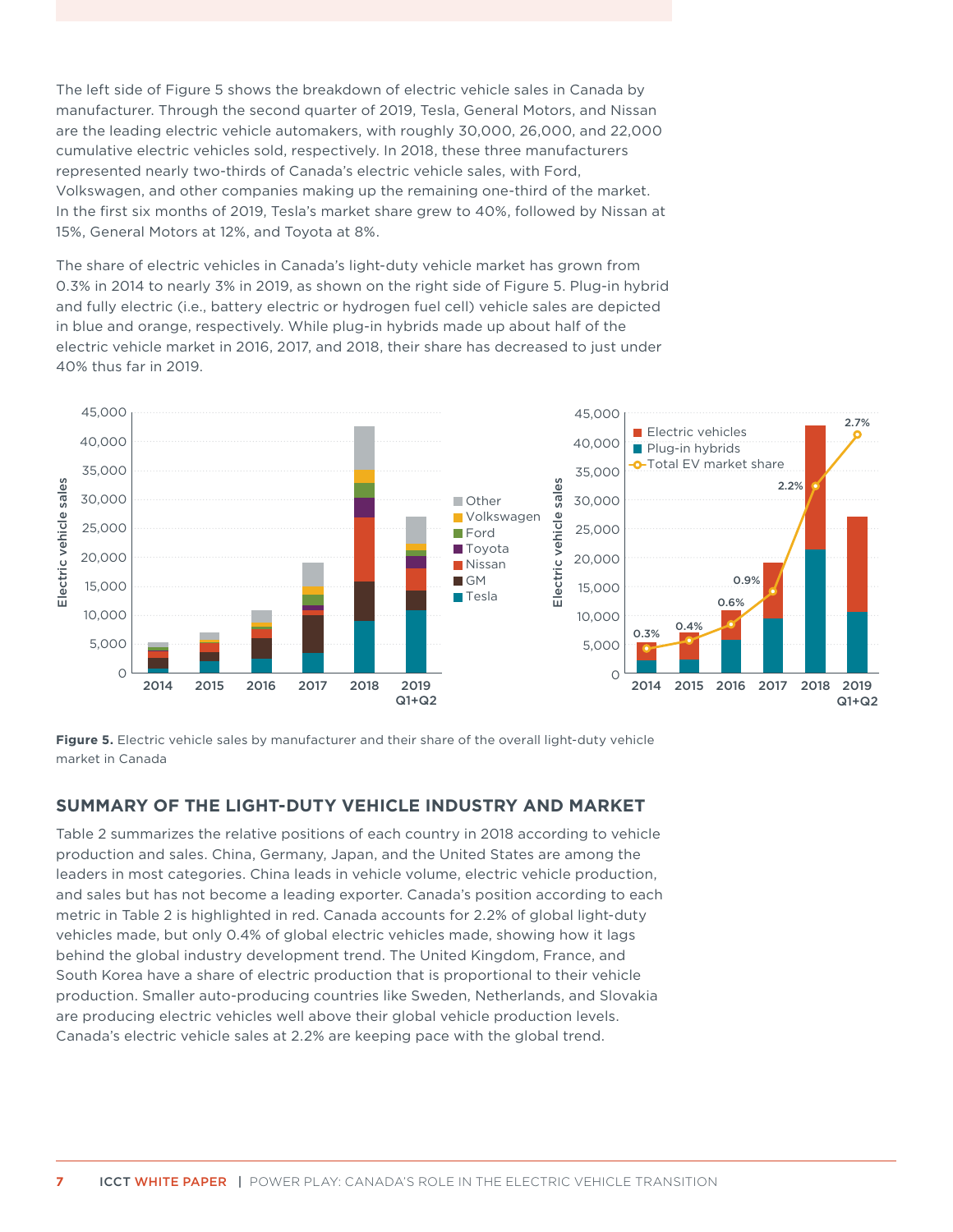The left side of Figure 5 shows the breakdown of electric vehicle sales in Canada by manufacturer. Through the second quarter of 2019, Tesla, General Motors, and Nissan are the leading electric vehicle automakers, with roughly 30,000, 26,000, and 22,000 cumulative electric vehicles sold, respectively. In 2018, these three manufacturers represented nearly two-thirds of Canada's electric vehicle sales, with Ford, Volkswagen, and other companies making up the remaining one-third of the market. In the first six months of 2019, Tesla's market share grew to 40%, followed by Nissan at 15%, General Motors at 12%, and Toyota at 8%.

The share of electric vehicles in Canada's light-duty vehicle market has grown from 0.3% in 2014 to nearly 3% in 2019, as shown on the right side of Figure 5. Plug-in hybrid and fully electric (i.e., battery electric or hydrogen fuel cell) vehicle sales are depicted in blue and orange, respectively. While plug-in hybrids made up about half of the electric vehicle market in 2016, 2017, and 2018, their share has decreased to just under 40% thus far in 2019.

**Figure 5.** Electric vehicle sales by manufacturer and their share of the overall light-duty vehicle market in Canada

## SUMMARY OF THE LIGHT-DUTY VEHICLE INDUSTRY AND MARKET

Table 2 summarizes the relative positions of each country in 2018 according to vehicle production and sales. China, Germany, Japan, and the United States are among the leaders in most categories. China leads in vehicle volume, electric vehicle production, and sales but has not become a leading exporter. Canada's position according to each metric in Table 2 is highlighted in red. Canada accounts for 2.2% of global light-duty vehicles made, but only 0.4% of global electric vehicles made, showing how it lags behind the global industry development trend. The United Kingdom, France, and South Korea have a share of electric production that is proportional to their vehicle production. Smaller auto-producing countries like Sweden, Netherlands, and Slovakia are producing electric vehicles well above their global vehicle production levels. Canada's electric vehicle sales at 2.2% are keeping pace with the global trend.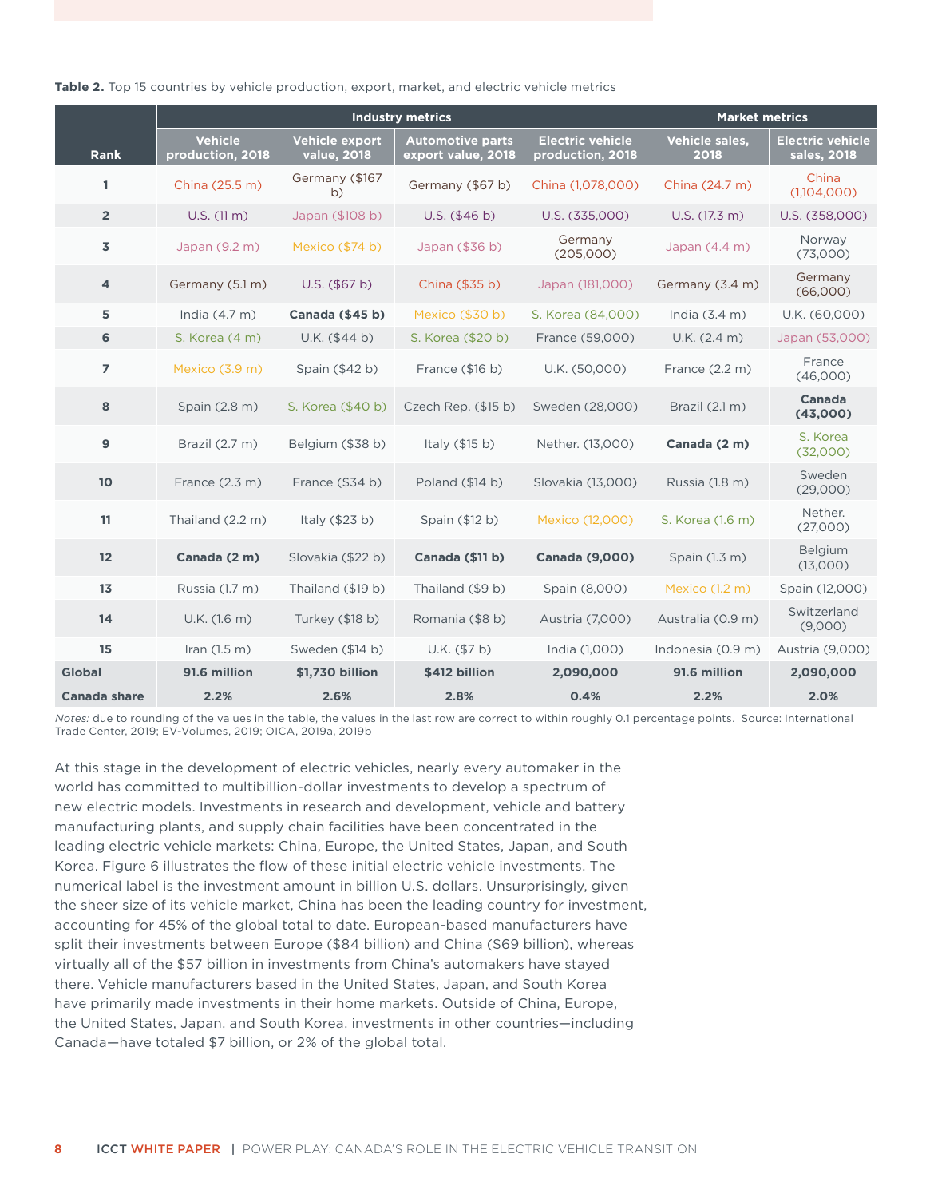**Table 2.** Top 15 countries by vehicle production, export, market, and electric vehicle metrics

| Rank | Industry metrics | | | | Market metrics | |
|---|---|---|---|---|---|---|
| | Vehicle production, 2018 | Vehicle export value, 2018 | Automotive parts export value, 2018 | Electric vehicle production, 2018 | Vehicle sales, 2018 | Electric vehicle sales, 2018 |
| 1 | China (25.5 m) | Germany ($167 b) | Germany ($67 b) | China (1,078,000) | China (24.7 m) | China (1,104,000) |
| 2 | U.S. (11 m) | Japan ($108 b) | U.S. ($46 b) | U.S. (335,000) | U.S. (17.3 m) | U.S. (358,000) |
| 3 | Japan (9.2 m) | Mexico ($74 b) | Japan ($36 b) | Germany (205,000) | Japan (4.4 m) | Norway (73,000) |
| 4 | Germany (5.1 m) | U.S. ($67 b) | China ($35 b) | Japan (181,000) | Germany (3.4 m) | Germany (66,000) |
| 5 | India (4.7 m) | **Canada ($45 b)** | Mexico ($30 b) | S. Korea (84,000) | India (3.4 m) | U.K. (60,000) |
| 6 | S. Korea (4 m) | U.K. ($44 b) | S. Korea ($20 b) | France (59,000) | U.K. (2.4 m) | Japan (53,000) |
| 7 | Mexico (3.9 m) | Spain ($42 b) | France ($16 b) | U.K. (50,000) | France (2.2 m) | France (46,000) |
| 8 | Spain (2.8 m) | S. Korea ($40 b) | Czech Rep. ($15 b) | Sweden (28,000) | Brazil (2.1 m) | **Canada (43,000)** |
| 9 | Brazil (2.7 m) | Belgium ($38 b) | Italy ($15 b) | Nether. (13,000) | **Canada (2 m)** | S. Korea (32,000) |
| 10 | France (2.3 m) | France ($34 b) | Poland ($14 b) | Slovakia (13,000) | Russia (1.8 m) | Sweden (29,000) |
| 11 | Thailand (2.2 m) | Italy ($23 b) | Spain ($12 b) | Mexico (12,000) | S. Korea (1.6 m) | Nether. (27,000) |
| 12 | **Canada (2 m)** | Slovakia ($22 b) | **Canada ($11 b)** | **Canada (9,000)** | Spain (1.3 m) | Belgium (13,000) |
| 13 | Russia (1.7 m) | Thailand ($19 b) | Thailand ($9 b) | Spain (8,000) | Mexico (1.2 m) | Spain (12,000) |
| 14 | U.K. (1.6 m) | Turkey ($18 b) | Romania ($8 b) | Austria (7,000) | Australia (0.9 m) | Switzerland (9,000) |
| 15 | Iran (1.5 m) | Sweden ($14 b) | U.K. ($7 b) | India (1,000) | Indonesia (0.9 m) | Austria (9,000) |
| **Global** | **91.6 million** | **$1,730 billion** | **$412 billion** | **2,090,000** | **91.6 million** | **2,090,000** |
| **Canada share** | **2.2%** | **2.6%** | **2.8%** | **0.4%** | **2.2%** | **2.0%** |

*Notes:* due to rounding of the values in the table, the values in the last row are correct to within roughly 0.1 percentage points. Source: International Trade Center, 2019; EV-Volumes, 2019; OICA, 2019a, 2019b

At this stage in the development of electric vehicles, nearly every automaker in the world has committed to multibillion-dollar investments to develop a spectrum of new electric models. Investments in research and development, vehicle and battery manufacturing plants, and supply chain facilities have been concentrated in the leading electric vehicle markets: China, Europe, the United States, Japan, and South Korea. Figure 6 illustrates the flow of these initial electric vehicle investments. The numerical label is the investment amount in billion U.S. dollars. Unsurprisingly, given the sheer size of its vehicle market, China has been the leading country for investment, accounting for 45% of the global total to date. European-based manufacturers have split their investments between Europe ($84 billion) and China ($69 billion), whereas virtually all of the $57 billion in investments from China's automakers have stayed there. Vehicle manufacturers based in the United States, Japan, and South Korea have primarily made investments in their home markets. Outside of China, Europe, the United States, Japan, and South Korea, investments in other countries—including Canada—have totaled $7 billion, or 2% of the global total.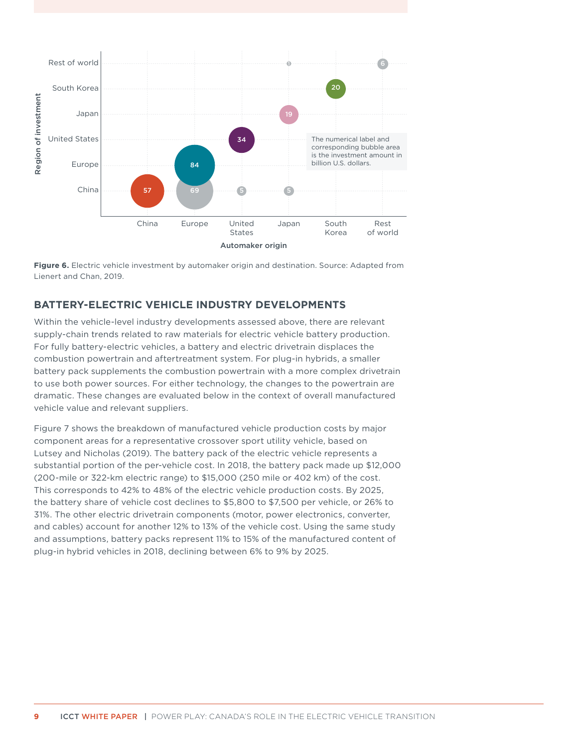Figure 6. Electric vehicle investment by automaker origin and destination. Source: Adapted from Lienert and Chan, 2019.

## BATTERY-ELECTRIC VEHICLE INDUSTRY DEVELOPMENTS

Within the vehicle-level industry developments assessed above, there are relevant supply-chain trends related to raw materials for electric vehicle battery production. For fully battery-electric vehicles, a battery and electric drivetrain displaces the combustion powertrain and aftertreatment system. For plug-in hybrids, a smaller battery pack supplements the combustion powertrain with a more complex drivetrain to use both power sources. For either technology, the changes to the powertrain are dramatic. These changes are evaluated below in the context of overall manufactured vehicle value and relevant suppliers.

Figure 7 shows the breakdown of manufactured vehicle production costs by major component areas for a representative crossover sport utility vehicle, based on Lutsey and Nicholas (2019). The battery pack of the electric vehicle represents a substantial portion of the per-vehicle cost. In 2018, the battery pack made up $12,000 (200-mile or 322-km electric range) to $15,000 (250 mile or 402 km) of the cost. This corresponds to 42% to 48% of the electric vehicle production costs. By 2025, the battery share of vehicle cost declines to $5,800 to $7,500 per vehicle, or 26% to 31%. The other electric drivetrain components (motor, power electronics, converter, and cables) account for another 12% to 13% of the vehicle cost. Using the same study and assumptions, battery packs represent 11% to 15% of the manufactured content of plug-in hybrid vehicles in 2018, declining between 6% to 9% by 2025.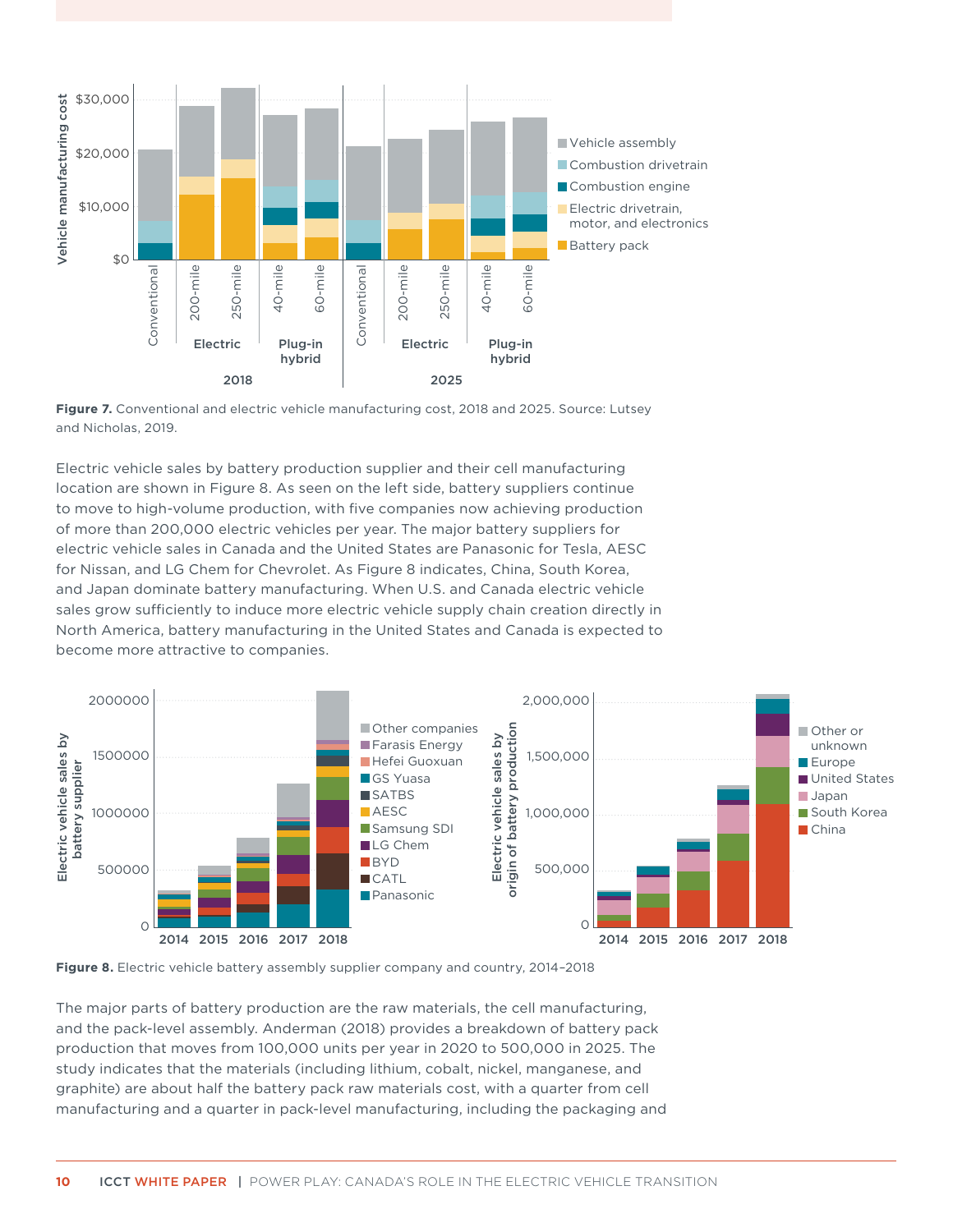**Figure 7.** Conventional and electric vehicle manufacturing cost, 2018 and 2025. Source: Lutsey and Nicholas, 2019.

Electric vehicle sales by battery production supplier and their cell manufacturing location are shown in Figure 8. As seen on the left side, battery suppliers continue to move to high-volume production, with five companies now achieving production of more than 200,000 electric vehicles per year. The major battery suppliers for electric vehicle sales in Canada and the United States are Panasonic for Tesla, AESC for Nissan, and LG Chem for Chevrolet. As Figure 8 indicates, China, South Korea, and Japan dominate battery manufacturing. When U.S. and Canada electric vehicle sales grow sufficiently to induce more electric vehicle supply chain creation directly in North America, battery manufacturing in the United States and Canada is expected to become more attractive to companies.

**Figure 8.** Electric vehicle battery assembly supplier company and country, 2014–2018

The major parts of battery production are the raw materials, the cell manufacturing, and the pack-level assembly. Anderman (2018) provides a breakdown of battery pack production that moves from 100,000 units per year in 2020 to 500,000 in 2025. The study indicates that the materials (including lithium, cobalt, nickel, manganese, and graphite) are about half the battery pack raw materials cost, with a quarter from cell manufacturing and a quarter in pack-level manufacturing, including the packaging and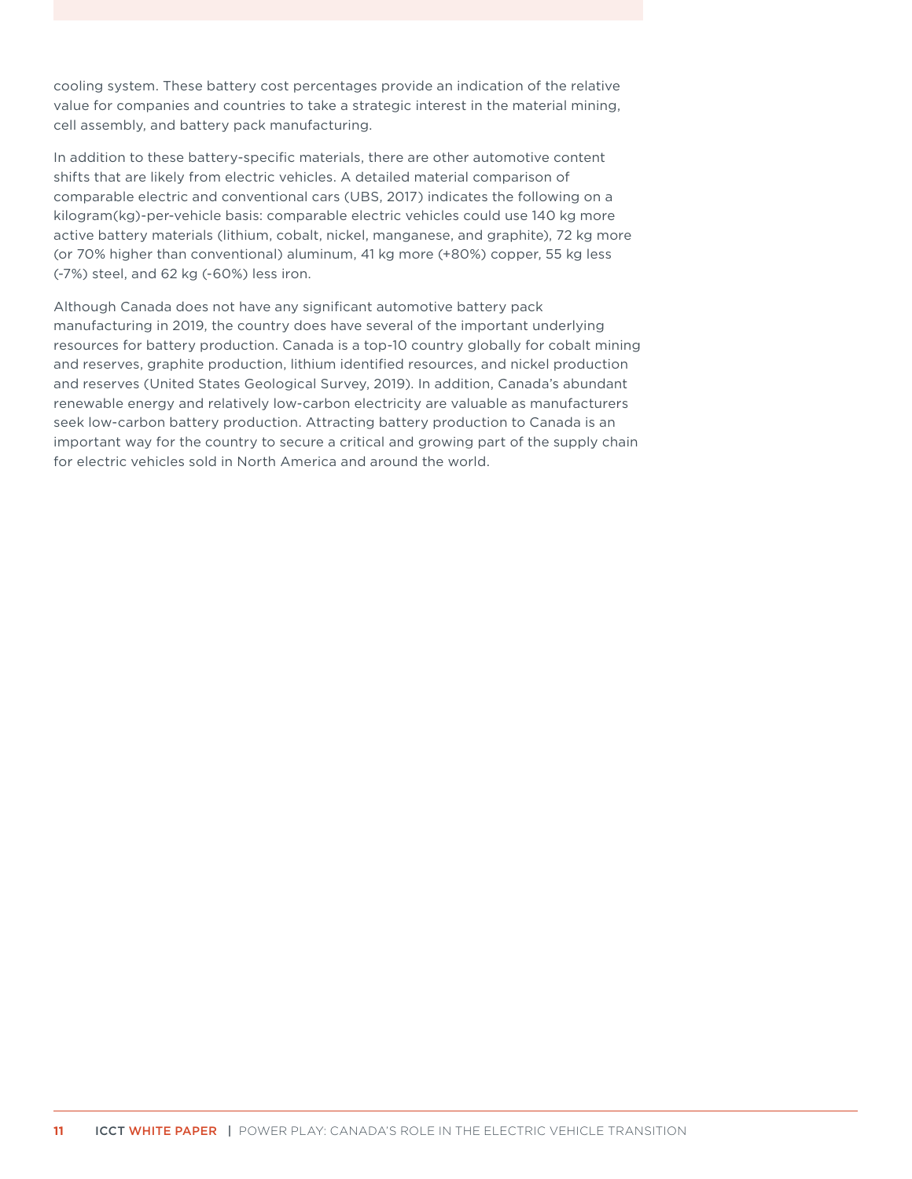cooling system. These battery cost percentages provide an indication of the relative value for companies and countries to take a strategic interest in the material mining, cell assembly, and battery pack manufacturing.

In addition to these battery-specific materials, there are other automotive content shifts that are likely from electric vehicles. A detailed material comparison of comparable electric and conventional cars (UBS, 2017) indicates the following on a kilogram(kg)-per-vehicle basis: comparable electric vehicles could use 140 kg more active battery materials (lithium, cobalt, nickel, manganese, and graphite), 72 kg more (or 70% higher than conventional) aluminum, 41 kg more (+80%) copper, 55 kg less (-7%) steel, and 62 kg (-60%) less iron.

Although Canada does not have any significant automotive battery pack manufacturing in 2019, the country does have several of the important underlying resources for battery production. Canada is a top-10 country globally for cobalt mining and reserves, graphite production, lithium identified resources, and nickel production and reserves (United States Geological Survey, 2019). In addition, Canada's abundant renewable energy and relatively low-carbon electricity are valuable as manufacturers seek low-carbon battery production. Attracting battery production to Canada is an important way for the country to secure a critical and growing part of the supply chain for electric vehicles sold in North America and around the world.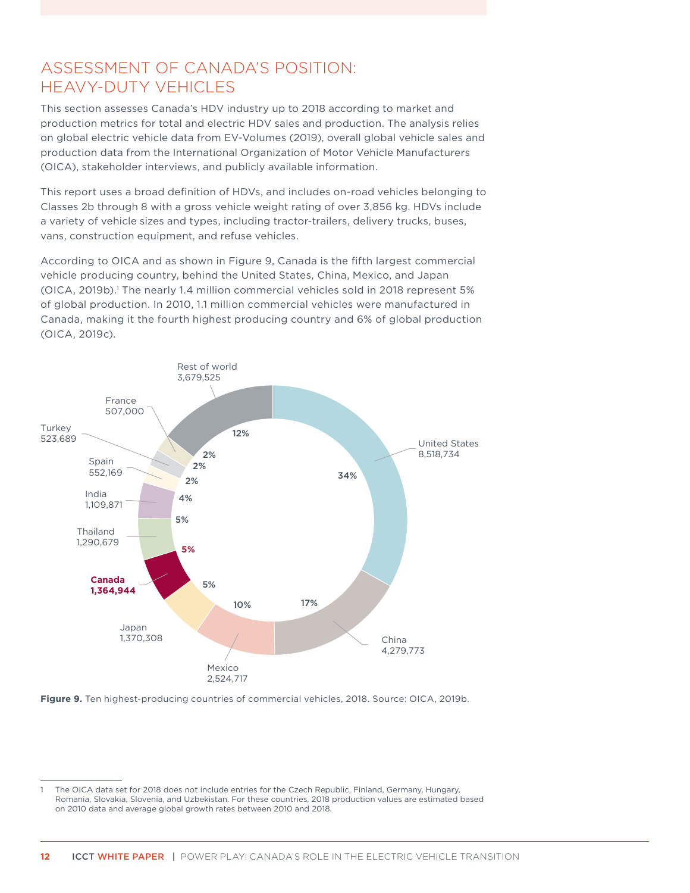## ASSESSMENT OF CANADA'S POSITION: HEAVY-DUTY VEHICLES

This section assesses Canada's HDV industry up to 2018 according to market and production metrics for total and electric HDV sales and production. The analysis relies on global electric vehicle data from EV-Volumes (2019), overall global vehicle sales and production data from the International Organization of Motor Vehicle Manufacturers (OICA), stakeholder interviews, and publicly available information.

This report uses a broad definition of HDVs, and includes on-road vehicles belonging to Classes 2b through 8 with a gross vehicle weight rating of over 3,856 kg. HDVs include a variety of vehicle sizes and types, including tractor-trailers, delivery trucks, buses, vans, construction equipment, and refuse vehicles.

According to OICA and as shown in Figure 9, Canada is the fifth largest commercial vehicle producing country, behind the United States, China, Mexico, and Japan (OICA, 2019b).[1] The nearly 1.4 million commercial vehicles sold in 2018 represent 5% of global production. In 2010, 1.1 million commercial vehicles were manufactured in Canada, making it the fourth highest producing country and 6% of global production (OICA, 2019c).

| Country | Production | Share |
|---|---|---|
| United States | 8,518,734 | 34% |
| China | 4,279,773 | 17% |
| Mexico | 2,524,717 | 10% |
| Japan | 1,370,308 | 5% |
| **Canada** | **1,364,944** | **5%** |
| Thailand | 1,290,679 | 5% |
| India | 1,109,871 | 4% |
| Spain | 552,169 | 2% |
| Turkey | 523,689 | 2% |
| France | 507,000 | 2% |
| Rest of world | 3,679,525 | 12% |

**Figure 9.** Ten highest-producing countries of commercial vehicles, 2018. Source: OICA, 2019b.

1 The OICA data set for 2018 does not include entries for the Czech Republic, Finland, Germany, Hungary, Romania, Slovakia, Slovenia, and Uzbekistan. For these countries, 2018 production values are estimated based on 2010 data and average global growth rates between 2010 and 2018.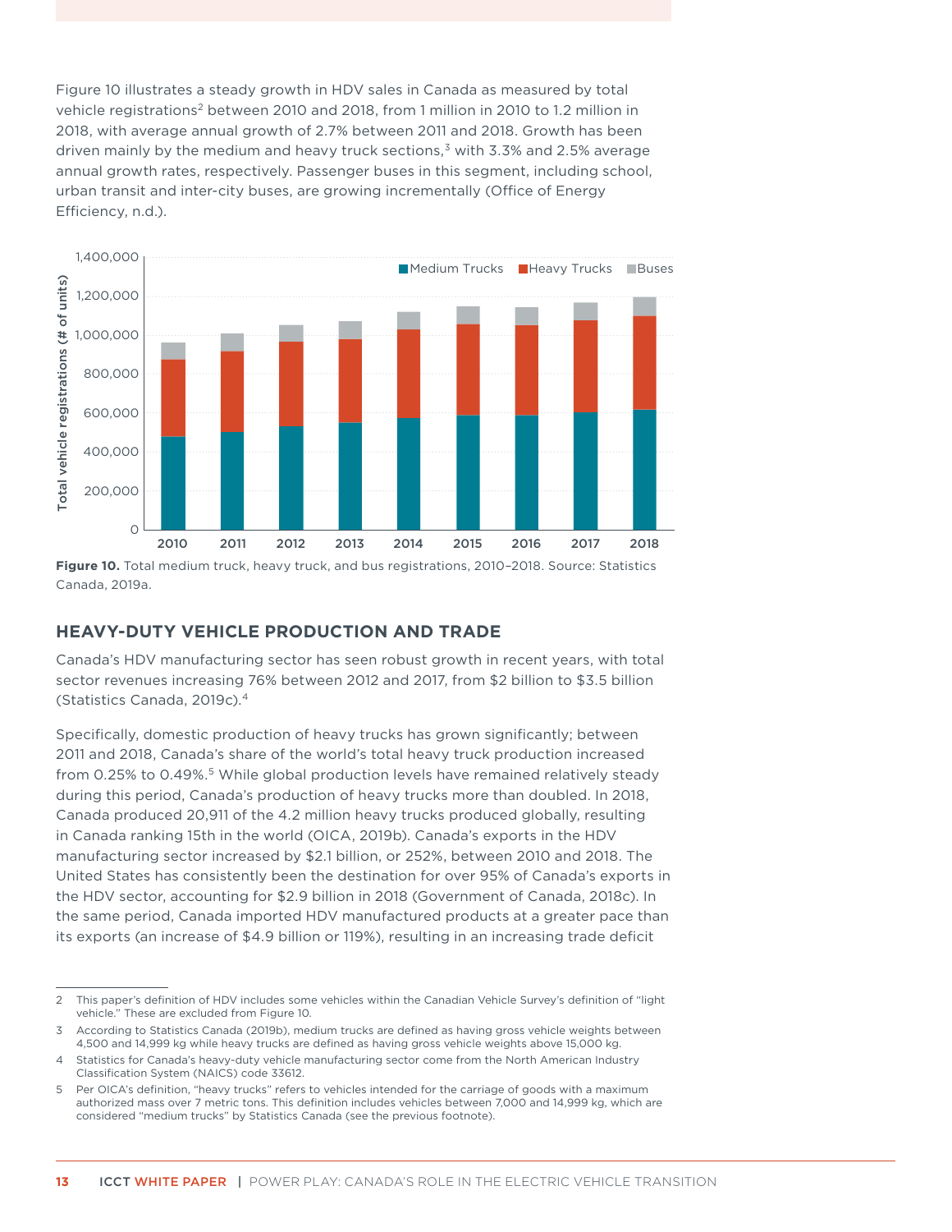Figure 10 illustrates a steady growth in HDV sales in Canada as measured by total vehicle registrations[2] between 2010 and 2018, from 1 million in 2010 to 1.2 million in 2018, with average annual growth of 2.7% between 2011 and 2018. Growth has been driven mainly by the medium and heavy truck sections,[3] with 3.3% and 2.5% average annual growth rates, respectively. Passenger buses in this segment, including school, urban transit and inter-city buses, are growing incrementally (Office of Energy Efficiency, n.d.).

**Figure 10.** Total medium truck, heavy truck, and bus registrations, 2010–2018. Source: Statistics Canada, 2019a.

## HEAVY-DUTY VEHICLE PRODUCTION AND TRADE

Canada's HDV manufacturing sector has seen robust growth in recent years, with total sector revenues increasing 76% between 2012 and 2017, from $2 billion to $3.5 billion (Statistics Canada, 2019c).[4]

Specifically, domestic production of heavy trucks has grown significantly; between 2011 and 2018, Canada's share of the world's total heavy truck production increased from 0.25% to 0.49%.[5] While global production levels have remained relatively steady during this period, Canada's production of heavy trucks more than doubled. In 2018, Canada produced 20,911 of the 4.2 million heavy trucks produced globally, resulting in Canada ranking 15th in the world (OICA, 2019b). Canada's exports in the HDV manufacturing sector increased by $2.1 billion, or 252%, between 2010 and 2018. The United States has consistently been the destination for over 95% of Canada's exports in the HDV sector, accounting for $2.9 billion in 2018 (Government of Canada, 2018c). In the same period, Canada imported HDV manufactured products at a greater pace than its exports (an increase of $4.9 billion or 119%), resulting in an increasing trade deficit

2 This paper's definition of HDV includes some vehicles within the Canadian Vehicle Survey's definition of "light vehicle." These are excluded from Figure 10.

3 According to Statistics Canada (2019b), medium trucks are defined as having gross vehicle weights between 4,500 and 14,999 kg while heavy trucks are defined as having gross vehicle weights above 15,000 kg.

4 Statistics for Canada's heavy-duty vehicle manufacturing sector come from the North American Industry Classification System (NAICS) code 33612.

5 Per OICA's definition, "heavy trucks" refers to vehicles intended for the carriage of goods with a maximum authorized mass over 7 metric tons. This definition includes vehicles between 7,000 and 14,999 kg, which are considered "medium trucks" by Statistics Canada (see the previous footnote).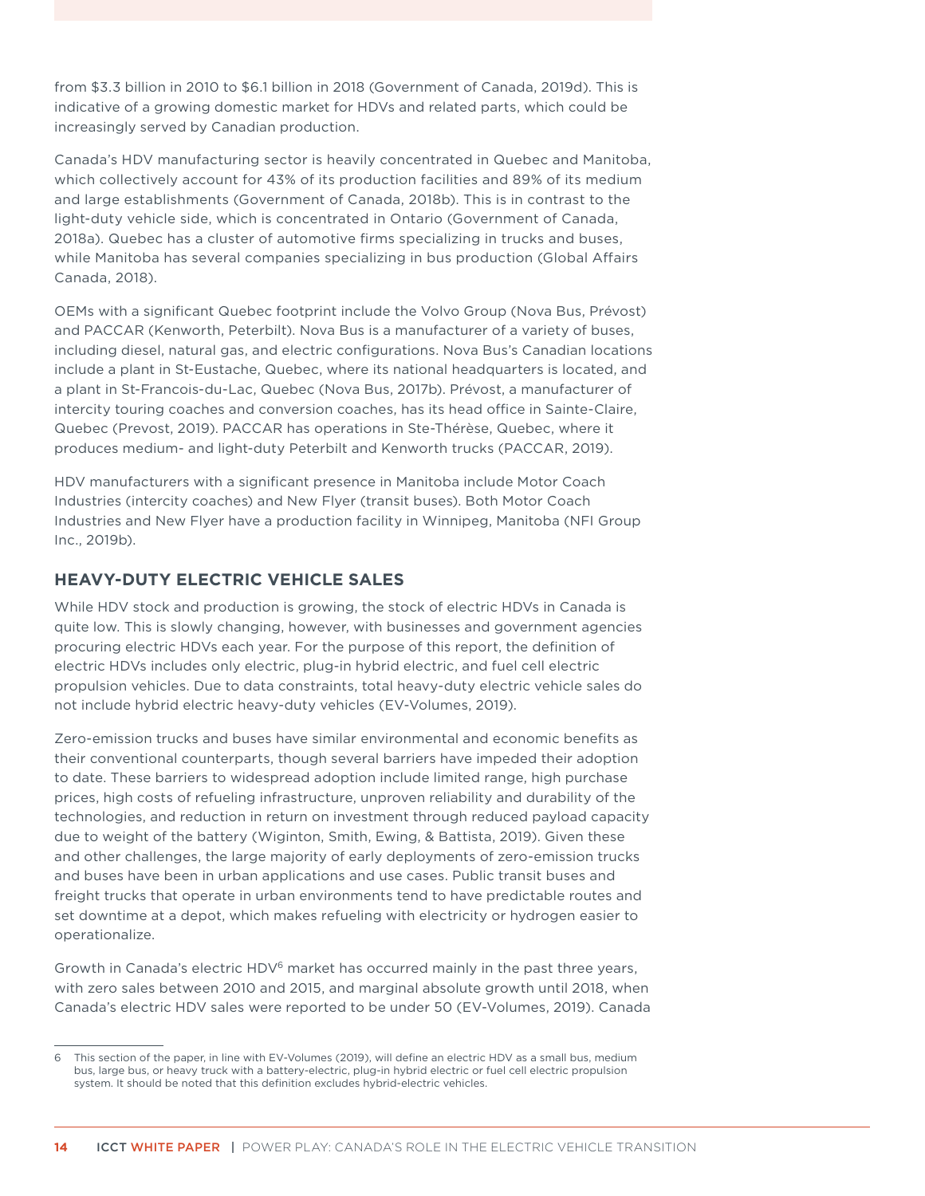from $3.3 billion in 2010 to $6.1 billion in 2018 (Government of Canada, 2019d). This is indicative of a growing domestic market for HDVs and related parts, which could be increasingly served by Canadian production.

Canada's HDV manufacturing sector is heavily concentrated in Quebec and Manitoba, which collectively account for 43% of its production facilities and 89% of its medium and large establishments (Government of Canada, 2018b). This is in contrast to the light-duty vehicle side, which is concentrated in Ontario (Government of Canada, 2018a). Quebec has a cluster of automotive firms specializing in trucks and buses, while Manitoba has several companies specializing in bus production (Global Affairs Canada, 2018).

OEMs with a significant Quebec footprint include the Volvo Group (Nova Bus, Prévost) and PACCAR (Kenworth, Peterbilt). Nova Bus is a manufacturer of a variety of buses, including diesel, natural gas, and electric configurations. Nova Bus's Canadian locations include a plant in St-Eustache, Quebec, where its national headquarters is located, and a plant in St-Francois-du-Lac, Quebec (Nova Bus, 2017b). Prévost, a manufacturer of intercity touring coaches and conversion coaches, has its head office in Sainte-Claire, Quebec (Prevost, 2019). PACCAR has operations in Ste-Thérèse, Quebec, where it produces medium- and light-duty Peterbilt and Kenworth trucks (PACCAR, 2019).

HDV manufacturers with a significant presence in Manitoba include Motor Coach Industries (intercity coaches) and New Flyer (transit buses). Both Motor Coach Industries and New Flyer have a production facility in Winnipeg, Manitoba (NFI Group Inc., 2019b).

## HEAVY-DUTY ELECTRIC VEHICLE SALES

While HDV stock and production is growing, the stock of electric HDVs in Canada is quite low. This is slowly changing, however, with businesses and government agencies procuring electric HDVs each year. For the purpose of this report, the definition of electric HDVs includes only electric, plug-in hybrid electric, and fuel cell electric propulsion vehicles. Due to data constraints, total heavy-duty electric vehicle sales do not include hybrid electric heavy-duty vehicles (EV-Volumes, 2019).

Zero-emission trucks and buses have similar environmental and economic benefits as their conventional counterparts, though several barriers have impeded their adoption to date. These barriers to widespread adoption include limited range, high purchase prices, high costs of refueling infrastructure, unproven reliability and durability of the technologies, and reduction in return on investment through reduced payload capacity due to weight of the battery (Wiginton, Smith, Ewing, & Battista, 2019). Given these and other challenges, the large majority of early deployments of zero-emission trucks and buses have been in urban applications and use cases. Public transit buses and freight trucks that operate in urban environments tend to have predictable routes and set downtime at a depot, which makes refueling with electricity or hydrogen easier to operationalize.

Growth in Canada's electric HDV[6] market has occurred mainly in the past three years, with zero sales between 2010 and 2015, and marginal absolute growth until 2018, when Canada's electric HDV sales were reported to be under 50 (EV-Volumes, 2019). Canada

6 This section of the paper, in line with EV-Volumes (2019), will define an electric HDV as a small bus, medium bus, large bus, or heavy truck with a battery-electric, plug-in hybrid electric or fuel cell electric propulsion system. It should be noted that this definition excludes hybrid-electric vehicles.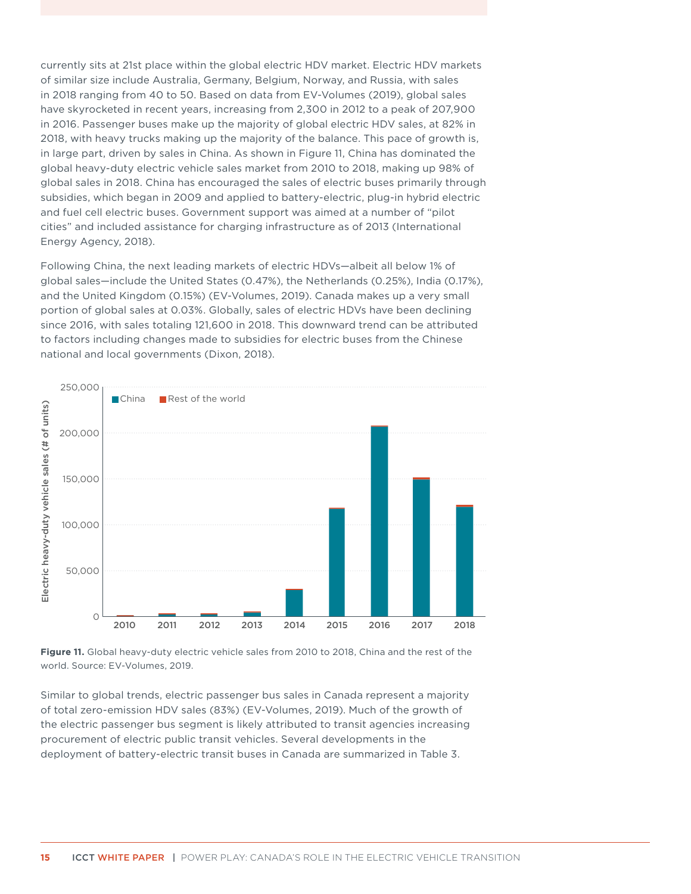currently sits at 21st place within the global electric HDV market. Electric HDV markets of similar size include Australia, Germany, Belgium, Norway, and Russia, with sales in 2018 ranging from 40 to 50. Based on data from EV-Volumes (2019), global sales have skyrocketed in recent years, increasing from 2,300 in 2012 to a peak of 207,900 in 2016. Passenger buses make up the majority of global electric HDV sales, at 82% in 2018, with heavy trucks making up the majority of the balance. This pace of growth is, in large part, driven by sales in China. As shown in Figure 11, China has dominated the global heavy-duty electric vehicle sales market from 2010 to 2018, making up 98% of global sales in 2018. China has encouraged the sales of electric buses primarily through subsidies, which began in 2009 and applied to battery-electric, plug-in hybrid electric and fuel cell electric buses. Government support was aimed at a number of "pilot cities" and included assistance for charging infrastructure as of 2013 (International Energy Agency, 2018).

Following China, the next leading markets of electric HDVs—albeit all below 1% of global sales—include the United States (0.47%), the Netherlands (0.25%), India (0.17%), and the United Kingdom (0.15%) (EV-Volumes, 2019). Canada makes up a very small portion of global sales at 0.03%. Globally, sales of electric HDVs have been declining since 2016, with sales totaling 121,600 in 2018. This downward trend can be attributed to factors including changes made to subsidies for electric buses from the Chinese national and local governments (Dixon, 2018).

**Figure 11.** Global heavy-duty electric vehicle sales from 2010 to 2018, China and the rest of the world. Source: EV-Volumes, 2019.

Similar to global trends, electric passenger bus sales in Canada represent a majority of total zero-emission HDV sales (83%) (EV-Volumes, 2019). Much of the growth of the electric passenger bus segment is likely attributed to transit agencies increasing procurement of electric public transit vehicles. Several developments in the deployment of battery-electric transit buses in Canada are summarized in Table 3.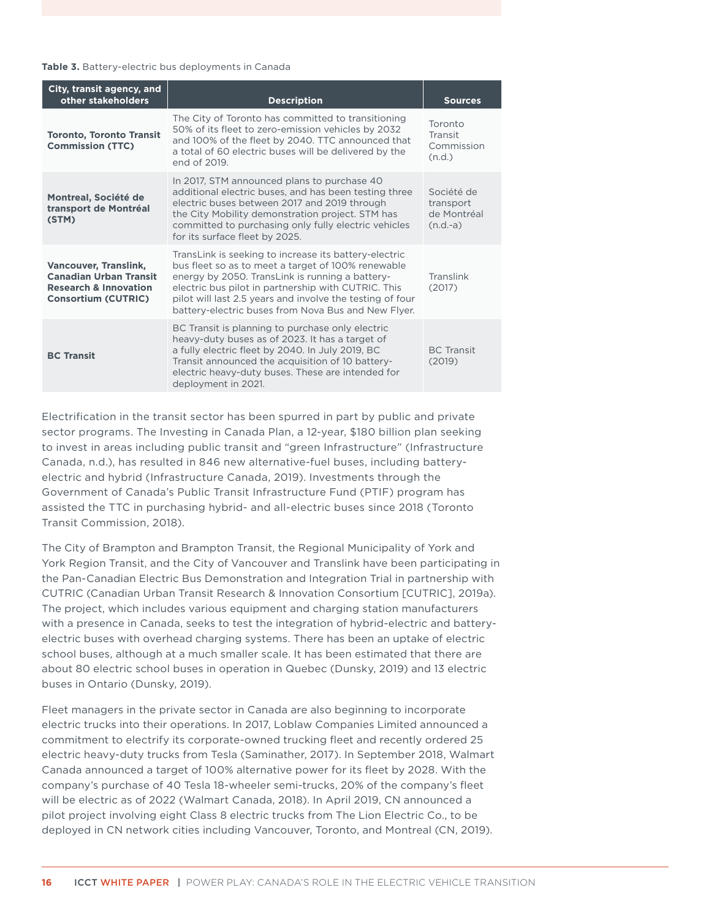**Table 3.** Battery-electric bus deployments in Canada

| City, transit agency, and other stakeholders | Description | Sources |
|---|---|---|
| **Toronto, Toronto Transit Commission (TTC)** | The City of Toronto has committed to transitioning 50% of its fleet to zero-emission vehicles by 2032 and 100% of the fleet by 2040. TTC announced that a total of 60 electric buses will be delivered by the end of 2019. | Toronto Transit Commission (n.d.) |
| **Montreal, Société de transport de Montréal (STM)** | In 2017, STM announced plans to purchase 40 additional electric buses, and has been testing three electric buses between 2017 and 2019 through the City Mobility demonstration project. STM has committed to purchasing only fully electric vehicles for its surface fleet by 2025. | Société de transport de Montréal (n.d.-a) |
| **Vancouver, Translink, Canadian Urban Transit Research & Innovation Consortium (CUTRIC)** | TransLink is seeking to increase its battery-electric bus fleet so as to meet a target of 100% renewable energy by 2050. TransLink is running a battery-electric bus pilot in partnership with CUTRIC. This pilot will last 2.5 years and involve the testing of four battery-electric buses from Nova Bus and New Flyer. | Translink (2017) |
| **BC Transit** | BC Transit is planning to purchase only electric heavy-duty buses as of 2023. It has a target of a fully electric fleet by 2040. In July 2019, BC Transit announced the acquisition of 10 battery-electric heavy-duty buses. These are intended for deployment in 2021. | BC Transit (2019) |

Electrification in the transit sector has been spurred in part by public and private sector programs. The Investing in Canada Plan, a 12-year, $180 billion plan seeking to invest in areas including public transit and "green Infrastructure" (Infrastructure Canada, n.d.), has resulted in 846 new alternative-fuel buses, including battery-electric and hybrid (Infrastructure Canada, 2019). Investments through the Government of Canada's Public Transit Infrastructure Fund (PTIF) program has assisted the TTC in purchasing hybrid- and all-electric buses since 2018 (Toronto Transit Commission, 2018).

The City of Brampton and Brampton Transit, the Regional Municipality of York and York Region Transit, and the City of Vancouver and Translink have been participating in the Pan-Canadian Electric Bus Demonstration and Integration Trial in partnership with CUTRIC (Canadian Urban Transit Research & Innovation Consortium [CUTRIC], 2019a). The project, which includes various equipment and charging station manufacturers with a presence in Canada, seeks to test the integration of hybrid-electric and battery-electric buses with overhead charging systems. There has been an uptake of electric school buses, although at a much smaller scale. It has been estimated that there are about 80 electric school buses in operation in Quebec (Dunsky, 2019) and 13 electric buses in Ontario (Dunsky, 2019).

Fleet managers in the private sector in Canada are also beginning to incorporate electric trucks into their operations. In 2017, Loblaw Companies Limited announced a commitment to electrify its corporate-owned trucking fleet and recently ordered 25 electric heavy-duty trucks from Tesla (Saminather, 2017). In September 2018, Walmart Canada announced a target of 100% alternative power for its fleet by 2028. With the company's purchase of 40 Tesla 18-wheeler semi-trucks, 20% of the company's fleet will be electric as of 2022 (Walmart Canada, 2018). In April 2019, CN announced a pilot project involving eight Class 8 electric trucks from The Lion Electric Co., to be deployed in CN network cities including Vancouver, Toronto, and Montreal (CN, 2019).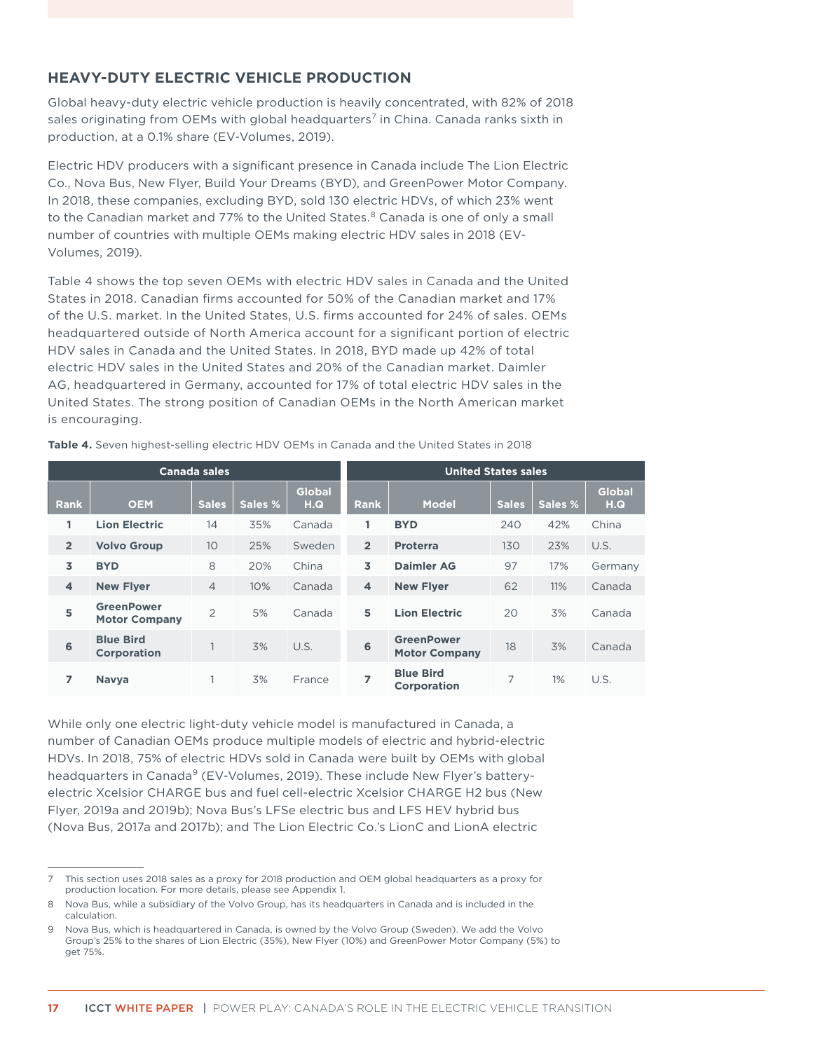## HEAVY-DUTY ELECTRIC VEHICLE PRODUCTION

Global heavy-duty electric vehicle production is heavily concentrated, with 82% of 2018 sales originating from OEMs with global headquarters[7] in China. Canada ranks sixth in production, at a 0.1% share (EV-Volumes, 2019).

Electric HDV producers with a significant presence in Canada include The Lion Electric Co., Nova Bus, New Flyer, Build Your Dreams (BYD), and GreenPower Motor Company. In 2018, these companies, excluding BYD, sold 130 electric HDVs, of which 23% went to the Canadian market and 77% to the United States.[8] Canada is one of only a small number of countries with multiple OEMs making electric HDV sales in 2018 (EV-Volumes, 2019).

Table 4 shows the top seven OEMs with electric HDV sales in Canada and the United States in 2018. Canadian firms accounted for 50% of the Canadian market and 17% of the U.S. market. In the United States, U.S. firms accounted for 24% of sales. OEMs headquartered outside of North America account for a significant portion of electric HDV sales in Canada and the United States. In 2018, BYD made up 42% of total electric HDV sales in the United States and 20% of the Canadian market. Daimler AG, headquartered in Germany, accounted for 17% of total electric HDV sales in the United States. The strong position of Canadian OEMs in the North American market is encouraging.

**Table 4.** Seven highest-selling electric HDV OEMs in Canada and the United States in 2018

| Canada sales | | | | | United States sales | | | | |
|---|---|---|---|---|---|---|---|---|---|
| **Rank** | **OEM** | **Sales** | **Sales %** | **Global H.Q** | **Rank** | **Model** | **Sales** | **Sales %** | **Global H.Q** |
| **1** | **Lion Electric** | 14 | 35% | Canada | **1** | **BYD** | 240 | 42% | China |
| **2** | **Volvo Group** | 10 | 25% | Sweden | **2** | **Proterra** | 130 | 23% | U.S. |
| **3** | **BYD** | 8 | 20% | China | **3** | **Daimler AG** | 97 | 17% | Germany |
| **4** | **New Flyer** | 4 | 10% | Canada | **4** | **New Flyer** | 62 | 11% | Canada |
| **5** | **GreenPower Motor Company** | 2 | 5% | Canada | **5** | **Lion Electric** | 20 | 3% | Canada |
| **6** | **Blue Bird Corporation** | 1 | 3% | U.S. | **6** | **GreenPower Motor Company** | 18 | 3% | Canada |
| **7** | **Navya** | 1 | 3% | France | **7** | **Blue Bird Corporation** | 7 | 1% | U.S. |

While only one electric light-duty vehicle model is manufactured in Canada, a number of Canadian OEMs produce multiple models of electric and hybrid-electric HDVs. In 2018, 75% of electric HDVs sold in Canada were built by OEMs with global headquarters in Canada[9] (EV-Volumes, 2019). These include New Flyer's battery-electric Xcelsior CHARGE bus and fuel cell-electric Xcelsior CHARGE H2 bus (New Flyer, 2019a and 2019b); Nova Bus's LFSe electric bus and LFS HEV hybrid bus (Nova Bus, 2017a and 2017b); and The Lion Electric Co.'s LionC and LionA electric

---

7 This section uses 2018 sales as a proxy for 2018 production and OEM global headquarters as a proxy for production location. For more details, please see Appendix 1.

8 Nova Bus, while a subsidiary of the Volvo Group, has its headquarters in Canada and is included in the calculation.

9 Nova Bus, which is headquartered in Canada, is owned by the Volvo Group (Sweden). We add the Volvo Group's 25% to the shares of Lion Electric (35%), New Flyer (10%) and GreenPower Motor Company (5%) to get 75%.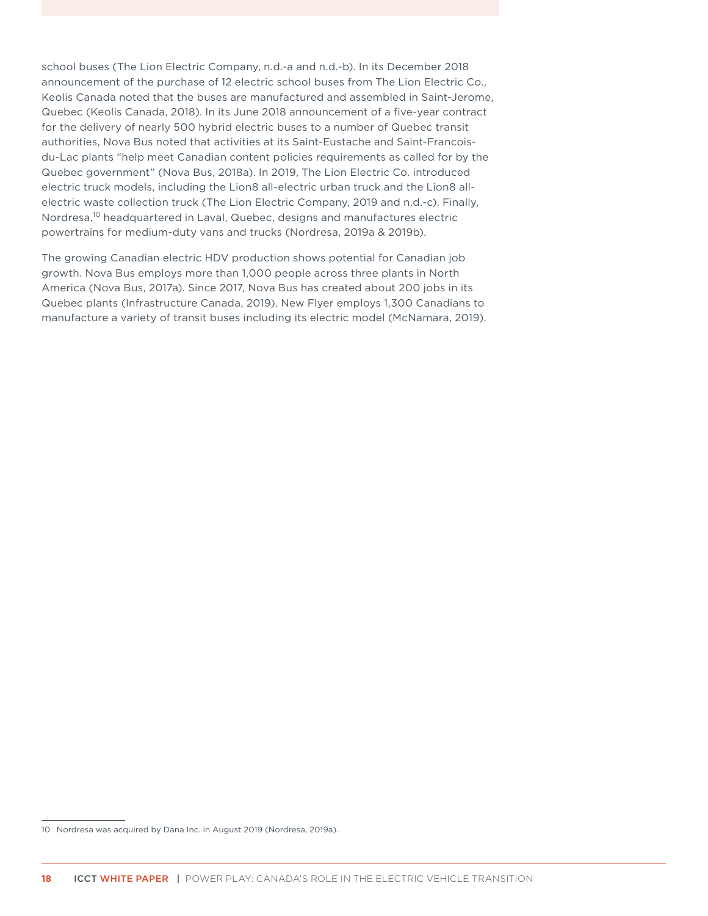school buses (The Lion Electric Company, n.d.-a and n.d.-b). In its December 2018 announcement of the purchase of 12 electric school buses from The Lion Electric Co., Keolis Canada noted that the buses are manufactured and assembled in Saint-Jerome, Quebec (Keolis Canada, 2018). In its June 2018 announcement of a five-year contract for the delivery of nearly 500 hybrid electric buses to a number of Quebec transit authorities, Nova Bus noted that activities at its Saint-Eustache and Saint-Francois-du-Lac plants "help meet Canadian content policies requirements as called for by the Quebec government" (Nova Bus, 2018a). In 2019, The Lion Electric Co. introduced electric truck models, including the Lion8 all-electric urban truck and the Lion8 all-electric waste collection truck (The Lion Electric Company, 2019 and n.d.-c). Finally, Nordresa,[10] headquartered in Laval, Quebec, designs and manufactures electric powertrains for medium-duty vans and trucks (Nordresa, 2019a & 2019b).

The growing Canadian electric HDV production shows potential for Canadian job growth. Nova Bus employs more than 1,000 people across three plants in North America (Nova Bus, 2017a). Since 2017, Nova Bus has created about 200 jobs in its Quebec plants (Infrastructure Canada, 2019). New Flyer employs 1,300 Canadians to manufacture a variety of transit buses including its electric model (McNamara, 2019).

10 Nordresa was acquired by Dana Inc. in August 2019 (Nordresa, 2019a).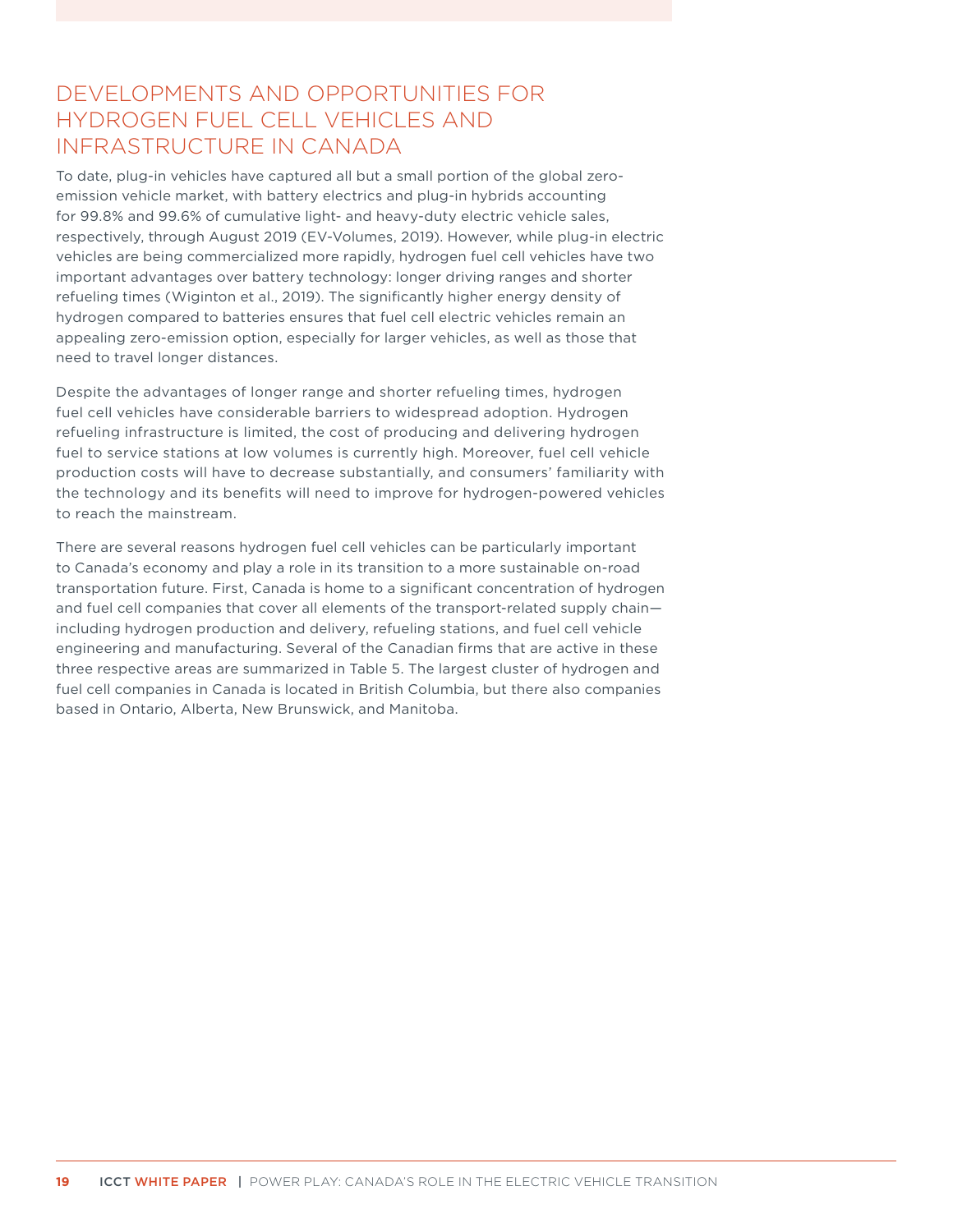## DEVELOPMENTS AND OPPORTUNITIES FOR HYDROGEN FUEL CELL VEHICLES AND INFRASTRUCTURE IN CANADA

To date, plug-in vehicles have captured all but a small portion of the global zero-emission vehicle market, with battery electrics and plug-in hybrids accounting for 99.8% and 99.6% of cumulative light- and heavy-duty electric vehicle sales, respectively, through August 2019 (EV-Volumes, 2019). However, while plug-in electric vehicles are being commercialized more rapidly, hydrogen fuel cell vehicles have two important advantages over battery technology: longer driving ranges and shorter refueling times (Wiginton et al., 2019). The significantly higher energy density of hydrogen compared to batteries ensures that fuel cell electric vehicles remain an appealing zero-emission option, especially for larger vehicles, as well as those that need to travel longer distances.

Despite the advantages of longer range and shorter refueling times, hydrogen fuel cell vehicles have considerable barriers to widespread adoption. Hydrogen refueling infrastructure is limited, the cost of producing and delivering hydrogen fuel to service stations at low volumes is currently high. Moreover, fuel cell vehicle production costs will have to decrease substantially, and consumers' familiarity with the technology and its benefits will need to improve for hydrogen-powered vehicles to reach the mainstream.

There are several reasons hydrogen fuel cell vehicles can be particularly important to Canada's economy and play a role in its transition to a more sustainable on-road transportation future. First, Canada is home to a significant concentration of hydrogen and fuel cell companies that cover all elements of the transport-related supply chain—including hydrogen production and delivery, refueling stations, and fuel cell vehicle engineering and manufacturing. Several of the Canadian firms that are active in these three respective areas are summarized in Table 5. The largest cluster of hydrogen and fuel cell companies in Canada is located in British Columbia, but there also companies based in Ontario, Alberta, New Brunswick, and Manitoba.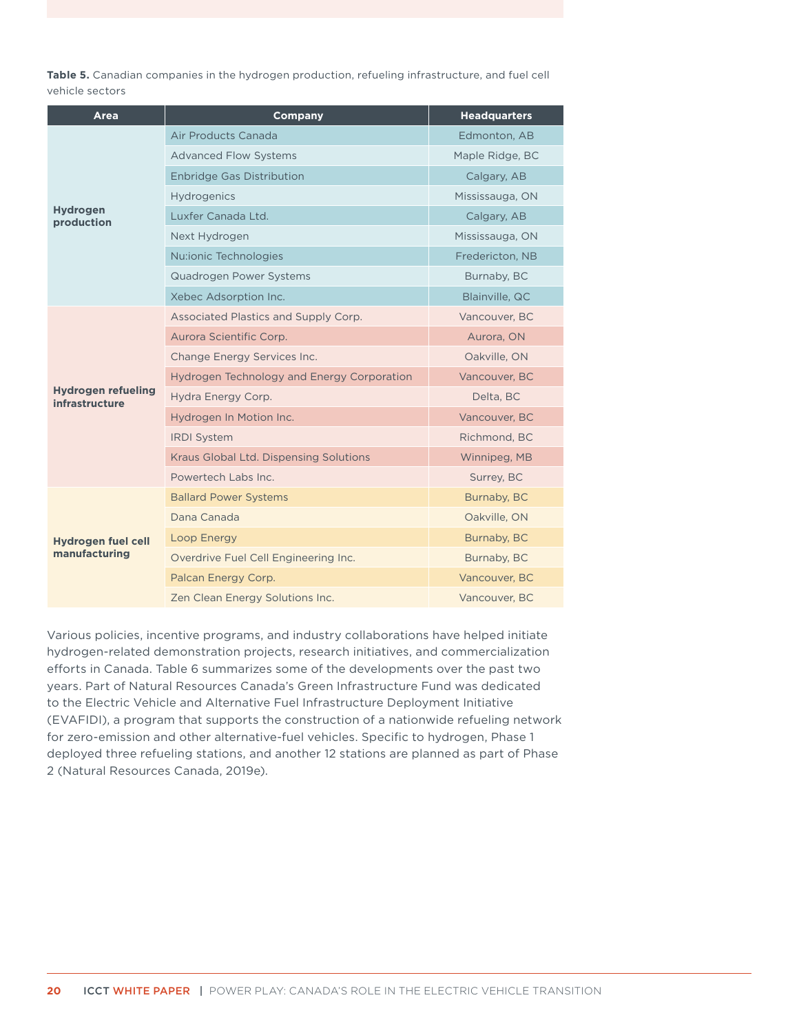**Table 5.** Canadian companies in the hydrogen production, refueling infrastructure, and fuel cell vehicle sectors

| Area | Company | Headquarters |
|---|---|---|
| **Hydrogen production** | Air Products Canada | Edmonton, AB |
| | Advanced Flow Systems | Maple Ridge, BC |
| | Enbridge Gas Distribution | Calgary, AB |
| | Hydrogenics | Mississauga, ON |
| | Luxfer Canada Ltd. | Calgary, AB |
| | Next Hydrogen | Mississauga, ON |
| | Nu:ionic Technologies | Fredericton, NB |
| | Quadrogen Power Systems | Burnaby, BC |
| | Xebec Adsorption Inc. | Blainville, QC |
| **Hydrogen refueling infrastructure** | Associated Plastics and Supply Corp. | Vancouver, BC |
| | Aurora Scientific Corp. | Aurora, ON |
| | Change Energy Services Inc. | Oakville, ON |
| | Hydrogen Technology and Energy Corporation | Vancouver, BC |
| | Hydra Energy Corp. | Delta, BC |
| | Hydrogen In Motion Inc. | Vancouver, BC |
| | IRDI System | Richmond, BC |
| | Kraus Global Ltd. Dispensing Solutions | Winnipeg, MB |
| | Powertech Labs Inc. | Surrey, BC |
| **Hydrogen fuel cell manufacturing** | Ballard Power Systems | Burnaby, BC |
| | Dana Canada | Oakville, ON |
| | Loop Energy | Burnaby, BC |
| | Overdrive Fuel Cell Engineering Inc. | Burnaby, BC |
| | Palcan Energy Corp. | Vancouver, BC |
| | Zen Clean Energy Solutions Inc. | Vancouver, BC |

Various policies, incentive programs, and industry collaborations have helped initiate hydrogen-related demonstration projects, research initiatives, and commercialization efforts in Canada. Table 6 summarizes some of the developments over the past two years. Part of Natural Resources Canada's Green Infrastructure Fund was dedicated to the Electric Vehicle and Alternative Fuel Infrastructure Deployment Initiative (EVAFIDI), a program that supports the construction of a nationwide refueling network for zero-emission and other alternative-fuel vehicles. Specific to hydrogen, Phase 1 deployed three refueling stations, and another 12 stations are planned as part of Phase 2 (Natural Resources Canada, 2019e).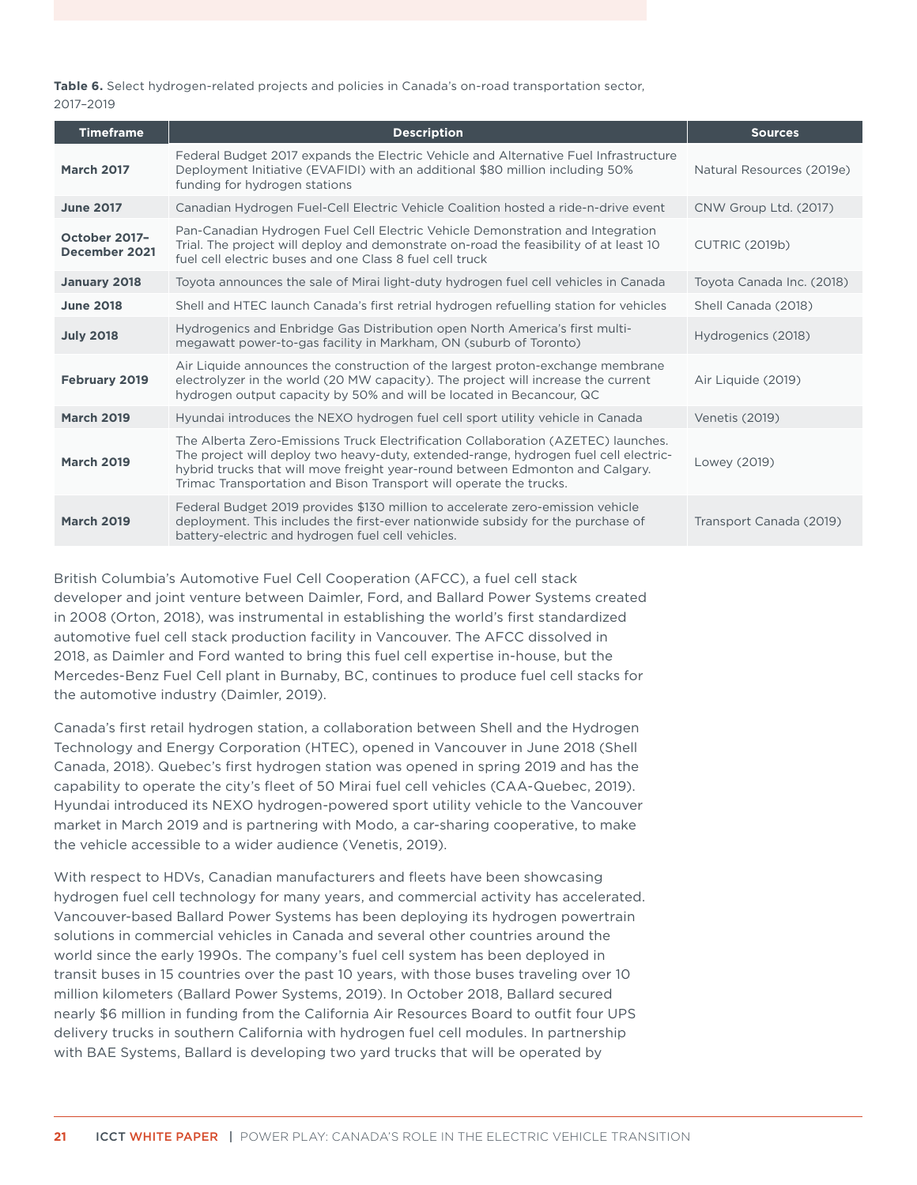**Table 6.** Select hydrogen-related projects and policies in Canada's on-road transportation sector, 2017–2019

| Timeframe | Description | Sources |
|---|---|---|
| **March 2017** | Federal Budget 2017 expands the Electric Vehicle and Alternative Fuel Infrastructure Deployment Initiative (EVAFIDI) with an additional $80 million including 50% funding for hydrogen stations | Natural Resources (2019e) |
| **June 2017** | Canadian Hydrogen Fuel-Cell Electric Vehicle Coalition hosted a ride-n-drive event | CNW Group Ltd. (2017) |
| **October 2017–December 2021** | Pan-Canadian Hydrogen Fuel Cell Electric Vehicle Demonstration and Integration Trial. The project will deploy and demonstrate on-road the feasibility of at least 10 fuel cell electric buses and one Class 8 fuel cell truck | CUTRIC (2019b) |
| **January 2018** | Toyota announces the sale of Mirai light-duty hydrogen fuel cell vehicles in Canada | Toyota Canada Inc. (2018) |
| **June 2018** | Shell and HTEC launch Canada's first retrial hydrogen refuelling station for vehicles | Shell Canada (2018) |
| **July 2018** | Hydrogenics and Enbridge Gas Distribution open North America's first multi-megawatt power-to-gas facility in Markham, ON (suburb of Toronto) | Hydrogenics (2018) |
| **February 2019** | Air Liquide announces the construction of the largest proton-exchange membrane electrolyzer in the world (20 MW capacity). The project will increase the current hydrogen output capacity by 50% and will be located in Becancour, QC | Air Liquide (2019) |
| **March 2019** | Hyundai introduces the NEXO hydrogen fuel cell sport utility vehicle in Canada | Venetis (2019) |
| **March 2019** | The Alberta Zero-Emissions Truck Electrification Collaboration (AZETEC) launches. The project will deploy two heavy-duty, extended-range, hydrogen fuel cell electric-hybrid trucks that will move freight year-round between Edmonton and Calgary. Trimac Transportation and Bison Transport will operate the trucks. | Lowey (2019) |
| **March 2019** | Federal Budget 2019 provides $130 million to accelerate zero-emission vehicle deployment. This includes the first-ever nationwide subsidy for the purchase of battery-electric and hydrogen fuel cell vehicles. | Transport Canada (2019) |

British Columbia's Automotive Fuel Cell Cooperation (AFCC), a fuel cell stack developer and joint venture between Daimler, Ford, and Ballard Power Systems created in 2008 (Orton, 2018), was instrumental in establishing the world's first standardized automotive fuel cell stack production facility in Vancouver. The AFCC dissolved in 2018, as Daimler and Ford wanted to bring this fuel cell expertise in-house, but the Mercedes-Benz Fuel Cell plant in Burnaby, BC, continues to produce fuel cell stacks for the automotive industry (Daimler, 2019).

Canada's first retail hydrogen station, a collaboration between Shell and the Hydrogen Technology and Energy Corporation (HTEC), opened in Vancouver in June 2018 (Shell Canada, 2018). Quebec's first hydrogen station was opened in spring 2019 and has the capability to operate the city's fleet of 50 Mirai fuel cell vehicles (CAA-Quebec, 2019). Hyundai introduced its NEXO hydrogen-powered sport utility vehicle to the Vancouver market in March 2019 and is partnering with Modo, a car-sharing cooperative, to make the vehicle accessible to a wider audience (Venetis, 2019).

With respect to HDVs, Canadian manufacturers and fleets have been showcasing hydrogen fuel cell technology for many years, and commercial activity has accelerated. Vancouver-based Ballard Power Systems has been deploying its hydrogen powertrain solutions in commercial vehicles in Canada and several other countries around the world since the early 1990s. The company's fuel cell system has been deployed in transit buses in 15 countries over the past 10 years, with those buses traveling over 10 million kilometers (Ballard Power Systems, 2019). In October 2018, Ballard secured nearly $6 million in funding from the California Air Resources Board to outfit four UPS delivery trucks in southern California with hydrogen fuel cell modules. In partnership with BAE Systems, Ballard is developing two yard trucks that will be operated by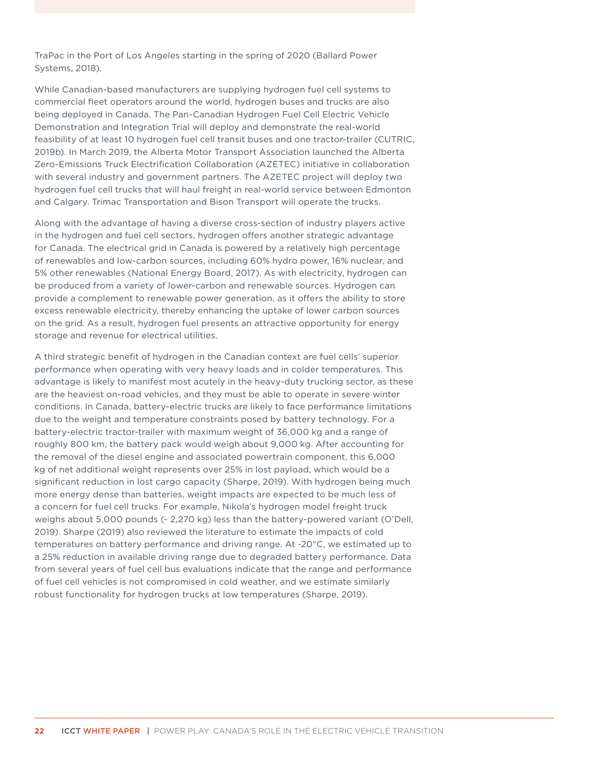TraPac in the Port of Los Angeles starting in the spring of 2020 (Ballard Power Systems, 2018).

While Canadian-based manufacturers are supplying hydrogen fuel cell systems to commercial fleet operators around the world, hydrogen buses and trucks are also being deployed in Canada. The Pan-Canadian Hydrogen Fuel Cell Electric Vehicle Demonstration and Integration Trial will deploy and demonstrate the real-world feasibility of at least 10 hydrogen fuel cell transit buses and one tractor-trailer (CUTRIC, 2019b). In March 2019, the Alberta Motor Transport Association launched the Alberta Zero-Emissions Truck Electrification Collaboration (AZETEC) initiative in collaboration with several industry and government partners. The AZETEC project will deploy two hydrogen fuel cell trucks that will haul freight in real-world service between Edmonton and Calgary. Trimac Transportation and Bison Transport will operate the trucks.

Along with the advantage of having a diverse cross-section of industry players active in the hydrogen and fuel cell sectors, hydrogen offers another strategic advantage for Canada. The electrical grid in Canada is powered by a relatively high percentage of renewables and low-carbon sources, including 60% hydro power, 16% nuclear, and 5% other renewables (National Energy Board, 2017). As with electricity, hydrogen can be produced from a variety of lower-carbon and renewable sources. Hydrogen can provide a complement to renewable power generation, as it offers the ability to store excess renewable electricity, thereby enhancing the uptake of lower carbon sources on the grid. As a result, hydrogen fuel presents an attractive opportunity for energy storage and revenue for electrical utilities.

A third strategic benefit of hydrogen in the Canadian context are fuel cells' superior performance when operating with very heavy loads and in colder temperatures. This advantage is likely to manifest most acutely in the heavy-duty trucking sector, as these are the heaviest on-road vehicles, and they must be able to operate in severe winter conditions. In Canada, battery-electric trucks are likely to face performance limitations due to the weight and temperature constraints posed by battery technology. For a battery-electric tractor-trailer with maximum weight of 36,000 kg and a range of roughly 800 km, the battery pack would weigh about 9,000 kg. After accounting for the removal of the diesel engine and associated powertrain component, this 6,000 kg of net additional weight represents over 25% in lost payload, which would be a significant reduction in lost cargo capacity (Sharpe, 2019). With hydrogen being much more energy dense than batteries, weight impacts are expected to be much less of a concern for fuel cell trucks. For example, Nikola's hydrogen model freight truck weighs about 5,000 pounds (~ 2,270 kg) less than the battery-powered variant (O'Dell, 2019). Sharpe (2019) also reviewed the literature to estimate the impacts of cold temperatures on battery performance and driving range. At -20°C, we estimated up to a 25% reduction in available driving range due to degraded battery performance. Data from several years of fuel cell bus evaluations indicate that the range and performance of fuel cell vehicles is not compromised in cold weather, and we estimate similarly robust functionality for hydrogen trucks at low temperatures (Sharpe, 2019).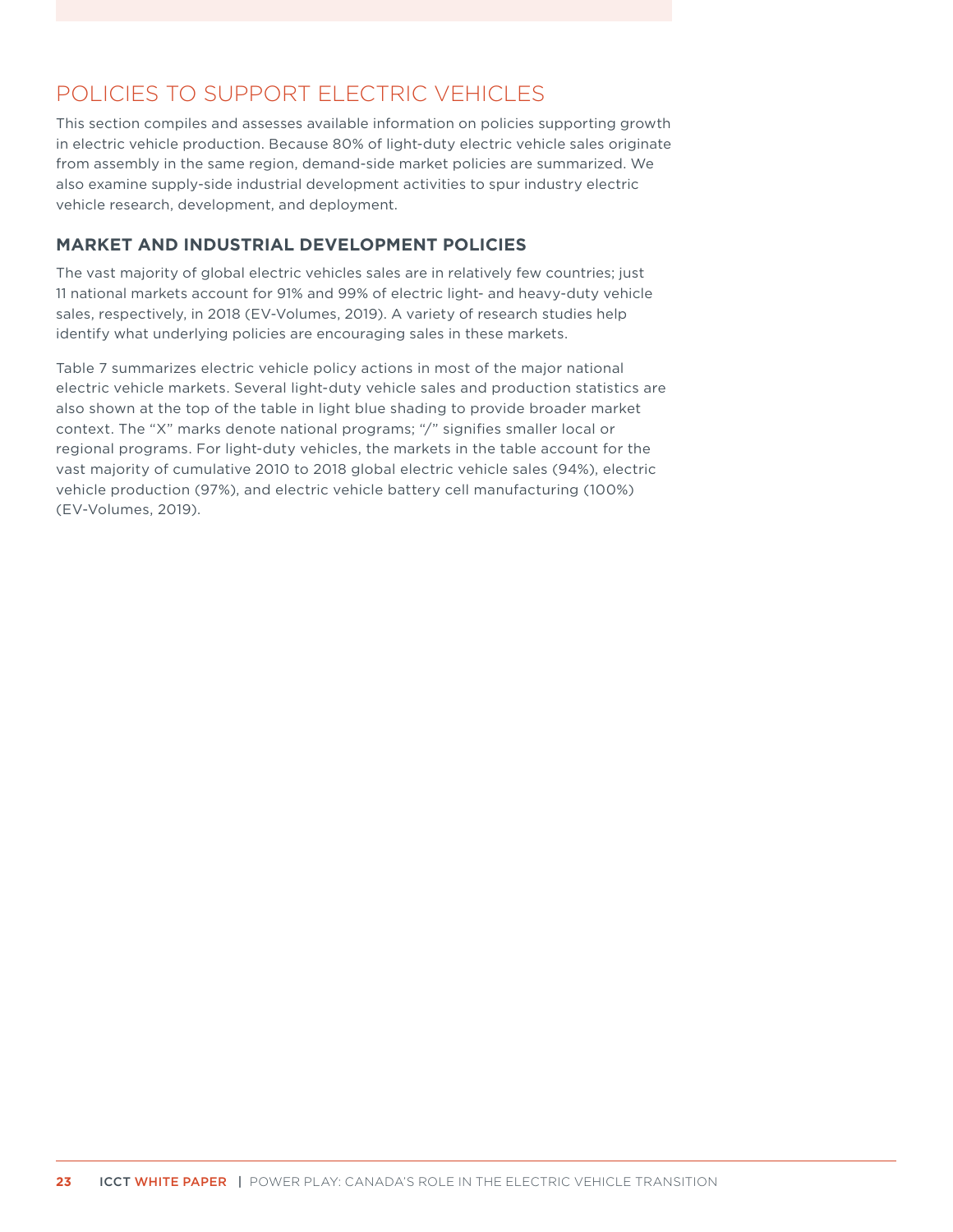## POLICIES TO SUPPORT ELECTRIC VEHICLES

This section compiles and assesses available information on policies supporting growth in electric vehicle production. Because 80% of light-duty electric vehicle sales originate from assembly in the same region, demand-side market policies are summarized. We also examine supply-side industrial development activities to spur industry electric vehicle research, development, and deployment.

### MARKET AND INDUSTRIAL DEVELOPMENT POLICIES

The vast majority of global electric vehicles sales are in relatively few countries; just 11 national markets account for 91% and 99% of electric light- and heavy-duty vehicle sales, respectively, in 2018 (EV-Volumes, 2019). A variety of research studies help identify what underlying policies are encouraging sales in these markets.

Table 7 summarizes electric vehicle policy actions in most of the major national electric vehicle markets. Several light-duty vehicle sales and production statistics are also shown at the top of the table in light blue shading to provide broader market context. The "X" marks denote national programs; "/" signifies smaller local or regional programs. For light-duty vehicles, the markets in the table account for the vast majority of cumulative 2010 to 2018 global electric vehicle sales (94%), electric vehicle production (97%), and electric vehicle battery cell manufacturing (100%) (EV-Volumes, 2019).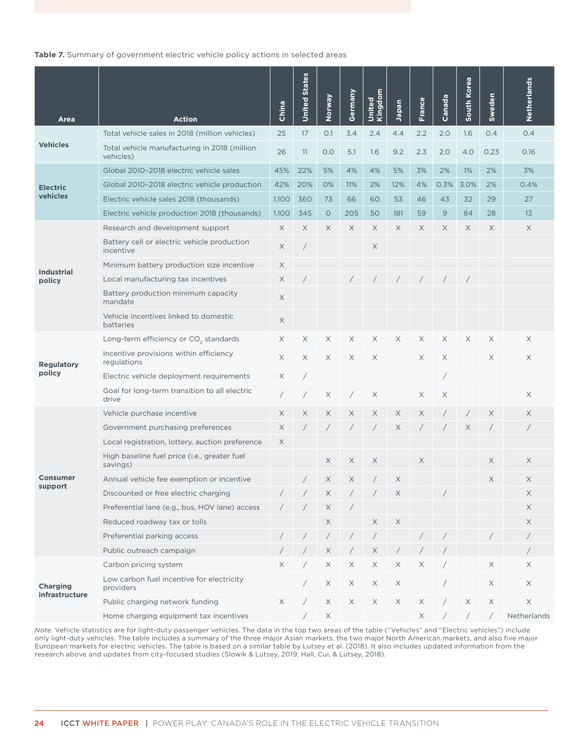**Table 7.** Summary of government electric vehicle policy actions in selected areas

| Area | Action | China | United States | Norway | Germany | United Kingdom | Japan | France | Canada | South Korea | Sweden | Netherlands |
|---|---|---|---|---|---|---|---|---|---|---|---|---|
| **Vehicles** | Total vehicle sales in 2018 (million vehicles) | 25 | 17 | 0.1 | 3.4 | 2.4 | 4.4 | 2.2 | 2.0 | 1.6 | 0.4 | 0.4 |
| | Total vehicle manufacturing in 2018 (million vehicles) | 26 | 11 | 0.0 | 5.1 | 1.6 | 9.2 | 2.3 | 2.0 | 4.0 | 0.23 | 0.16 |
| **Electric vehicles** | Global 2010–2018 electric vehicle sales | 45% | 22% | 5% | 4% | 4% | 5% | 3% | 2% | 1% | 2% | 3% |
| | Global 2010–2018 electric vehicle production | 42% | 20% | 0% | 11% | 2% | 12% | 4% | 0.3% | 3.0% | 2% | 0.4% |
| | Electric vehicle sales 2018 (thousands) | 1,100 | 360 | 73 | 66 | 60 | 53 | 46 | 43 | 32 | 29 | 27 |
| | Electric vehicle production 2018 (thousands) | 1,100 | 345 | 0 | 205 | 50 | 181 | 59 | 9 | 84 | 28 | 13 |
| **Industrial policy** | Research and development support | X | X | X | X | X | X | X | X | X | X | X |
| | Battery cell or electric vehicle production incentive | X | / | | | X | | | | | | |
| | Minimum battery production size incentive | X | | | | | | | | | | |
| | Local manufacturing tax incentives | X | / | | / | / | / | / | / | / | | |
| | Battery production minimum capacity mandate | X | | | | | | | | | | |
| | Vehicle incentives linked to domestic batteries | X | | | | | | | | | | |
| **Regulatory policy** | Long-term efficiency or $CO_2$ standards | X | X | X | X | X | X | X | X | X | X | X |
| | Incentive provisions within efficiency regulations | X | X | X | X | X | | X | X | | X | X |
| | Electric vehicle deployment requirements | X | / | | | | | | / | | | |
| | Goal for long-term transition to all electric drive | / | / | X | / | X | | X | X | | | X |
| **Consumer support** | Vehicle purchase incentive | X | X | X | X | X | X | X | / | / | X | X |
| | Government purchasing preferences | X | / | / | / | / | X | / | / | X | / | / |
| | Local registration, lottery, auction preference | X | | | | | | | | | | |
| | High baseline fuel price (i.e., greater fuel savings) | | | X | X | X | | X | | | X | X |
| | Annual vehicle fee exemption or incentive | | / | X | X | / | X | | | | X | X |
| | Discounted or free electric charging | / | / | X | / | / | X | | / | | | X |
| | Preferential lane (e.g., bus, HOV lane) access | / | / | X | / | | | | | | | X |
| | Reduced roadway tax or tolls | | | X | | X | X | | | | | X |
| | Preferential parking access | / | / | / | / | / | | / | / | | / | / |
| | Public outreach campaign | / | / | X | / | X | / | / | / | | | / |
| **Charging infrastructure** | Carbon pricing system | X | / | X | X | X | X | X | / | | X | X |
| | Low carbon fuel incentive for electricity providers | | / | X | X | X | X | | / | | X | X |
| | Public charging network funding | X | / | X | X | X | X | X | / | X | X | X |
| | Home charging equipment tax incentives | | / | X | | | | X | / | / | / | Netherlands |

*Note.* Vehicle statistics are for light-duty passenger vehicles. The data in the top two areas of the table ("Vehicles" and "Electric vehicles") include only light-duty vehicles. The table includes a summary of the three major Asian markets, the two major North American markets, and also five major European markets for electric vehicles. The table is based on a similar table by Lutsey et al. (2018). It also includes updated information from the research above and updates from city-focused studies (Slowik & Lutsey, 2019; Hall, Cui, & Lutsey, 2018).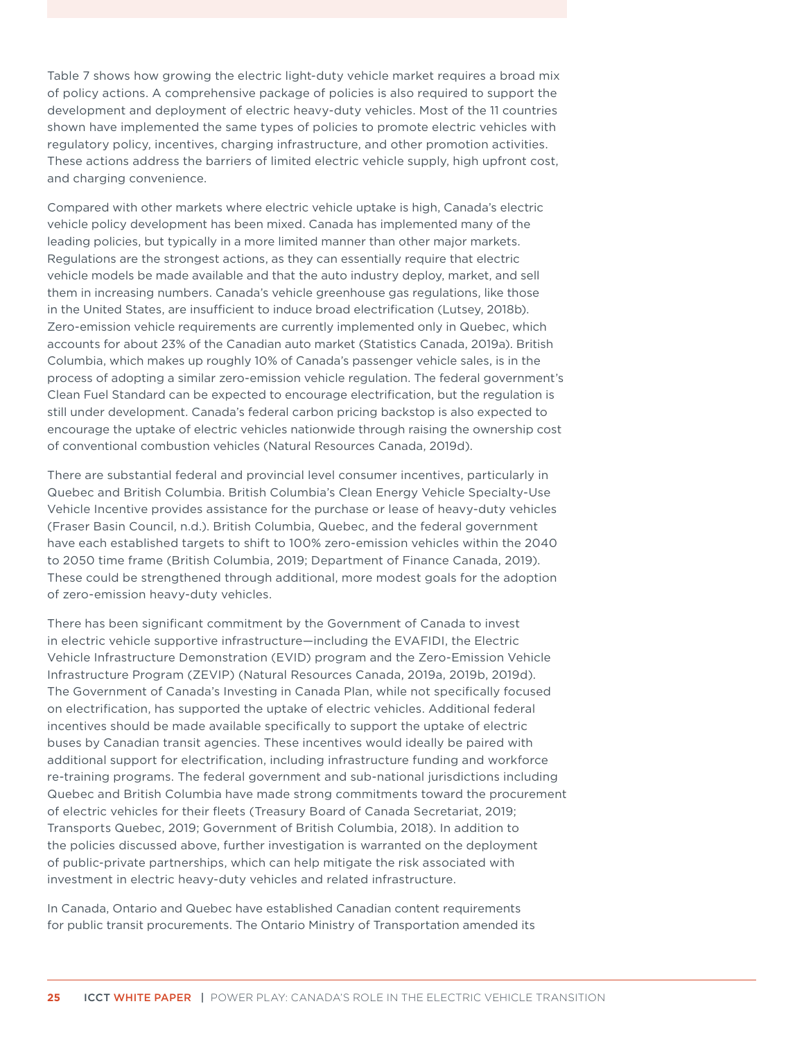Table 7 shows how growing the electric light-duty vehicle market requires a broad mix of policy actions. A comprehensive package of policies is also required to support the development and deployment of electric heavy-duty vehicles. Most of the 11 countries shown have implemented the same types of policies to promote electric vehicles with regulatory policy, incentives, charging infrastructure, and other promotion activities. These actions address the barriers of limited electric vehicle supply, high upfront cost, and charging convenience.

Compared with other markets where electric vehicle uptake is high, Canada's electric vehicle policy development has been mixed. Canada has implemented many of the leading policies, but typically in a more limited manner than other major markets. Regulations are the strongest actions, as they can essentially require that electric vehicle models be made available and that the auto industry deploy, market, and sell them in increasing numbers. Canada's vehicle greenhouse gas regulations, like those in the United States, are insufficient to induce broad electrification (Lutsey, 2018b). Zero-emission vehicle requirements are currently implemented only in Quebec, which accounts for about 23% of the Canadian auto market (Statistics Canada, 2019a). British Columbia, which makes up roughly 10% of Canada's passenger vehicle sales, is in the process of adopting a similar zero-emission vehicle regulation. The federal government's Clean Fuel Standard can be expected to encourage electrification, but the regulation is still under development. Canada's federal carbon pricing backstop is also expected to encourage the uptake of electric vehicles nationwide through raising the ownership cost of conventional combustion vehicles (Natural Resources Canada, 2019d).

There are substantial federal and provincial level consumer incentives, particularly in Quebec and British Columbia. British Columbia's Clean Energy Vehicle Specialty-Use Vehicle Incentive provides assistance for the purchase or lease of heavy-duty vehicles (Fraser Basin Council, n.d.). British Columbia, Quebec, and the federal government have each established targets to shift to 100% zero-emission vehicles within the 2040 to 2050 time frame (British Columbia, 2019; Department of Finance Canada, 2019). These could be strengthened through additional, more modest goals for the adoption of zero-emission heavy-duty vehicles.

There has been significant commitment by the Government of Canada to invest in electric vehicle supportive infrastructure—including the EVAFIDI, the Electric Vehicle Infrastructure Demonstration (EVID) program and the Zero-Emission Vehicle Infrastructure Program (ZEVIP) (Natural Resources Canada, 2019a, 2019b, 2019d). The Government of Canada's Investing in Canada Plan, while not specifically focused on electrification, has supported the uptake of electric vehicles. Additional federal incentives should be made available specifically to support the uptake of electric buses by Canadian transit agencies. These incentives would ideally be paired with additional support for electrification, including infrastructure funding and workforce re-training programs. The federal government and sub-national jurisdictions including Quebec and British Columbia have made strong commitments toward the procurement of electric vehicles for their fleets (Treasury Board of Canada Secretariat, 2019; Transports Quebec, 2019; Government of British Columbia, 2018). In addition to the policies discussed above, further investigation is warranted on the deployment of public-private partnerships, which can help mitigate the risk associated with investment in electric heavy-duty vehicles and related infrastructure.

In Canada, Ontario and Quebec have established Canadian content requirements for public transit procurements. The Ontario Ministry of Transportation amended its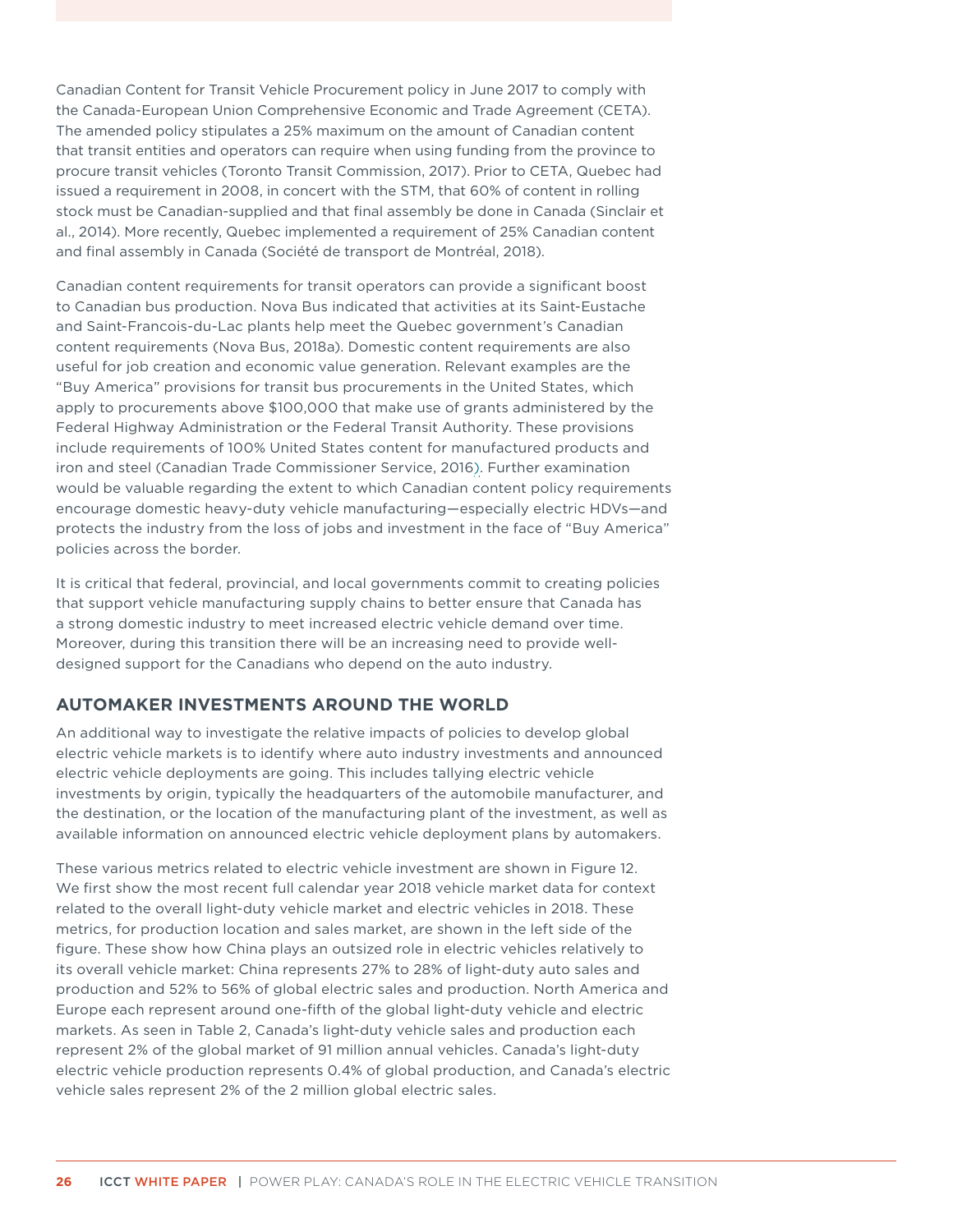Canadian Content for Transit Vehicle Procurement policy in June 2017 to comply with the Canada-European Union Comprehensive Economic and Trade Agreement (CETA). The amended policy stipulates a 25% maximum on the amount of Canadian content that transit entities and operators can require when using funding from the province to procure transit vehicles (Toronto Transit Commission, 2017). Prior to CETA, Quebec had issued a requirement in 2008, in concert with the STM, that 60% of content in rolling stock must be Canadian-supplied and that final assembly be done in Canada (Sinclair et al., 2014). More recently, Quebec implemented a requirement of 25% Canadian content and final assembly in Canada (Société de transport de Montréal, 2018).

Canadian content requirements for transit operators can provide a significant boost to Canadian bus production. Nova Bus indicated that activities at its Saint-Eustache and Saint-Francois-du-Lac plants help meet the Quebec government's Canadian content requirements (Nova Bus, 2018a). Domestic content requirements are also useful for job creation and economic value generation. Relevant examples are the "Buy America" provisions for transit bus procurements in the United States, which apply to procurements above $100,000 that make use of grants administered by the Federal Highway Administration or the Federal Transit Authority. These provisions include requirements of 100% United States content for manufactured products and iron and steel (Canadian Trade Commissioner Service, 2016). Further examination would be valuable regarding the extent to which Canadian content policy requirements encourage domestic heavy-duty vehicle manufacturing—especially electric HDVs—and protects the industry from the loss of jobs and investment in the face of "Buy America" policies across the border.

It is critical that federal, provincial, and local governments commit to creating policies that support vehicle manufacturing supply chains to better ensure that Canada has a strong domestic industry to meet increased electric vehicle demand over time. Moreover, during this transition there will be an increasing need to provide well-designed support for the Canadians who depend on the auto industry.

## AUTOMAKER INVESTMENTS AROUND THE WORLD

An additional way to investigate the relative impacts of policies to develop global electric vehicle markets is to identify where auto industry investments and announced electric vehicle deployments are going. This includes tallying electric vehicle investments by origin, typically the headquarters of the automobile manufacturer, and the destination, or the location of the manufacturing plant of the investment, as well as available information on announced electric vehicle deployment plans by automakers.

These various metrics related to electric vehicle investment are shown in Figure 12. We first show the most recent full calendar year 2018 vehicle market data for context related to the overall light-duty vehicle market and electric vehicles in 2018. These metrics, for production location and sales market, are shown in the left side of the figure. These show how China plays an outsized role in electric vehicles relatively to its overall vehicle market: China represents 27% to 28% of light-duty auto sales and production and 52% to 56% of global electric sales and production. North America and Europe each represent around one-fifth of the global light-duty vehicle and electric markets. As seen in Table 2, Canada's light-duty vehicle sales and production each represent 2% of the global market of 91 million annual vehicles. Canada's light-duty electric vehicle production represents 0.4% of global production, and Canada's electric vehicle sales represent 2% of the 2 million global electric sales.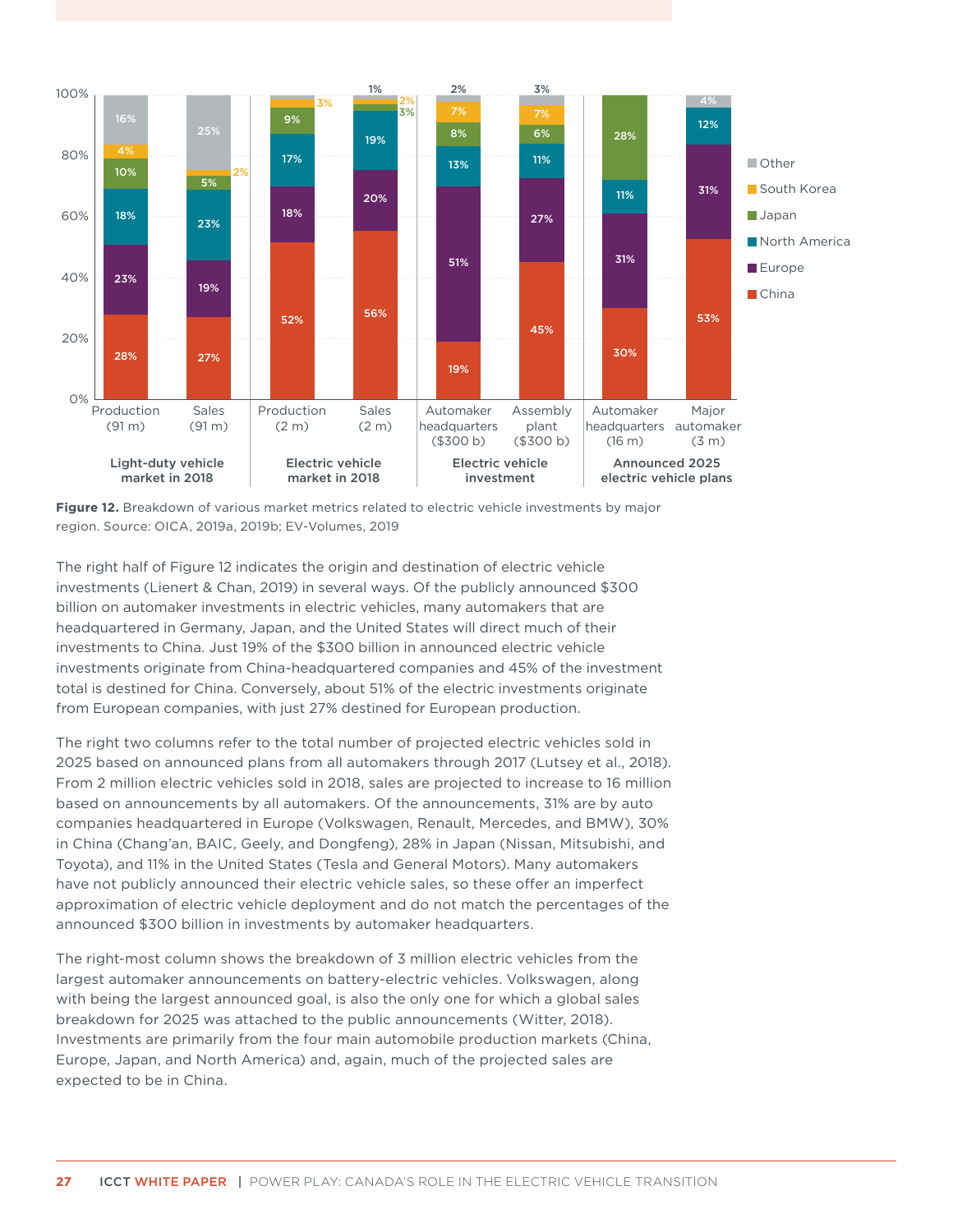**Figure 12.** Breakdown of various market metrics related to electric vehicle investments by major region. Source: OICA, 2019a, 2019b; EV-Volumes, 2019

The right half of Figure 12 indicates the origin and destination of electric vehicle investments (Lienert & Chan, 2019) in several ways. Of the publicly announced $300 billion on automaker investments in electric vehicles, many automakers that are headquartered in Germany, Japan, and the United States will direct much of their investments to China. Just 19% of the $300 billion in announced electric vehicle investments originate from China-headquartered companies and 45% of the investment total is destined for China. Conversely, about 51% of the electric investments originate from European companies, with just 27% destined for European production.

The right two columns refer to the total number of projected electric vehicles sold in 2025 based on announced plans from all automakers through 2017 (Lutsey et al., 2018). From 2 million electric vehicles sold in 2018, sales are projected to increase to 16 million based on announcements by all automakers. Of the announcements, 31% are by auto companies headquartered in Europe (Volkswagen, Renault, Mercedes, and BMW), 30% in China (Chang'an, BAIC, Geely, and Dongfeng), 28% in Japan (Nissan, Mitsubishi, and Toyota), and 11% in the United States (Tesla and General Motors). Many automakers have not publicly announced their electric vehicle sales, so these offer an imperfect approximation of electric vehicle deployment and do not match the percentages of the announced $300 billion in investments by automaker headquarters.

The right-most column shows the breakdown of 3 million electric vehicles from the largest automaker announcements on battery-electric vehicles. Volkswagen, along with being the largest announced goal, is also the only one for which a global sales breakdown for 2025 was attached to the public announcements (Witter, 2018). Investments are primarily from the four main automobile production markets (China, Europe, Japan, and North America) and, again, much of the projected sales are expected to be in China.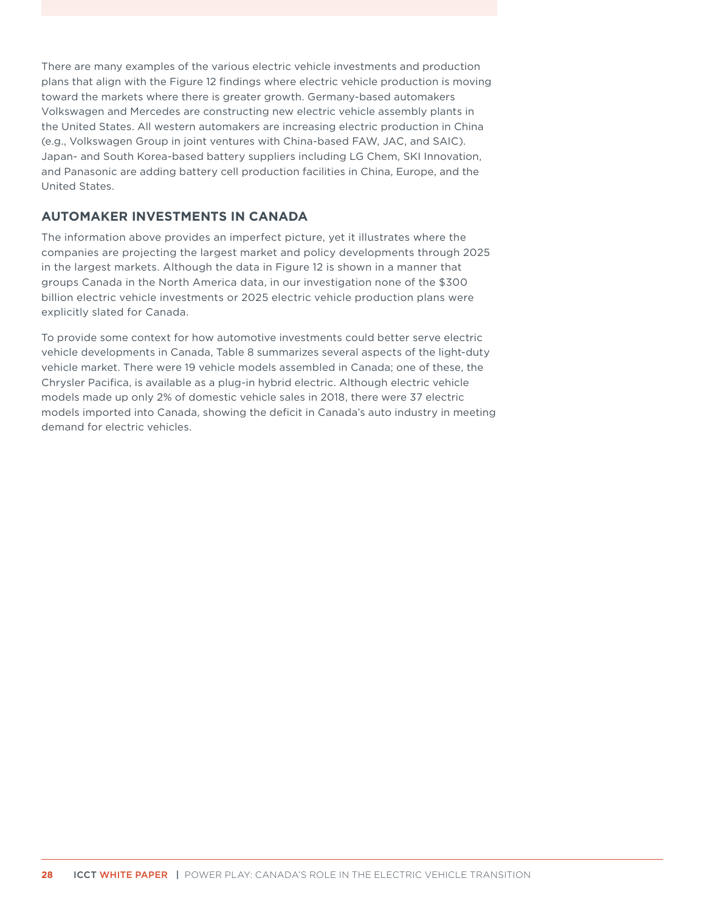There are many examples of the various electric vehicle investments and production plans that align with the Figure 12 findings where electric vehicle production is moving toward the markets where there is greater growth. Germany-based automakers Volkswagen and Mercedes are constructing new electric vehicle assembly plants in the United States. All western automakers are increasing electric production in China (e.g., Volkswagen Group in joint ventures with China-based FAW, JAC, and SAIC). Japan- and South Korea-based battery suppliers including LG Chem, SKI Innovation, and Panasonic are adding battery cell production facilities in China, Europe, and the United States.

## AUTOMAKER INVESTMENTS IN CANADA

The information above provides an imperfect picture, yet it illustrates where the companies are projecting the largest market and policy developments through 2025 in the largest markets. Although the data in Figure 12 is shown in a manner that groups Canada in the North America data, in our investigation none of the $300 billion electric vehicle investments or 2025 electric vehicle production plans were explicitly slated for Canada.

To provide some context for how automotive investments could better serve electric vehicle developments in Canada, Table 8 summarizes several aspects of the light-duty vehicle market. There were 19 vehicle models assembled in Canada; one of these, the Chrysler Pacifica, is available as a plug-in hybrid electric. Although electric vehicle models made up only 2% of domestic vehicle sales in 2018, there were 37 electric models imported into Canada, showing the deficit in Canada's auto industry in meeting demand for electric vehicles.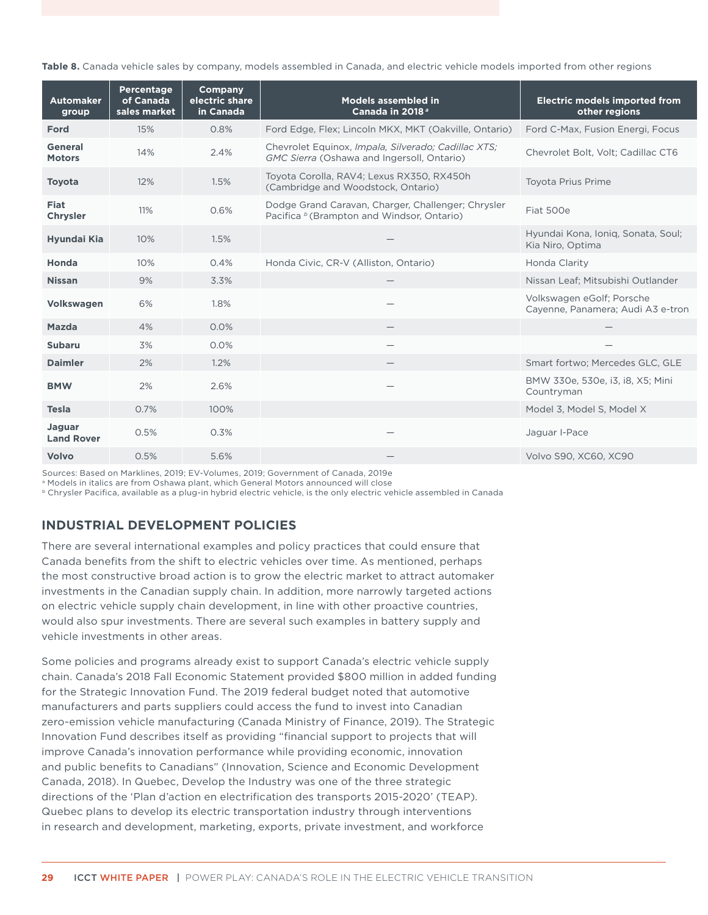**Table 8.** Canada vehicle sales by company, models assembled in Canada, and electric vehicle models imported from other regions

| Automaker group | Percentage of Canada sales market | Company electric share in Canada | Models assembled in Canada in 2018 [a] | Electric models imported from other regions |
|---|---|---|---|---|
| **Ford** | 15% | 0.8% | Ford Edge, Flex; Lincoln MKX, MKT (Oakville, Ontario) | Ford C-Max, Fusion Energi, Focus |
| **General Motors** | 14% | 2.4% | Chevrolet Equinox, *Impala, Silverado; Cadillac XTS; GMC Sierra* (Oshawa and Ingersoll, Ontario) | Chevrolet Bolt, Volt; Cadillac CT6 |
| **Toyota** | 12% | 1.5% | Toyota Corolla, RAV4; Lexus RX350, RX450h (Cambridge and Woodstock, Ontario) | Toyota Prius Prime |
| **Fiat Chrysler** | 11% | 0.6% | Dodge Grand Caravan, Charger, Challenger; Chrysler Pacifica [b] (Brampton and Windsor, Ontario) | Fiat 500e |
| **Hyundai Kia** | 10% | 1.5% | — | Hyundai Kona, Ioniq, Sonata, Soul; Kia Niro, Optima |
| **Honda** | 10% | 0.4% | Honda Civic, CR-V (Alliston, Ontario) | Honda Clarity |
| **Nissan** | 9% | 3.3% | — | Nissan Leaf; Mitsubishi Outlander |
| **Volkswagen** | 6% | 1.8% | — | Volkswagen eGolf; Porsche Cayenne, Panamera; Audi A3 e-tron |
| **Mazda** | 4% | 0.0% | — | — |
| **Subaru** | 3% | 0.0% | — | — |
| **Daimler** | 2% | 1.2% | — | Smart fortwo; Mercedes GLC, GLE |
| **BMW** | 2% | 2.6% | — | BMW 330e, 530e, i3, i8, X5; Mini Countryman |
| **Tesla** | 0.7% | 100% | | Model 3, Model S, Model X |
| **Jaguar Land Rover** | 0.5% | 0.3% | — | Jaguar I-Pace |
| **Volvo** | 0.5% | 5.6% | — | Volvo S90, XC60, XC90 |

Sources: Based on Marklines, 2019; EV-Volumes, 2019; Government of Canada, 2019e
[a] Models in italics are from Oshawa plant, which General Motors announced will close
[b] Chrysler Pacifica, available as a plug-in hybrid electric vehicle, is the only electric vehicle assembled in Canada

## INDUSTRIAL DEVELOPMENT POLICIES

There are several international examples and policy practices that could ensure that Canada benefits from the shift to electric vehicles over time. As mentioned, perhaps the most constructive broad action is to grow the electric market to attract automaker investments in the Canadian supply chain. In addition, more narrowly targeted actions on electric vehicle supply chain development, in line with other proactive countries, would also spur investments. There are several such examples in battery supply and vehicle investments in other areas.

Some policies and programs already exist to support Canada's electric vehicle supply chain. Canada's 2018 Fall Economic Statement provided $800 million in added funding for the Strategic Innovation Fund. The 2019 federal budget noted that automotive manufacturers and parts suppliers could access the fund to invest into Canadian zero-emission vehicle manufacturing (Canada Ministry of Finance, 2019). The Strategic Innovation Fund describes itself as providing "financial support to projects that will improve Canada's innovation performance while providing economic, innovation and public benefits to Canadians" (Innovation, Science and Economic Development Canada, 2018). In Quebec, Develop the Industry was one of the three strategic directions of the 'Plan d'action en electrification des transports 2015-2020' (TEAP). Quebec plans to develop its electric transportation industry through interventions in research and development, marketing, exports, private investment, and workforce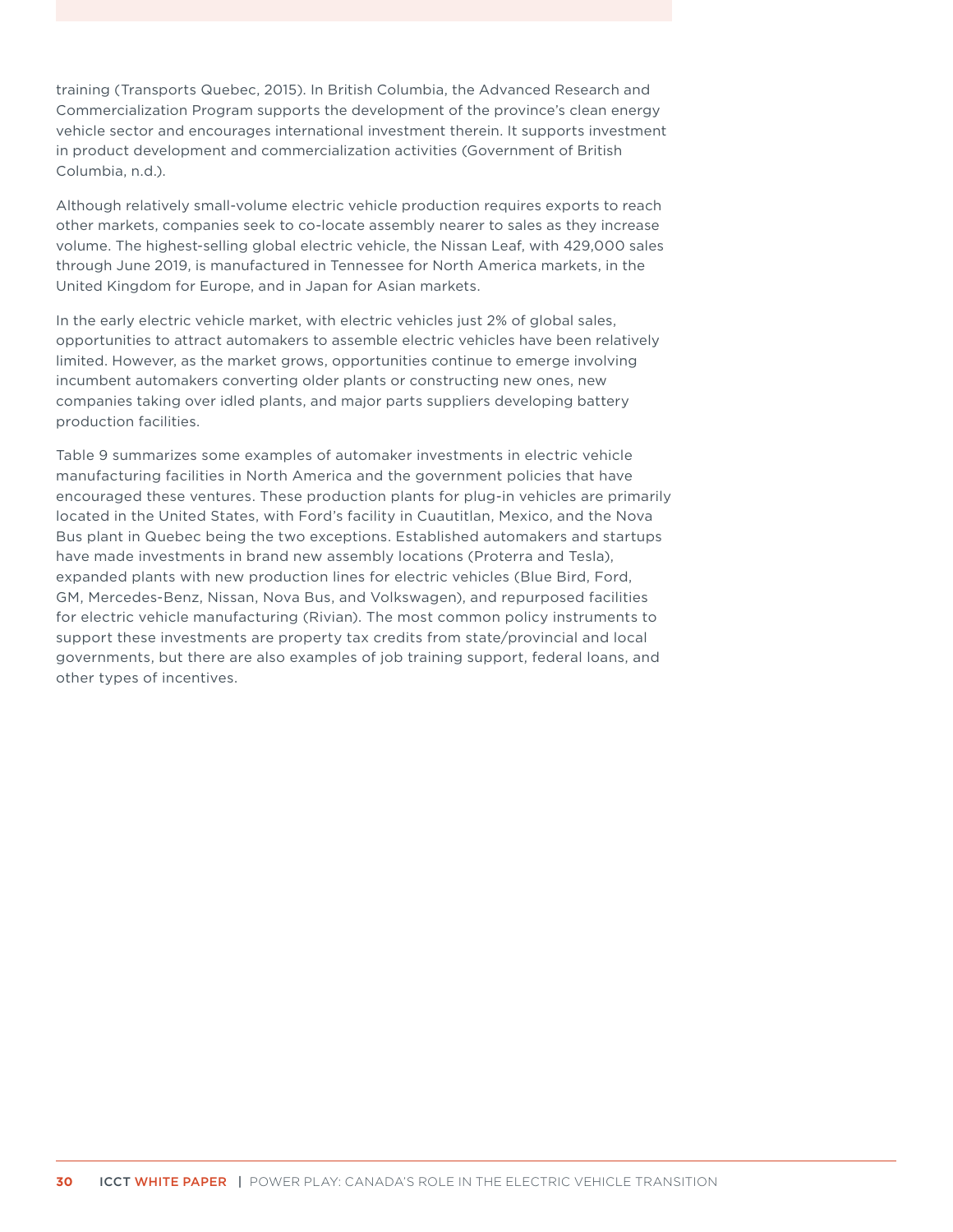training (Transports Quebec, 2015). In British Columbia, the Advanced Research and Commercialization Program supports the development of the province's clean energy vehicle sector and encourages international investment therein. It supports investment in product development and commercialization activities (Government of British Columbia, n.d.).

Although relatively small-volume electric vehicle production requires exports to reach other markets, companies seek to co-locate assembly nearer to sales as they increase volume. The highest-selling global electric vehicle, the Nissan Leaf, with 429,000 sales through June 2019, is manufactured in Tennessee for North America markets, in the United Kingdom for Europe, and in Japan for Asian markets.

In the early electric vehicle market, with electric vehicles just 2% of global sales, opportunities to attract automakers to assemble electric vehicles have been relatively limited. However, as the market grows, opportunities continue to emerge involving incumbent automakers converting older plants or constructing new ones, new companies taking over idled plants, and major parts suppliers developing battery production facilities.

Table 9 summarizes some examples of automaker investments in electric vehicle manufacturing facilities in North America and the government policies that have encouraged these ventures. These production plants for plug-in vehicles are primarily located in the United States, with Ford's facility in Cuautitlan, Mexico, and the Nova Bus plant in Quebec being the two exceptions. Established automakers and startups have made investments in brand new assembly locations (Proterra and Tesla), expanded plants with new production lines for electric vehicles (Blue Bird, Ford, GM, Mercedes-Benz, Nissan, Nova Bus, and Volkswagen), and repurposed facilities for electric vehicle manufacturing (Rivian). The most common policy instruments to support these investments are property tax credits from state/provincial and local governments, but there are also examples of job training support, federal loans, and other types of incentives.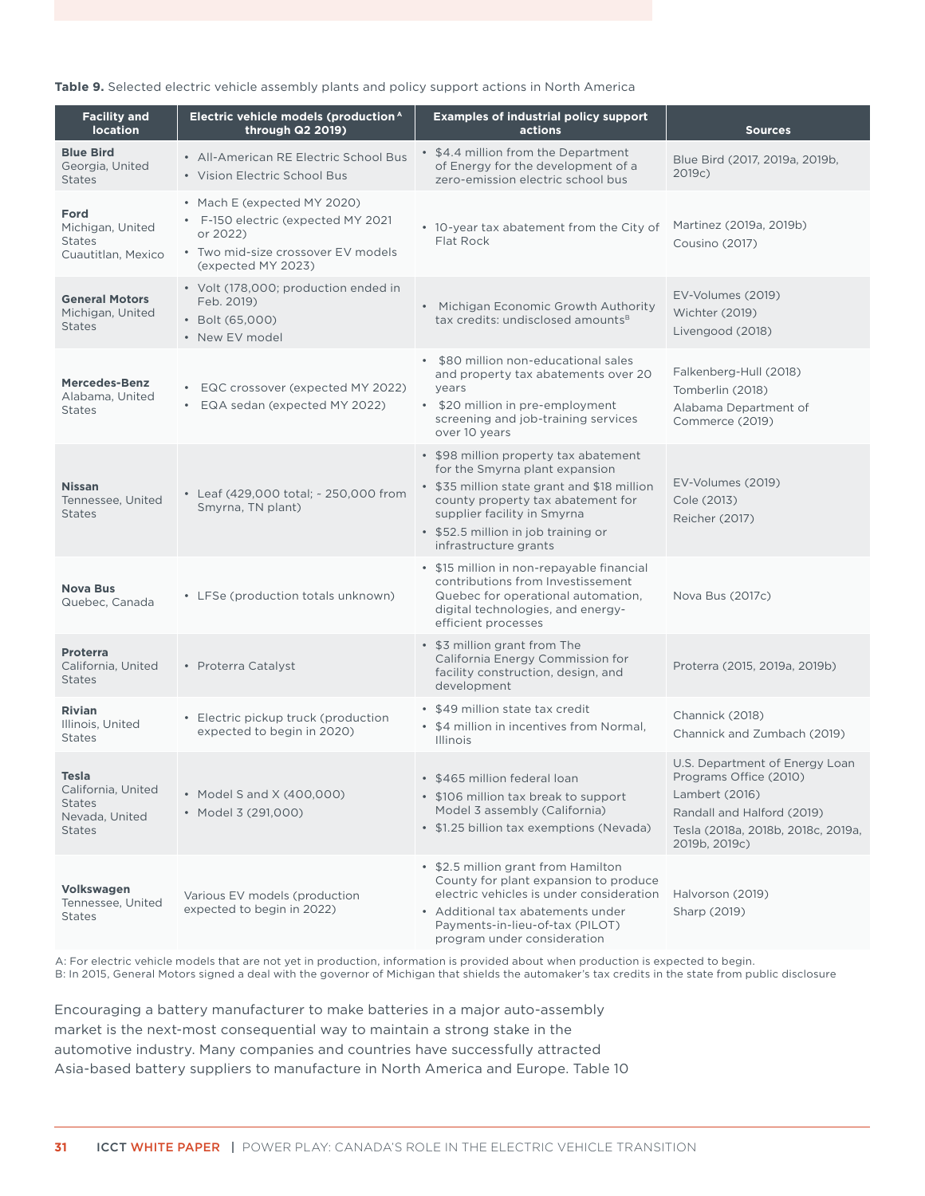**Table 9.** Selected electric vehicle assembly plants and policy support actions in North America

| Facility and location | Electric vehicle models (production[A] through Q2 2019) | Examples of industrial policy support actions | Sources |
|---|---|---|---|
| **Blue Bird** Georgia, United States | • All-American RE Electric School Bus<br>• Vision Electric School Bus | • $4.4 million from the Department of Energy for the development of a zero-emission electric school bus | Blue Bird (2017, 2019a, 2019b, 2019c) |
| **Ford** Michigan, United States Cuautitlan, Mexico | • Mach E (expected MY 2020)<br>• F-150 electric (expected MY 2021 or 2022)<br>• Two mid-size crossover EV models (expected MY 2023) | • 10-year tax abatement from the City of Flat Rock | Martinez (2019a, 2019b)<br>Cousino (2017) |
| **General Motors** Michigan, United States | • Volt (178,000; production ended in Feb. 2019)<br>• Bolt (65,000)<br>• New EV model | • Michigan Economic Growth Authority tax credits: undisclosed amounts[B] | EV-Volumes (2019)<br>Wichter (2019)<br>Livengood (2018) |
| **Mercedes-Benz** Alabama, United States | • EQC crossover (expected MY 2022)<br>• EQA sedan (expected MY 2022) | • $80 million non-educational sales and property tax abatements over 20 years<br>• $20 million in pre-employment screening and job-training services over 10 years | Falkenberg-Hull (2018)<br>Tomberlin (2018)<br>Alabama Department of Commerce (2019) |
| **Nissan** Tennessee, United States | • Leaf (429,000 total; - 250,000 from Smyrna, TN plant) | • $98 million property tax abatement for the Smyrna plant expansion<br>• $35 million state grant and $18 million county property tax abatement for supplier facility in Smyrna<br>• $52.5 million in job training or infrastructure grants | EV-Volumes (2019)<br>Cole (2013)<br>Reicher (2017) |
| **Nova Bus** Quebec, Canada | • LFSe (production totals unknown) | • $15 million in non-repayable financial contributions from Investissement Quebec for operational automation, digital technologies, and energy-efficient processes | Nova Bus (2017c) |
| **Proterra** California, United States | • Proterra Catalyst | • $3 million grant from The California Energy Commission for facility construction, design, and development | Proterra (2015, 2019a, 2019b) |
| **Rivian** Illinois, United States | • Electric pickup truck (production expected to begin in 2020) | • $49 million state tax credit<br>• $4 million in incentives from Normal, Illinois | Channick (2018)<br>Channick and Zumbach (2019) |
| **Tesla** California, United States Nevada, United States | • Model S and X (400,000)<br>• Model 3 (291,000) | • $465 million federal loan<br>• $106 million tax break to support Model 3 assembly (California)<br>• $1.25 billion tax exemptions (Nevada) | U.S. Department of Energy Loan Programs Office (2010)<br>Lambert (2016)<br>Randall and Halford (2019)<br>Tesla (2018a, 2018b, 2018c, 2019a, 2019b, 2019c) |
| **Volkswagen** Tennessee, United States | Various EV models (production expected to begin in 2022) | • $2.5 million grant from Hamilton County for plant expansion to produce electric vehicles is under consideration<br>• Additional tax abatements under Payments-in-lieu-of-tax (PILOT) program under consideration | Halvorson (2019)<br>Sharp (2019) |

A: For electric vehicle models that are not yet in production, information is provided about when production is expected to begin.
B: In 2015, General Motors signed a deal with the governor of Michigan that shields the automaker's tax credits in the state from public disclosure

Encouraging a battery manufacturer to make batteries in a major auto-assembly market is the next-most consequential way to maintain a strong stake in the automotive industry. Many companies and countries have successfully attracted Asia-based battery suppliers to manufacture in North America and Europe. Table 10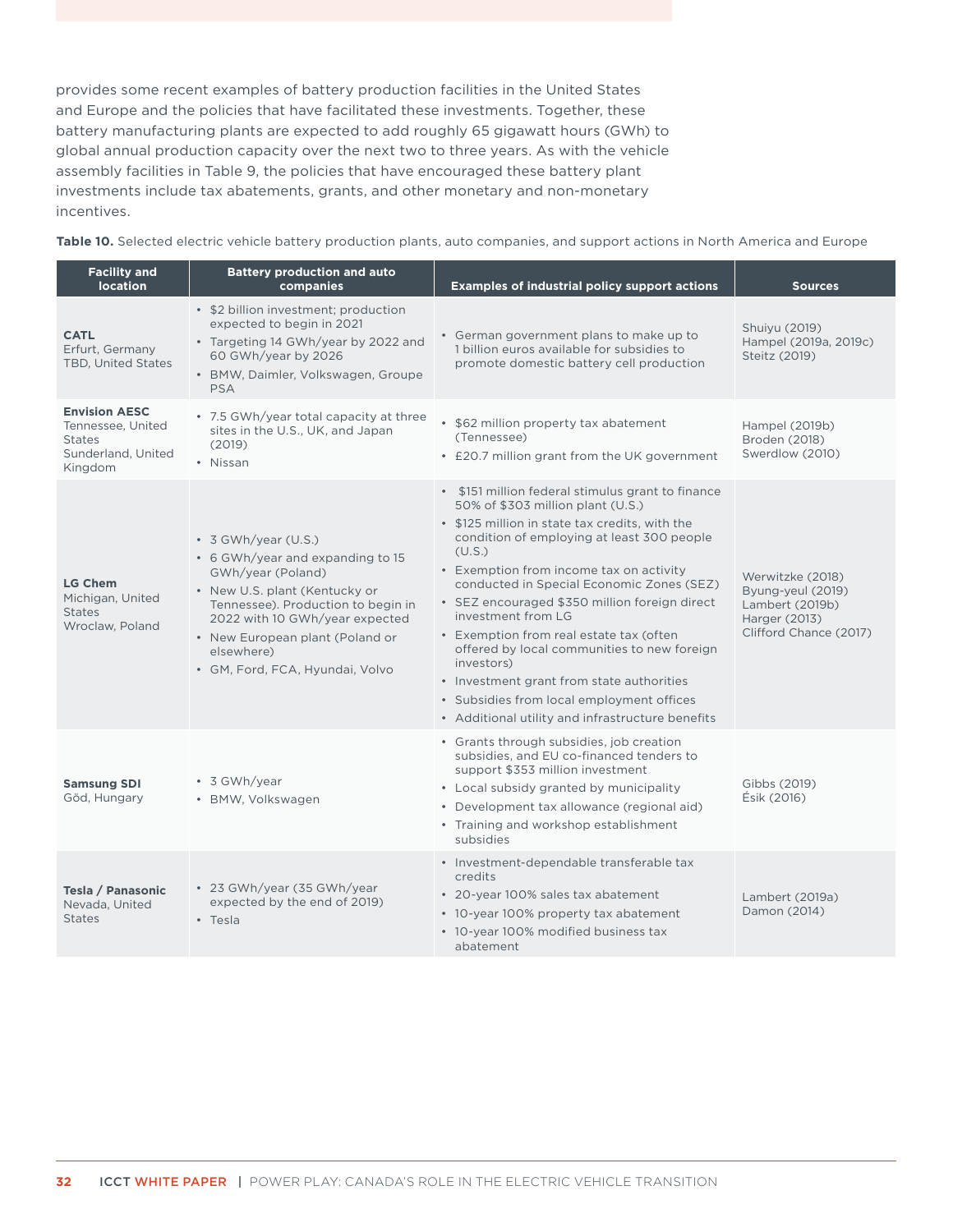provides some recent examples of battery production facilities in the United States and Europe and the policies that have facilitated these investments. Together, these battery manufacturing plants are expected to add roughly 65 gigawatt hours (GWh) to global annual production capacity over the next two to three years. As with the vehicle assembly facilities in Table 9, the policies that have encouraged these battery plant investments include tax abatements, grants, and other monetary and non-monetary incentives.

**Table 10.** Selected electric vehicle battery production plants, auto companies, and support actions in North America and Europe

| Facility and location | Battery production and auto companies | Examples of industrial policy support actions | Sources |
|---|---|---|---|
| **CATL**<br>Erfurt, Germany<br>TBD, United States | • $2 billion investment; production expected to begin in 2021<br>• Targeting 14 GWh/year by 2022 and 60 GWh/year by 2026<br>• BMW, Daimler, Volkswagen, Groupe PSA | • German government plans to make up to 1 billion euros available for subsidies to promote domestic battery cell production | Shuiyu (2019)<br>Hampel (2019a, 2019c)<br>Steitz (2019) |
| **Envision AESC**<br>Tennessee, United States<br>Sunderland, United Kingdom | • 7.5 GWh/year total capacity at three sites in the U.S., UK, and Japan (2019)<br>• Nissan | • $62 million property tax abatement (Tennessee)<br>• £20.7 million grant from the UK government | Hampel (2019b)<br>Broden (2018)<br>Swerdlow (2010) |
| **LG Chem**<br>Michigan, United States<br>Wroclaw, Poland | • 3 GWh/year (U.S.)<br>• 6 GWh/year and expanding to 15 GWh/year (Poland)<br>• New U.S. plant (Kentucky or Tennessee). Production to begin in 2022 with 10 GWh/year expected<br>• New European plant (Poland or elsewhere)<br>• GM, Ford, FCA, Hyundai, Volvo | • $151 million federal stimulus grant to finance 50% of $303 million plant (U.S.)<br>• $125 million in state tax credits, with the condition of employing at least 300 people (U.S.)<br>• Exemption from income tax on activity conducted in Special Economic Zones (SEZ)<br>• SEZ encouraged $350 million foreign direct investment from LG<br>• Exemption from real estate tax (often offered by local communities to new foreign investors)<br>• Investment grant from state authorities<br>• Subsidies from local employment offices<br>• Additional utility and infrastructure benefits | Werwitzke (2018)<br>Byung-yeul (2019)<br>Lambert (2019b)<br>Harger (2013)<br>Clifford Chance (2017) |
| **Samsung SDI**<br>Göd, Hungary | • 3 GWh/year<br>• BMW, Volkswagen | • Grants through subsidies, job creation subsidies, and EU co-financed tenders to support $353 million investment<br>• Local subsidy granted by municipality<br>• Development tax allowance (regional aid)<br>• Training and workshop establishment subsidies | Gibbs (2019)<br>Ésik (2016) |
| **Tesla / Panasonic**<br>Nevada, United States | • 23 GWh/year (35 GWh/year expected by the end of 2019)<br>• Tesla | • Investment-dependable transferable tax credits<br>• 20-year 100% sales tax abatement<br>• 10-year 100% property tax abatement<br>• 10-year 100% modified business tax abatement | Lambert (2019a)<br>Damon (2014) |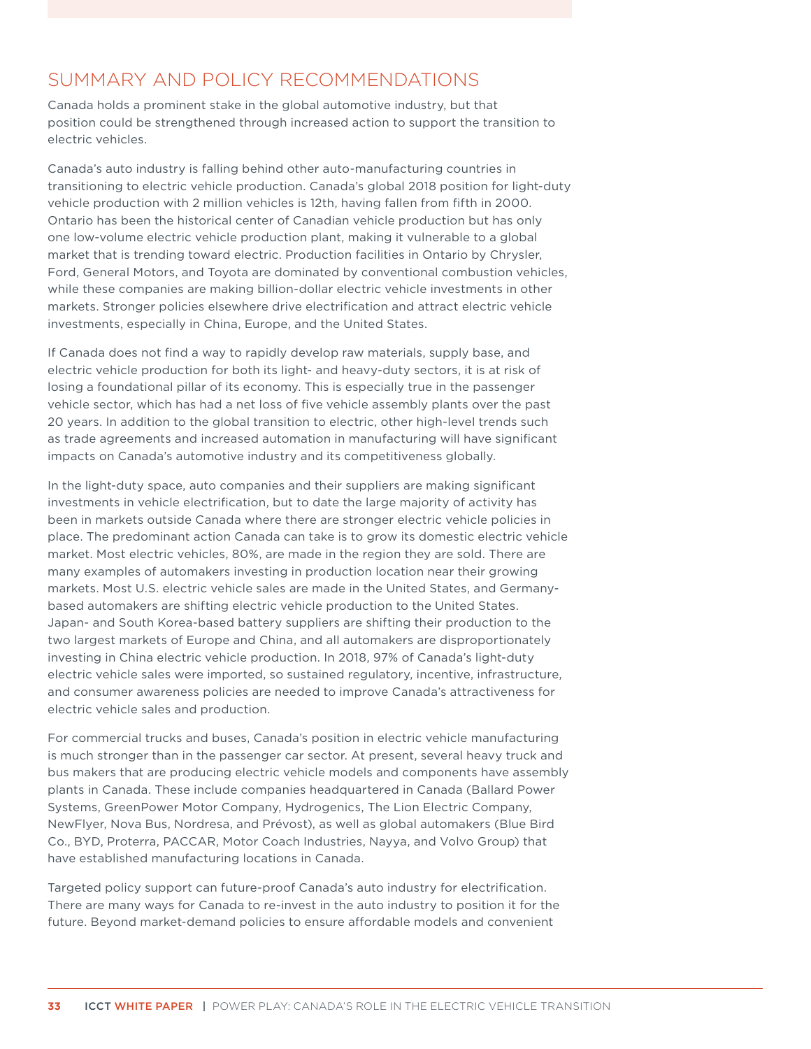# SUMMARY AND POLICY RECOMMENDATIONS

Canada holds a prominent stake in the global automotive industry, but that position could be strengthened through increased action to support the transition to electric vehicles.

Canada's auto industry is falling behind other auto-manufacturing countries in transitioning to electric vehicle production. Canada's global 2018 position for light-duty vehicle production with 2 million vehicles is 12th, having fallen from fifth in 2000. Ontario has been the historical center of Canadian vehicle production but has only one low-volume electric vehicle production plant, making it vulnerable to a global market that is trending toward electric. Production facilities in Ontario by Chrysler, Ford, General Motors, and Toyota are dominated by conventional combustion vehicles, while these companies are making billion-dollar electric vehicle investments in other markets. Stronger policies elsewhere drive electrification and attract electric vehicle investments, especially in China, Europe, and the United States.

If Canada does not find a way to rapidly develop raw materials, supply base, and electric vehicle production for both its light- and heavy-duty sectors, it is at risk of losing a foundational pillar of its economy. This is especially true in the passenger vehicle sector, which has had a net loss of five vehicle assembly plants over the past 20 years. In addition to the global transition to electric, other high-level trends such as trade agreements and increased automation in manufacturing will have significant impacts on Canada's automotive industry and its competitiveness globally.

In the light-duty space, auto companies and their suppliers are making significant investments in vehicle electrification, but to date the large majority of activity has been in markets outside Canada where there are stronger electric vehicle policies in place. The predominant action Canada can take is to grow its domestic electric vehicle market. Most electric vehicles, 80%, are made in the region they are sold. There are many examples of automakers investing in production location near their growing markets. Most U.S. electric vehicle sales are made in the United States, and Germany-based automakers are shifting electric vehicle production to the United States. Japan- and South Korea-based battery suppliers are shifting their production to the two largest markets of Europe and China, and all automakers are disproportionately investing in China electric vehicle production. In 2018, 97% of Canada's light-duty electric vehicle sales were imported, so sustained regulatory, incentive, infrastructure, and consumer awareness policies are needed to improve Canada's attractiveness for electric vehicle sales and production.

For commercial trucks and buses, Canada's position in electric vehicle manufacturing is much stronger than in the passenger car sector. At present, several heavy truck and bus makers that are producing electric vehicle models and components have assembly plants in Canada. These include companies headquartered in Canada (Ballard Power Systems, GreenPower Motor Company, Hydrogenics, The Lion Electric Company, NewFlyer, Nova Bus, Nordresa, and Prévost), as well as global automakers (Blue Bird Co., BYD, Proterra, PACCAR, Motor Coach Industries, Nayya, and Volvo Group) that have established manufacturing locations in Canada.

Targeted policy support can future-proof Canada's auto industry for electrification. There are many ways for Canada to re-invest in the auto industry to position it for the future. Beyond market-demand policies to ensure affordable models and convenient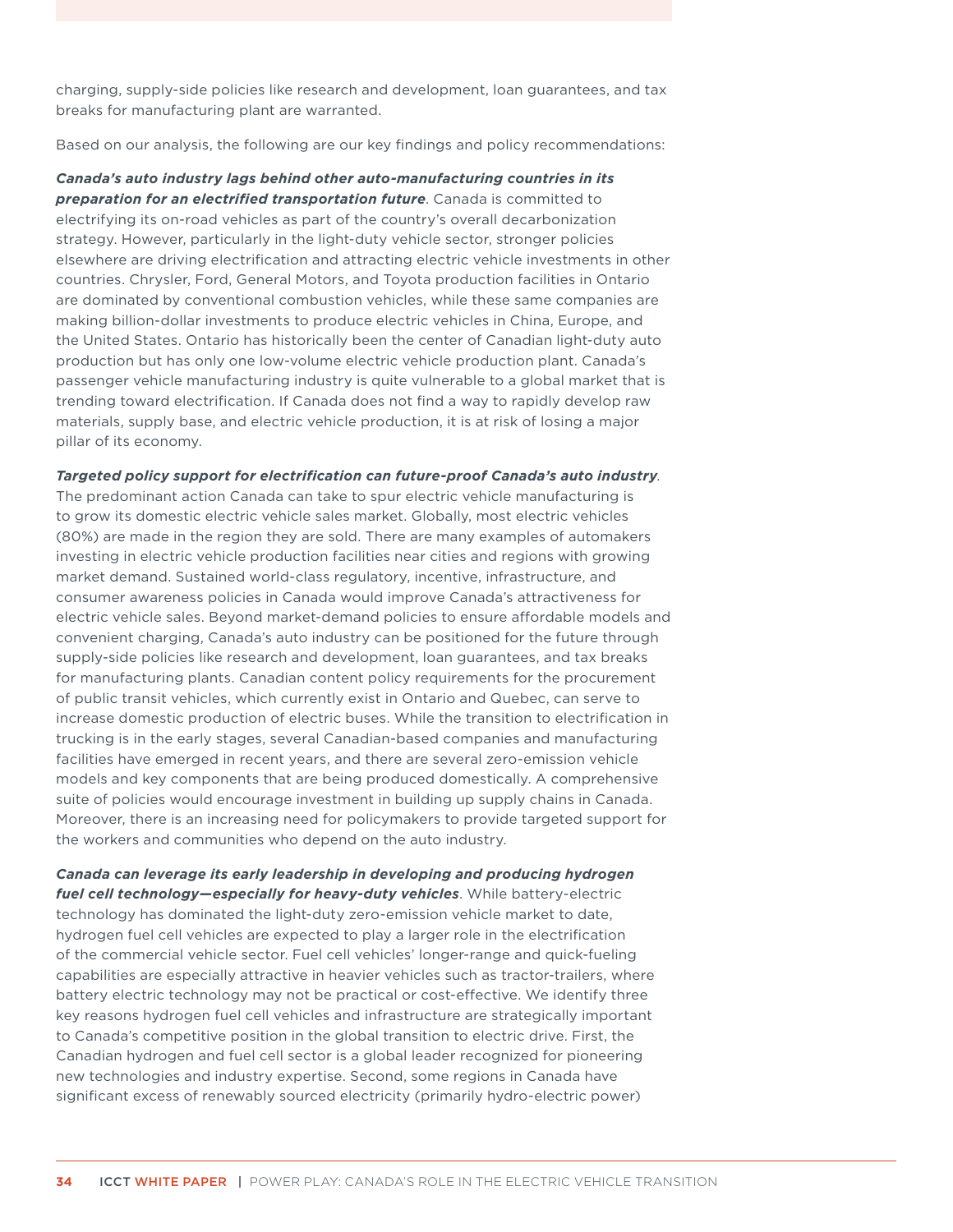charging, supply-side policies like research and development, loan guarantees, and tax breaks for manufacturing plant are warranted.

Based on our analysis, the following are our key findings and policy recommendations:

***Canada's auto industry lags behind other auto-manufacturing countries in its preparation for an electrified transportation future***. Canada is committed to electrifying its on-road vehicles as part of the country's overall decarbonization strategy. However, particularly in the light-duty vehicle sector, stronger policies elsewhere are driving electrification and attracting electric vehicle investments in other countries. Chrysler, Ford, General Motors, and Toyota production facilities in Ontario are dominated by conventional combustion vehicles, while these same companies are making billion-dollar investments to produce electric vehicles in China, Europe, and the United States. Ontario has historically been the center of Canadian light-duty auto production but has only one low-volume electric vehicle production plant. Canada's passenger vehicle manufacturing industry is quite vulnerable to a global market that is trending toward electrification. If Canada does not find a way to rapidly develop raw materials, supply base, and electric vehicle production, it is at risk of losing a major pillar of its economy.

***Targeted policy support for electrification can future-proof Canada's auto industry***. The predominant action Canada can take to spur electric vehicle manufacturing is to grow its domestic electric vehicle sales market. Globally, most electric vehicles (80%) are made in the region they are sold. There are many examples of automakers investing in electric vehicle production facilities near cities and regions with growing market demand. Sustained world-class regulatory, incentive, infrastructure, and consumer awareness policies in Canada would improve Canada's attractiveness for electric vehicle sales. Beyond market-demand policies to ensure affordable models and convenient charging, Canada's auto industry can be positioned for the future through supply-side policies like research and development, loan guarantees, and tax breaks for manufacturing plants. Canadian content policy requirements for the procurement of public transit vehicles, which currently exist in Ontario and Quebec, can serve to increase domestic production of electric buses. While the transition to electrification in trucking is in the early stages, several Canadian-based companies and manufacturing facilities have emerged in recent years, and there are several zero-emission vehicle models and key components that are being produced domestically. A comprehensive suite of policies would encourage investment in building up supply chains in Canada. Moreover, there is an increasing need for policymakers to provide targeted support for the workers and communities who depend on the auto industry.

***Canada can leverage its early leadership in developing and producing hydrogen fuel cell technology—especially for heavy-duty vehicles***. While battery-electric technology has dominated the light-duty zero-emission vehicle market to date, hydrogen fuel cell vehicles are expected to play a larger role in the electrification of the commercial vehicle sector. Fuel cell vehicles' longer-range and quick-fueling capabilities are especially attractive in heavier vehicles such as tractor-trailers, where battery electric technology may not be practical or cost-effective. We identify three key reasons hydrogen fuel cell vehicles and infrastructure are strategically important to Canada's competitive position in the global transition to electric drive. First, the Canadian hydrogen and fuel cell sector is a global leader recognized for pioneering new technologies and industry expertise. Second, some regions in Canada have significant excess of renewably sourced electricity (primarily hydro-electric power)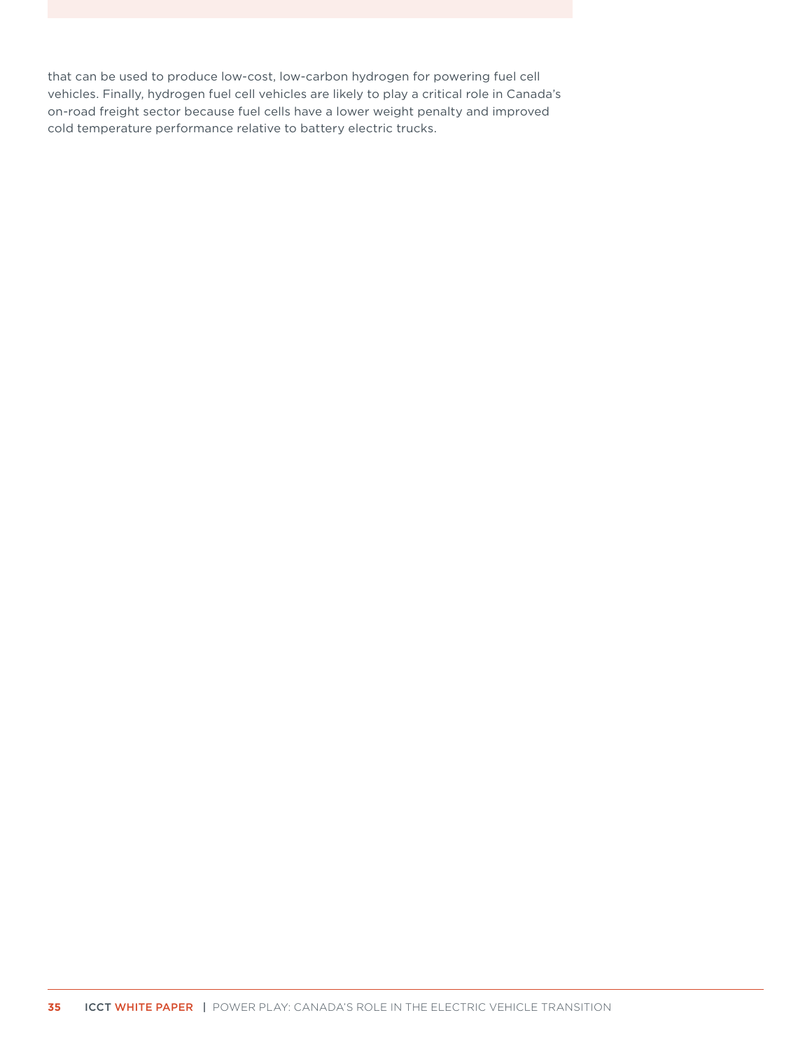that can be used to produce low-cost, low-carbon hydrogen for powering fuel cell vehicles. Finally, hydrogen fuel cell vehicles are likely to play a critical role in Canada's on-road freight sector because fuel cells have a lower weight penalty and improved cold temperature performance relative to battery electric trucks.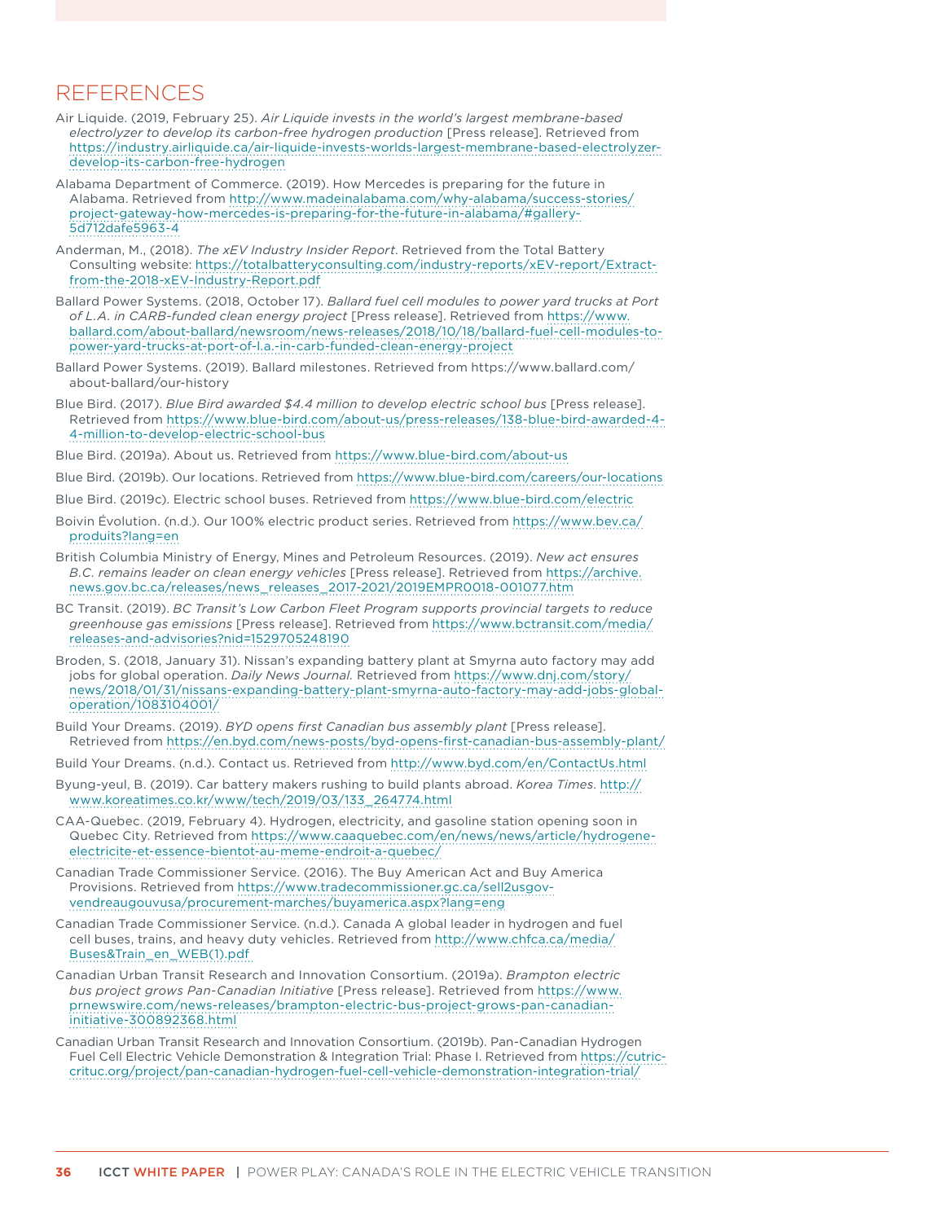# REFERENCES

Air Liquide. (2019, February 25). *Air Liquide invests in the world's largest membrane-based electrolyzer to develop its carbon-free hydrogen production* [Press release]. Retrieved from https://industry.airliquide.ca/air-liquide-invests-worlds-largest-membrane-based-electrolyzer-develop-its-carbon-free-hydrogen

Alabama Department of Commerce. (2019). How Mercedes is preparing for the future in Alabama. Retrieved from http://www.madeinalabama.com/why-alabama/success-stories/project-gateway-how-mercedes-is-preparing-for-the-future-in-alabama/#gallery-5d712dafe5963-4

Anderman, M., (2018). *The xEV Industry Insider Report*. Retrieved from the Total Battery Consulting website: https://totalbatteryconsulting.com/industry-reports/xEV-report/Extract-from-the-2018-xEV-Industry-Report.pdf

Ballard Power Systems. (2018, October 17). *Ballard fuel cell modules to power yard trucks at Port of L.A. in CARB-funded clean energy project* [Press release]. Retrieved from https://www.ballard.com/about-ballard/newsroom/news-releases/2018/10/18/ballard-fuel-cell-modules-to-power-yard-trucks-at-port-of-l.a.-in-carb-funded-clean-energy-project

Ballard Power Systems. (2019). Ballard milestones. Retrieved from https://www.ballard.com/about-ballard/our-history

Blue Bird. (2017). *Blue Bird awarded $4.4 million to develop electric school bus* [Press release]. Retrieved from https://www.blue-bird.com/about-us/press-releases/138-blue-bird-awarded-4-4-million-to-develop-electric-school-bus

Blue Bird. (2019a). About us. Retrieved from https://www.blue-bird.com/about-us

Blue Bird. (2019b). Our locations. Retrieved from https://www.blue-bird.com/careers/our-locations

Blue Bird. (2019c). Electric school buses. Retrieved from https://www.blue-bird.com/electric

Boivin Évolution. (n.d.). Our 100% electric product series. Retrieved from https://www.bev.ca/produits?lang=en

British Columbia Ministry of Energy, Mines and Petroleum Resources. (2019). *New act ensures B.C. remains leader on clean energy vehicles* [Press release]. Retrieved from https://archive.news.gov.bc.ca/releases/news_releases_2017-2021/2019EMPR0018-001077.htm

BC Transit. (2019). *BC Transit's Low Carbon Fleet Program supports provincial targets to reduce greenhouse gas emissions* [Press release]. Retrieved from https://www.bctransit.com/media/releases-and-advisories?nid=1529705248190

Broden, S. (2018, January 31). Nissan's expanding battery plant at Smyrna auto factory may add jobs for global operation. *Daily News Journal*. Retrieved from https://www.dnj.com/story/news/2018/01/31/nissans-expanding-battery-plant-smyrna-auto-factory-may-add-jobs-global-operation/1083104001/

Build Your Dreams. (2019). *BYD opens first Canadian bus assembly plant* [Press release]. Retrieved from https://en.byd.com/news-posts/byd-opens-first-canadian-bus-assembly-plant/

Build Your Dreams. (n.d.). Contact us. Retrieved from http://www.byd.com/en/ContactUs.html

Byung-yeul, B. (2019). Car battery makers rushing to build plants abroad. *Korea Times*. http://www.koreatimes.co.kr/www/tech/2019/03/133_264774.html

CAA-Quebec. (2019, February 4). Hydrogen, electricity, and gasoline station opening soon in Quebec City. Retrieved from https://www.caaquebec.com/en/news/news/article/hydrogene-electricite-et-essence-bientot-au-meme-endroit-a-quebec/

Canadian Trade Commissioner Service. (2016). The Buy American Act and Buy America Provisions. Retrieved from https://www.tradecommissioner.gc.ca/sell2usgov-vendreaugouvusa/procurement-marches/buyamerica.aspx?lang=eng

Canadian Trade Commissioner Service. (n.d.). Canada A global leader in hydrogen and fuel cell buses, trains, and heavy duty vehicles. Retrieved from http://www.chfca.ca/media/Buses&Train_en_WEB(1).pdf

Canadian Urban Transit Research and Innovation Consortium. (2019a). *Brampton electric bus project grows Pan-Canadian Initiative* [Press release]. Retrieved from https://www.prnewswire.com/news-releases/brampton-electric-bus-project-grows-pan-canadian-initiative-300892368.html

Canadian Urban Transit Research and Innovation Consortium. (2019b). Pan-Canadian Hydrogen Fuel Cell Electric Vehicle Demonstration & Integration Trial: Phase I. Retrieved from https://cutric-crituc.org/project/pan-canadian-hydrogen-fuel-cell-vehicle-demonstration-integration-trial/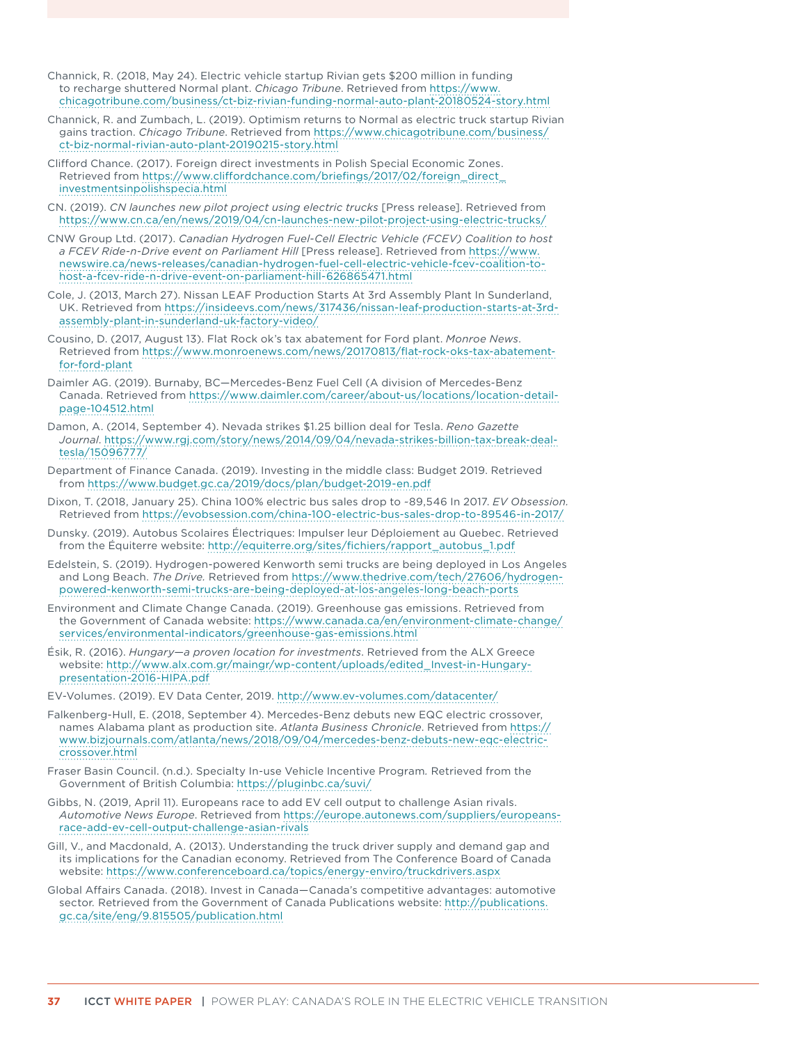Channick, R. (2018, May 24). Electric vehicle startup Rivian gets $200 million in funding to recharge shuttered Normal plant. *Chicago Tribune*. Retrieved from https://www.chicagotribune.com/business/ct-biz-rivian-funding-normal-auto-plant-20180524-story.html

Channick, R. and Zumbach, L. (2019). Optimism returns to Normal as electric truck startup Rivian gains traction. *Chicago Tribune*. Retrieved from https://www.chicagotribune.com/business/ct-biz-normal-rivian-auto-plant-20190215-story.html

Clifford Chance. (2017). Foreign direct investments in Polish Special Economic Zones. Retrieved from https://www.cliffordchance.com/briefings/2017/02/foreign_direct_investmentsinpolishspecia.html

CN. (2019). *CN launches new pilot project using electric trucks* [Press release]. Retrieved from https://www.cn.ca/en/news/2019/04/cn-launches-new-pilot-project-using-electric-trucks/

CNW Group Ltd. (2017). *Canadian Hydrogen Fuel-Cell Electric Vehicle (FCEV) Coalition to host a FCEV Ride-n-Drive event on Parliament Hill* [Press release]. Retrieved from https://www.newswire.ca/news-releases/canadian-hydrogen-fuel-cell-electric-vehicle-fcev-coalition-to-host-a-fcev-ride-n-drive-event-on-parliament-hill-626865471.html

Cole, J. (2013, March 27). Nissan LEAF Production Starts At 3rd Assembly Plant In Sunderland, UK. Retrieved from https://insideevs.com/news/317436/nissan-leaf-production-starts-at-3rd-assembly-plant-in-sunderland-uk-factory-video/

Cousino, D. (2017, August 13). Flat Rock ok's tax abatement for Ford plant. *Monroe News*. Retrieved from https://www.monroenews.com/news/20170813/flat-rock-oks-tax-abatement-for-ford-plant

Daimler AG. (2019). Burnaby, BC—Mercedes-Benz Fuel Cell (A division of Mercedes-Benz Canada. Retrieved from https://www.daimler.com/career/about-us/locations/location-detail-page-104512.html

Damon, A. (2014, September 4). Nevada strikes $1.25 billion deal for Tesla. *Reno Gazette Journal*. https://www.rgj.com/story/news/2014/09/04/nevada-strikes-billion-tax-break-deal-tesla/15096777/

Department of Finance Canada. (2019). Investing in the middle class: Budget 2019. Retrieved from https://www.budget.gc.ca/2019/docs/plan/budget-2019-en.pdf

Dixon, T. (2018, January 25). China 100% electric bus sales drop to ~89,546 In 2017. *EV Obsession.* Retrieved from https://evobsession.com/china-100-electric-bus-sales-drop-to-89546-in-2017/

Dunsky. (2019). Autobus Scolaires Électriques: Impulser leur Déploiement au Quebec. Retrieved from the Équiterre website: http://equiterre.org/sites/fichiers/rapport_autobus_1.pdf

Edelstein, S. (2019). Hydrogen-powered Kenworth semi trucks are being deployed in Los Angeles and Long Beach. *The Drive.* Retrieved from https://www.thedrive.com/tech/27606/hydrogen-powered-kenworth-semi-trucks-are-being-deployed-at-los-angeles-long-beach-ports

Environment and Climate Change Canada. (2019). Greenhouse gas emissions. Retrieved from the Government of Canada website: https://www.canada.ca/en/environment-climate-change/services/environmental-indicators/greenhouse-gas-emissions.html

Ésik, R. (2016). *Hungary—a proven location for investments*. Retrieved from the ALX Greece website: http://www.alx.com.gr/maingr/wp-content/uploads/edited_Invest-in-Hungary-presentation-2016-HIPA.pdf

EV-Volumes. (2019). EV Data Center, 2019. http://www.ev-volumes.com/datacenter/

Falkenberg-Hull, E. (2018, September 4). Mercedes-Benz debuts new EQC electric crossover, names Alabama plant as production site. *Atlanta Business Chronicle.* Retrieved from https://www.bizjournals.com/atlanta/news/2018/09/04/mercedes-benz-debuts-new-eqc-electric-crossover.html

Fraser Basin Council. (n.d.). Specialty In-use Vehicle Incentive Program. Retrieved from the Government of British Columbia: https://pluginbc.ca/suvi/

Gibbs, N. (2019, April 11). Europeans race to add EV cell output to challenge Asian rivals. *Automotive News Europe*. Retrieved from https://europe.autonews.com/suppliers/europeans-race-add-ev-cell-output-challenge-asian-rivals

Gill, V., and Macdonald, A. (2013). Understanding the truck driver supply and demand gap and its implications for the Canadian economy. Retrieved from The Conference Board of Canada website: https://www.conferenceboard.ca/topics/energy-enviro/truckdrivers.aspx

Global Affairs Canada. (2018). Invest in Canada—Canada's competitive advantages: automotive sector. Retrieved from the Government of Canada Publications website: http://publications.gc.ca/site/eng/9.815505/publication.html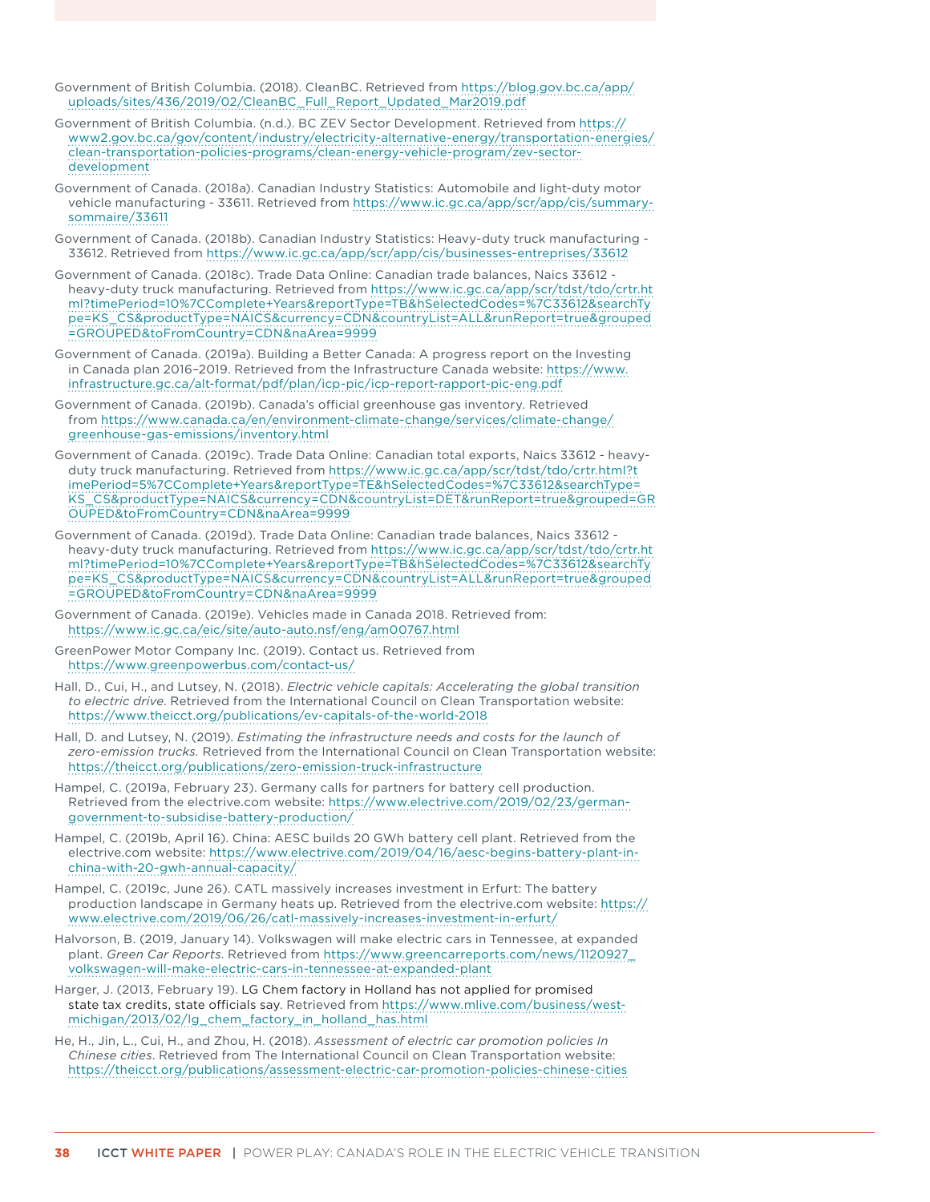Government of British Columbia. (2018). CleanBC. Retrieved from https://blog.gov.bc.ca/app/uploads/sites/436/2019/02/CleanBC_Full_Report_Updated_Mar2019.pdf

Government of British Columbia. (n.d.). BC ZEV Sector Development. Retrieved from https://www2.gov.bc.ca/gov/content/industry/electricity-alternative-energy/transportation-energies/clean-transportation-policies-programs/clean-energy-vehicle-program/zev-sector-development

Government of Canada. (2018a). Canadian Industry Statistics: Automobile and light-duty motor vehicle manufacturing - 33611. Retrieved from https://www.ic.gc.ca/app/scr/app/cis/summary-sommaire/33611

Government of Canada. (2018b). Canadian Industry Statistics: Heavy-duty truck manufacturing - 33612. Retrieved from https://www.ic.gc.ca/app/scr/app/cis/businesses-entreprises/33612

Government of Canada. (2018c). Trade Data Online: Canadian trade balances, Naics 33612 - heavy-duty truck manufacturing. Retrieved from https://www.ic.gc.ca/app/scr/tdst/tdo/crtr.html?timePeriod=10%7CComplete+Years&reportType=TB&hSelectedCodes=%7C33612&searchType=KS_CS&productType=NAICS&currency=CDN&countryList=ALL&runReport=true&grouped=GROUPED&toFromCountry=CDN&naArea=9999

Government of Canada. (2019a). Building a Better Canada: A progress report on the Investing in Canada plan 2016–2019. Retrieved from the Infrastructure Canada website: https://www.infrastructure.gc.ca/alt-format/pdf/plan/icp-pic/icp-report-rapport-pic-eng.pdf

Government of Canada. (2019b). Canada's official greenhouse gas inventory. Retrieved from https://www.canada.ca/en/environment-climate-change/services/climate-change/greenhouse-gas-emissions/inventory.html

Government of Canada. (2019c). Trade Data Online: Canadian total exports, Naics 33612 - heavy-duty truck manufacturing. Retrieved from https://www.ic.gc.ca/app/scr/tdst/tdo/crtr.html?timePeriod=5%7CComplete+Years&reportType=TE&hSelectedCodes=%7C33612&searchType=KS_CS&productType=NAICS&currency=CDN&countryList=DET&runReport=true&grouped=GROUPED&toFromCountry=CDN&naArea=9999

Government of Canada. (2019d). Trade Data Online: Canadian trade balances, Naics 33612 - heavy-duty truck manufacturing. Retrieved from https://www.ic.gc.ca/app/scr/tdst/tdo/crtr.html?timePeriod=10%7CComplete+Years&reportType=TB&hSelectedCodes=%7C33612&searchType=KS_CS&productType=NAICS&currency=CDN&countryList=ALL&runReport=true&grouped=GROUPED&toFromCountry=CDN&naArea=9999

Government of Canada. (2019e). Vehicles made in Canada 2018. Retrieved from: https://www.ic.gc.ca/eic/site/auto-auto.nsf/eng/am00767.html

GreenPower Motor Company Inc. (2019). Contact us. Retrieved from https://www.greenpowerbus.com/contact-us/

Hall, D., Cui, H., and Lutsey, N. (2018). *Electric vehicle capitals: Accelerating the global transition to electric drive*. Retrieved from the International Council on Clean Transportation website: https://www.theicct.org/publications/ev-capitals-of-the-world-2018

Hall, D. and Lutsey, N. (2019). *Estimating the infrastructure needs and costs for the launch of zero-emission trucks.* Retrieved from the International Council on Clean Transportation website: https://theicct.org/publications/zero-emission-truck-infrastructure

Hampel, C. (2019a, February 23). Germany calls for partners for battery cell production. Retrieved from the electrive.com website: https://www.electrive.com/2019/02/23/german-government-to-subsidise-battery-production/

Hampel, C. (2019b, April 16). China: AESC builds 20 GWh battery cell plant. Retrieved from the electrive.com website: https://www.electrive.com/2019/04/16/aesc-begins-battery-plant-in-china-with-20-gwh-annual-capacity/

Hampel, C. (2019c, June 26). CATL massively increases investment in Erfurt: The battery production landscape in Germany heats up. Retrieved from the electrive.com website: https://www.electrive.com/2019/06/26/catl-massively-increases-investment-in-erfurt/

Halvorson, B. (2019, January 14). Volkswagen will make electric cars in Tennessee, at expanded plant. *Green Car Reports*. Retrieved from https://www.greencarreports.com/news/1120927_volkswagen-will-make-electric-cars-in-tennessee-at-expanded-plant

Harger, J. (2013, February 19). LG Chem factory in Holland has not applied for promised state tax credits, state officials say. Retrieved from https://www.mlive.com/business/west-michigan/2013/02/lg_chem_factory_in_holland_has.html

He, H., Jin, L., Cui, H., and Zhou, H. (2018). *Assessment of electric car promotion policies In Chinese cities*. Retrieved from The International Council on Clean Transportation website: https://theicct.org/publications/assessment-electric-car-promotion-policies-chinese-cities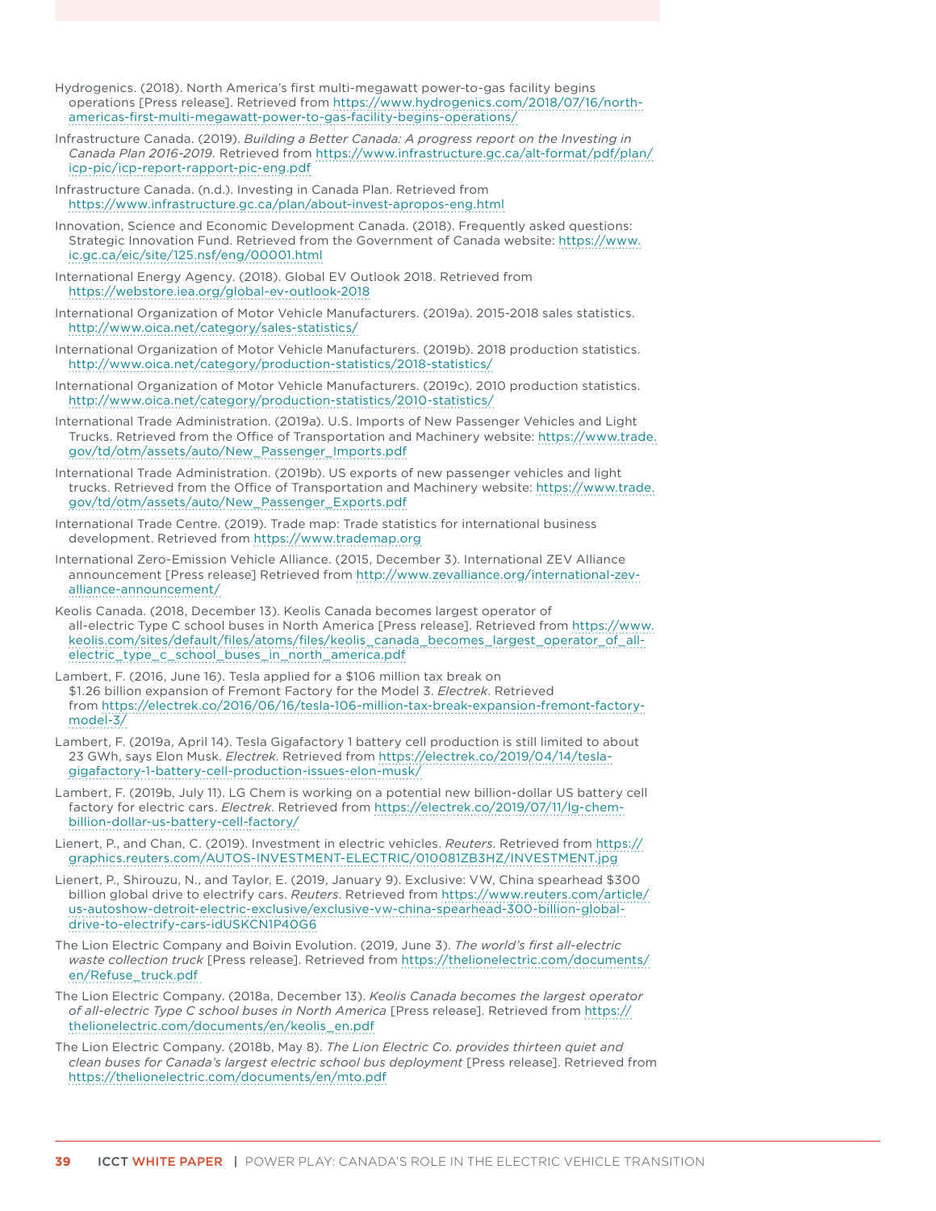Hydrogenics. (2018). North America's first multi-megawatt power-to-gas facility begins operations [Press release]. Retrieved from https://www.hydrogenics.com/2018/07/16/north-americas-first-multi-megawatt-power-to-gas-facility-begins-operations/

Infrastructure Canada. (2019). *Building a Better Canada: A progress report on the Investing in Canada Plan 2016-2019.* Retrieved from https://www.infrastructure.gc.ca/alt-format/pdf/plan/icp-pic/icp-report-rapport-pic-eng.pdf

Infrastructure Canada. (n.d.). Investing in Canada Plan. Retrieved from https://www.infrastructure.gc.ca/plan/about-invest-apropos-eng.html

Innovation, Science and Economic Development Canada. (2018). Frequently asked questions: Strategic Innovation Fund. Retrieved from the Government of Canada website: https://www.ic.gc.ca/eic/site/125.nsf/eng/00001.html

International Energy Agency. (2018). Global EV Outlook 2018. Retrieved from https://webstore.iea.org/global-ev-outlook-2018

International Organization of Motor Vehicle Manufacturers. (2019a). 2015-2018 sales statistics. http://www.oica.net/category/sales-statistics/

International Organization of Motor Vehicle Manufacturers. (2019b). 2018 production statistics. http://www.oica.net/category/production-statistics/2018-statistics/

International Organization of Motor Vehicle Manufacturers. (2019c). 2010 production statistics. http://www.oica.net/category/production-statistics/2010-statistics/

International Trade Administration. (2019a). U.S. Imports of New Passenger Vehicles and Light Trucks. Retrieved from the Office of Transportation and Machinery website: https://www.trade.gov/td/otm/assets/auto/New_Passenger_Imports.pdf

International Trade Administration. (2019b). US exports of new passenger vehicles and light trucks. Retrieved from the Office of Transportation and Machinery website: https://www.trade.gov/td/otm/assets/auto/New_Passenger_Exports.pdf

International Trade Centre. (2019). Trade map: Trade statistics for international business development. Retrieved from https://www.trademap.org

International Zero-Emission Vehicle Alliance. (2015, December 3). International ZEV Alliance announcement [Press release] Retrieved from http://www.zevalliance.org/international-zev-alliance-announcement/

Keolis Canada. (2018, December 13). Keolis Canada becomes largest operator of all-electric Type C school buses in North America [Press release]. Retrieved from https://www.keolis.com/sites/default/files/atoms/files/keolis_canada_becomes_largest_operator_of_all-electric_type_c_school_buses_in_north_america.pdf

Lambert, F. (2016, June 16). Tesla applied for a $106 million tax break on $1.26 billion expansion of Fremont Factory for the Model 3. *Electrek*. Retrieved from https://electrek.co/2016/06/16/tesla-106-million-tax-break-expansion-fremont-factory-model-3/

Lambert, F. (2019a, April 14). Tesla Gigafactory 1 battery cell production is still limited to about 23 GWh, says Elon Musk. *Electrek*. Retrieved from https://electrek.co/2019/04/14/tesla-gigafactory-1-battery-cell-production-issues-elon-musk/

Lambert, F. (2019b, July 11). LG Chem is working on a potential new billion-dollar US battery cell factory for electric cars. *Electrek*. Retrieved from https://electrek.co/2019/07/11/lg-chem-billion-dollar-us-battery-cell-factory/

Lienert, P., and Chan, C. (2019). Investment in electric vehicles. *Reuters*. Retrieved from https://graphics.reuters.com/AUTOS-INVESTMENT-ELECTRIC/010081ZB3HZ/INVESTMENT.jpg

Lienert, P., Shirouzu, N., and Taylor, E. (2019, January 9). Exclusive: VW, China spearhead $300 billion global drive to electrify cars. *Reuters*. Retrieved from https://www.reuters.com/article/us-autoshow-detroit-electric-exclusive/exclusive-vw-china-spearhead-300-billion-global-drive-to-electrify-cars-idUSKCN1P40G6

The Lion Electric Company and Boivin Evolution. (2019, June 3). *The world's first all-electric waste collection truck* [Press release]. Retrieved from https://thelionelectric.com/documents/en/Refuse_truck.pdf

The Lion Electric Company. (2018a, December 13). *Keolis Canada becomes the largest operator of all-electric Type C school buses in North America* [Press release]. Retrieved from https://thelionelectric.com/documents/en/keolis_en.pdf

The Lion Electric Company. (2018b, May 8). *The Lion Electric Co. provides thirteen quiet and clean buses for Canada's largest electric school bus deployment* [Press release]. Retrieved from https://thelionelectric.com/documents/en/mto.pdf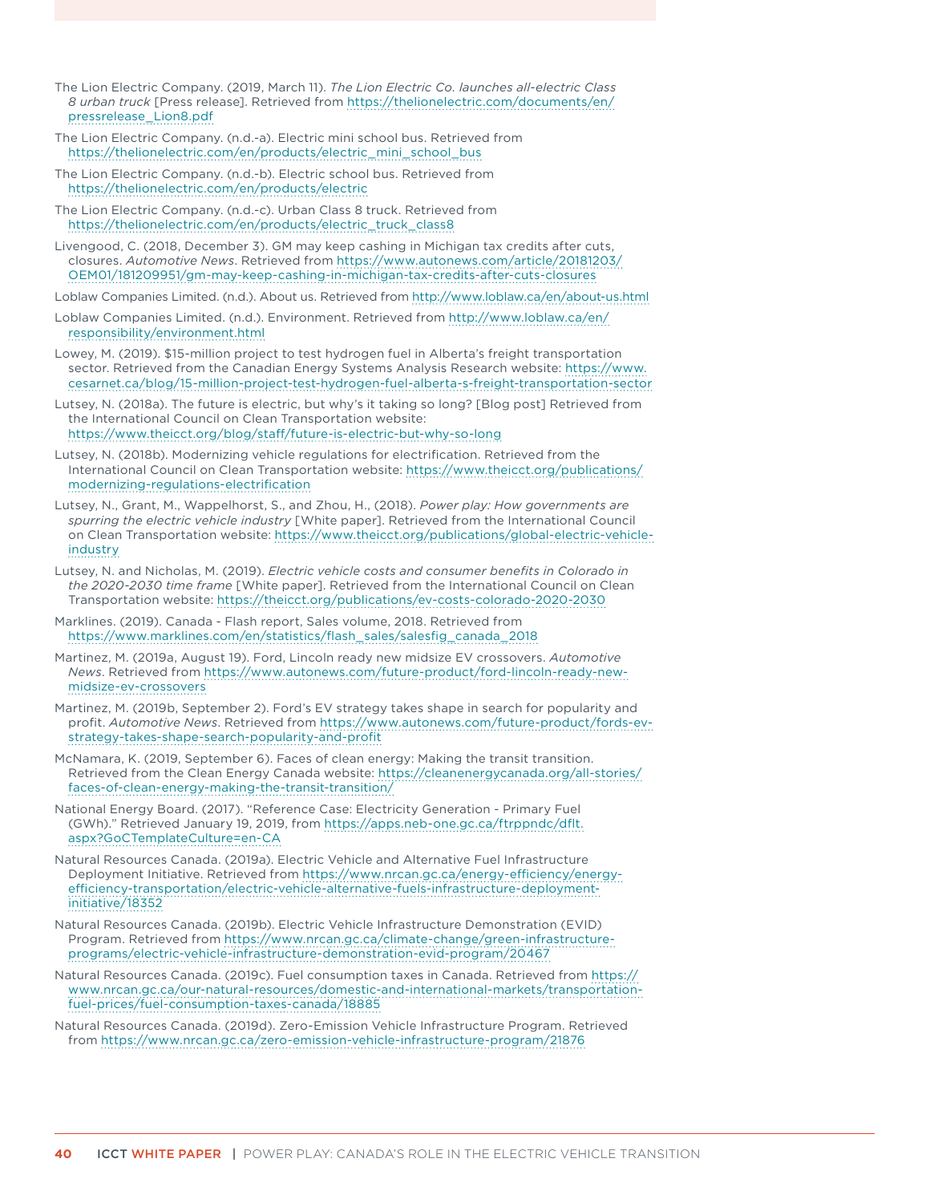The Lion Electric Company. (2019, March 11). *The Lion Electric Co. launches all-electric Class 8 urban truck* [Press release]. Retrieved from https://thelionelectric.com/documents/en/pressrelease_Lion8.pdf

The Lion Electric Company. (n.d.-a). Electric mini school bus. Retrieved from https://thelionelectric.com/en/products/electric_mini_school_bus

The Lion Electric Company. (n.d.-b). Electric school bus. Retrieved from https://thelionelectric.com/en/products/electric

The Lion Electric Company. (n.d.-c). Urban Class 8 truck. Retrieved from https://thelionelectric.com/en/products/electric_truck_class8

Livengood, C. (2018, December 3). GM may keep cashing in Michigan tax credits after cuts, closures. *Automotive News*. Retrieved from https://www.autonews.com/article/20181203/OEM01/181209951/gm-may-keep-cashing-in-michigan-tax-credits-after-cuts-closures

Loblaw Companies Limited. (n.d.). About us. Retrieved from http://www.loblaw.ca/en/about-us.html

Loblaw Companies Limited. (n.d.). Environment. Retrieved from http://www.loblaw.ca/en/responsibility/environment.html

Lowey, M. (2019). $15-million project to test hydrogen fuel in Alberta's freight transportation sector. Retrieved from the Canadian Energy Systems Analysis Research website: https://www.cesarnet.ca/blog/15-million-project-test-hydrogen-fuel-alberta-s-freight-transportation-sector

Lutsey, N. (2018a). The future is electric, but why's it taking so long? [Blog post] Retrieved from the International Council on Clean Transportation website: https://www.theicct.org/blog/staff/future-is-electric-but-why-so-long

Lutsey, N. (2018b). Modernizing vehicle regulations for electrification. Retrieved from the International Council on Clean Transportation website: https://www.theicct.org/publications/modernizing-regulations-electrification

Lutsey, N., Grant, M., Wappelhorst, S., and Zhou, H., (2018). *Power play: How governments are spurring the electric vehicle industry* [White paper]. Retrieved from the International Council on Clean Transportation website: https://www.theicct.org/publications/global-electric-vehicle-industry

Lutsey, N. and Nicholas, M. (2019). *Electric vehicle costs and consumer benefits in Colorado in the 2020-2030 time frame* [White paper]. Retrieved from the International Council on Clean Transportation website: https://theicct.org/publications/ev-costs-colorado-2020-2030

Marklines. (2019). Canada - Flash report, Sales volume, 2018. Retrieved from https://www.marklines.com/en/statistics/flash_sales/salesfig_canada_2018

Martinez, M. (2019a, August 19). Ford, Lincoln ready new midsize EV crossovers. *Automotive News*. Retrieved from https://www.autonews.com/future-product/ford-lincoln-ready-new-midsize-ev-crossovers

Martinez, M. (2019b, September 2). Ford's EV strategy takes shape in search for popularity and profit. *Automotive News*. Retrieved from https://www.autonews.com/future-product/fords-ev-strategy-takes-shape-search-popularity-and-profit

McNamara, K. (2019, September 6). Faces of clean energy: Making the transit transition. Retrieved from the Clean Energy Canada website: https://cleanenergycanada.org/all-stories/faces-of-clean-energy-making-the-transit-transition/

National Energy Board. (2017). "Reference Case: Electricity Generation - Primary Fuel (GWh)." Retrieved January 19, 2019, from https://apps.neb-one.gc.ca/ftrppndc/dflt.aspx?GoCTemplateCulture=en-CA

Natural Resources Canada. (2019a). Electric Vehicle and Alternative Fuel Infrastructure Deployment Initiative. Retrieved from https://www.nrcan.gc.ca/energy-efficiency/energy-efficiency-transportation/electric-vehicle-alternative-fuels-infrastructure-deployment-initiative/18352

Natural Resources Canada. (2019b). Electric Vehicle Infrastructure Demonstration (EVID) Program. Retrieved from https://www.nrcan.gc.ca/climate-change/green-infrastructure-programs/electric-vehicle-infrastructure-demonstration-evid-program/20467

Natural Resources Canada. (2019c). Fuel consumption taxes in Canada. Retrieved from https://www.nrcan.gc.ca/our-natural-resources/domestic-and-international-markets/transportation-fuel-prices/fuel-consumption-taxes-canada/18885

Natural Resources Canada. (2019d). Zero-Emission Vehicle Infrastructure Program. Retrieved from https://www.nrcan.gc.ca/zero-emission-vehicle-infrastructure-program/21876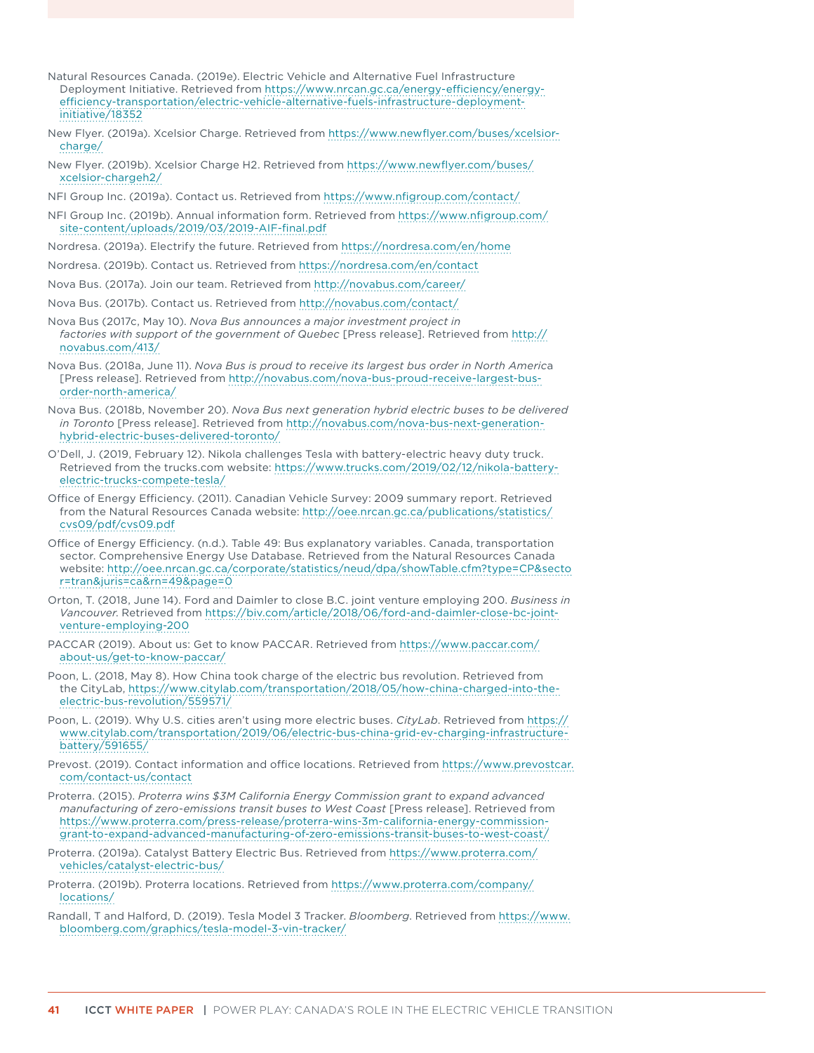Natural Resources Canada. (2019e). Electric Vehicle and Alternative Fuel Infrastructure Deployment Initiative. Retrieved from https://www.nrcan.gc.ca/energy-efficiency/energy-efficiency-transportation/electric-vehicle-alternative-fuels-infrastructure-deployment-initiative/18352

New Flyer. (2019a). Xcelsior Charge. Retrieved from https://www.newflyer.com/buses/xcelsior-charge/

New Flyer. (2019b). Xcelsior Charge H2. Retrieved from https://www.newflyer.com/buses/xcelsior-chargeh2/

NFI Group Inc. (2019a). Contact us. Retrieved from https://www.nfigroup.com/contact/

NFI Group Inc. (2019b). Annual information form. Retrieved from https://www.nfigroup.com/site-content/uploads/2019/03/2019-AIF-final.pdf

Nordresa. (2019a). Electrify the future. Retrieved from https://nordresa.com/en/home

Nordresa. (2019b). Contact us. Retrieved from https://nordresa.com/en/contact

Nova Bus. (2017a). Join our team. Retrieved from http://novabus.com/career/

Nova Bus. (2017b). Contact us. Retrieved from http://novabus.com/contact/

Nova Bus (2017c, May 10). *Nova Bus announces a major investment project in factories with support of the government of Quebec* [Press release]. Retrieved from http://novabus.com/413/

Nova Bus. (2018a, June 11). *Nova Bus is proud to receive its largest bus order in North America* [Press release]. Retrieved from http://novabus.com/nova-bus-proud-receive-largest-bus-order-north-america/

Nova Bus. (2018b, November 20). *Nova Bus next generation hybrid electric buses to be delivered in Toronto* [Press release]. Retrieved from http://novabus.com/nova-bus-next-generation-hybrid-electric-buses-delivered-toronto/

O'Dell, J. (2019, February 12). Nikola challenges Tesla with battery-electric heavy duty truck. Retrieved from the trucks.com website: https://www.trucks.com/2019/02/12/nikola-battery-electric-trucks-compete-tesla/

Office of Energy Efficiency. (2011). Canadian Vehicle Survey: 2009 summary report. Retrieved from the Natural Resources Canada website: http://oee.nrcan.gc.ca/publications/statistics/cvs09/pdf/cvs09.pdf

Office of Energy Efficiency. (n.d.). Table 49: Bus explanatory variables. Canada, transportation sector. Comprehensive Energy Use Database. Retrieved from the Natural Resources Canada website: http://oee.nrcan.gc.ca/corporate/statistics/neud/dpa/showTable.cfm?type=CP&sector=tran&juris=ca&rn=49&page=0

Orton, T. (2018, June 14). Ford and Daimler to close B.C. joint venture employing 200. *Business in Vancouver*. Retrieved from https://biv.com/article/2018/06/ford-and-daimler-close-bc-joint-venture-employing-200

PACCAR (2019). About us: Get to know PACCAR. Retrieved from https://www.paccar.com/about-us/get-to-know-paccar/

Poon, L. (2018, May 8). How China took charge of the electric bus revolution. Retrieved from the CityLab, https://www.citylab.com/transportation/2018/05/how-china-charged-into-the-electric-bus-revolution/559571/

Poon, L. (2019). Why U.S. cities aren't using more electric buses. *CityLab*. Retrieved from https://www.citylab.com/transportation/2019/06/electric-bus-china-grid-ev-charging-infrastructure-battery/591655/

Prevost. (2019). Contact information and office locations. Retrieved from https://www.prevostcar.com/contact-us/contact

Proterra. (2015). *Proterra wins $3M California Energy Commission grant to expand advanced manufacturing of zero-emissions transit buses to West Coast* [Press release]. Retrieved from https://www.proterra.com/press-release/proterra-wins-3m-california-energy-commission-grant-to-expand-advanced-manufacturing-of-zero-emissions-transit-buses-to-west-coast/

Proterra. (2019a). Catalyst Battery Electric Bus. Retrieved from https://www.proterra.com/vehicles/catalyst-electric-bus/

Proterra. (2019b). Proterra locations. Retrieved from https://www.proterra.com/company/locations/

Randall, T and Halford, D. (2019). Tesla Model 3 Tracker. *Bloomberg*. Retrieved from https://www.bloomberg.com/graphics/tesla-model-3-vin-tracker/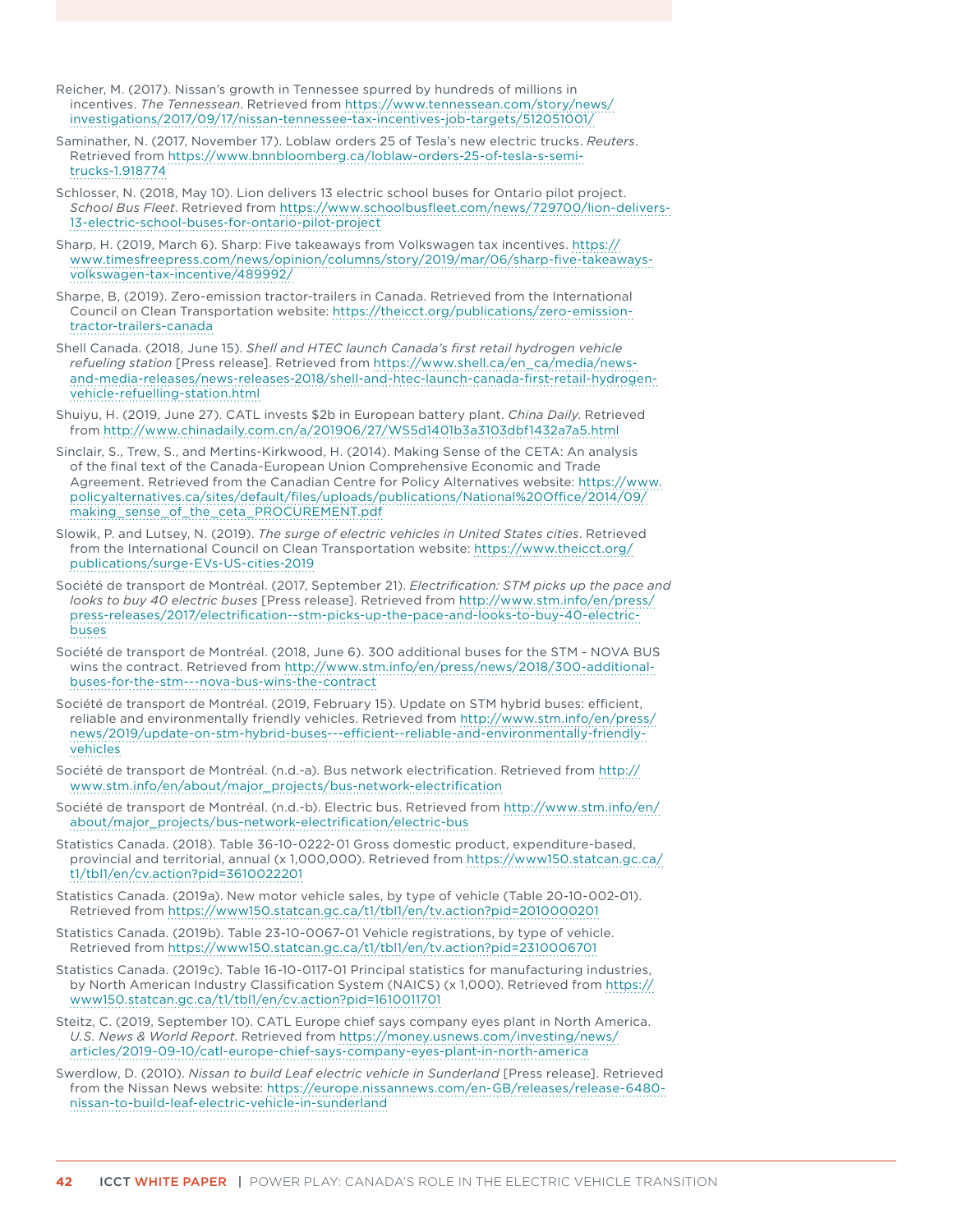Reicher, M. (2017). Nissan's growth in Tennessee spurred by hundreds of millions in incentives. *The Tennessean*. Retrieved from https://www.tennessean.com/story/news/investigations/2017/09/17/nissan-tennessee-tax-incentives-job-targets/512051001/

Saminather, N. (2017, November 17). Loblaw orders 25 of Tesla's new electric trucks. *Reuters*. Retrieved from https://www.bnnbloomberg.ca/loblaw-orders-25-of-tesla-s-semi-trucks-1.918774

Schlosser, N. (2018, May 10). Lion delivers 13 electric school buses for Ontario pilot project. *School Bus Fleet*. Retrieved from https://www.schoolbusfleet.com/news/729700/lion-delivers-13-electric-school-buses-for-ontario-pilot-project

Sharp, H. (2019, March 6). Sharp: Five takeaways from Volkswagen tax incentives. https://www.timesfreepress.com/news/opinion/columns/story/2019/mar/06/sharp-five-takeaways-volkswagen-tax-incentive/489992/

Sharpe, B, (2019). Zero-emission tractor-trailers in Canada. Retrieved from the International Council on Clean Transportation website: https://theicct.org/publications/zero-emission-tractor-trailers-canada

Shell Canada. (2018, June 15). *Shell and HTEC launch Canada's first retail hydrogen vehicle refueling station* [Press release]. Retrieved from https://www.shell.ca/en_ca/media/news-and-media-releases/news-releases-2018/shell-and-htec-launch-canada-first-retail-hydrogen-vehicle-refuelling-station.html

Shuiyu, H. (2019, June 27). CATL invests $2b in European battery plant. *China Daily*. Retrieved from http://www.chinadaily.com.cn/a/201906/27/WS5d1401b3a3103dbf1432a7a5.html

Sinclair, S., Trew, S., and Mertins-Kirkwood, H. (2014). Making Sense of the CETA: An analysis of the final text of the Canada-European Union Comprehensive Economic and Trade Agreement. Retrieved from the Canadian Centre for Policy Alternatives website: https://www.policyalternatives.ca/sites/default/files/uploads/publications/National%20Office/2014/09/making_sense_of_the_ceta_PROCUREMENT.pdf

Slowik, P. and Lutsey, N. (2019). *The surge of electric vehicles in United States cities*. Retrieved from the International Council on Clean Transportation website: https://www.theicct.org/publications/surge-EVs-US-cities-2019

Société de transport de Montréal. (2017, September 21). *Electrification: STM picks up the pace and looks to buy 40 electric buses* [Press release]. Retrieved from http://www.stm.info/en/press/press-releases/2017/electrification--stm-picks-up-the-pace-and-looks-to-buy-40-electric-buses

Société de transport de Montréal. (2018, June 6). 300 additional buses for the STM - NOVA BUS wins the contract. Retrieved from http://www.stm.info/en/press/news/2018/300-additional-buses-for-the-stm---nova-bus-wins-the-contract

Société de transport de Montréal. (2019, February 15). Update on STM hybrid buses: efficient, reliable and environmentally friendly vehicles. Retrieved from http://www.stm.info/en/press/news/2019/update-on-stm-hybrid-buses---efficient--reliable-and-environmentally-friendly-vehicles

Société de transport de Montréal. (n.d.-a). Bus network electrification. Retrieved from http://www.stm.info/en/about/major_projects/bus-network-electrification

Société de transport de Montréal. (n.d.-b). Electric bus. Retrieved from http://www.stm.info/en/about/major_projects/bus-network-electrification/electric-bus

Statistics Canada. (2018). Table 36-10-0222-01 Gross domestic product, expenditure-based, provincial and territorial, annual (x 1,000,000). Retrieved from https://www150.statcan.gc.ca/t1/tbl1/en/cv.action?pid=3610022201

Statistics Canada. (2019a). New motor vehicle sales, by type of vehicle (Table 20-10-002-01). Retrieved from https://www150.statcan.gc.ca/t1/tbl1/en/tv.action?pid=2010000201

Statistics Canada. (2019b). Table 23-10-0067-01 Vehicle registrations, by type of vehicle. Retrieved from https://www150.statcan.gc.ca/t1/tbl1/en/tv.action?pid=2310006701

Statistics Canada. (2019c). Table 16-10-0117-01 Principal statistics for manufacturing industries, by North American Industry Classification System (NAICS) (x 1,000). Retrieved from https://www150.statcan.gc.ca/t1/tbl1/en/cv.action?pid=1610011701

Steitz, C. (2019, September 10). CATL Europe chief says company eyes plant in North America. *U.S. News & World Report*. Retrieved from https://money.usnews.com/investing/news/articles/2019-09-10/catl-europe-chief-says-company-eyes-plant-in-north-america

Swerdlow, D. (2010). *Nissan to build Leaf electric vehicle in Sunderland* [Press release]. Retrieved from the Nissan News website: https://europe.nissannews.com/en-GB/releases/release-6480-nissan-to-build-leaf-electric-vehicle-in-sunderland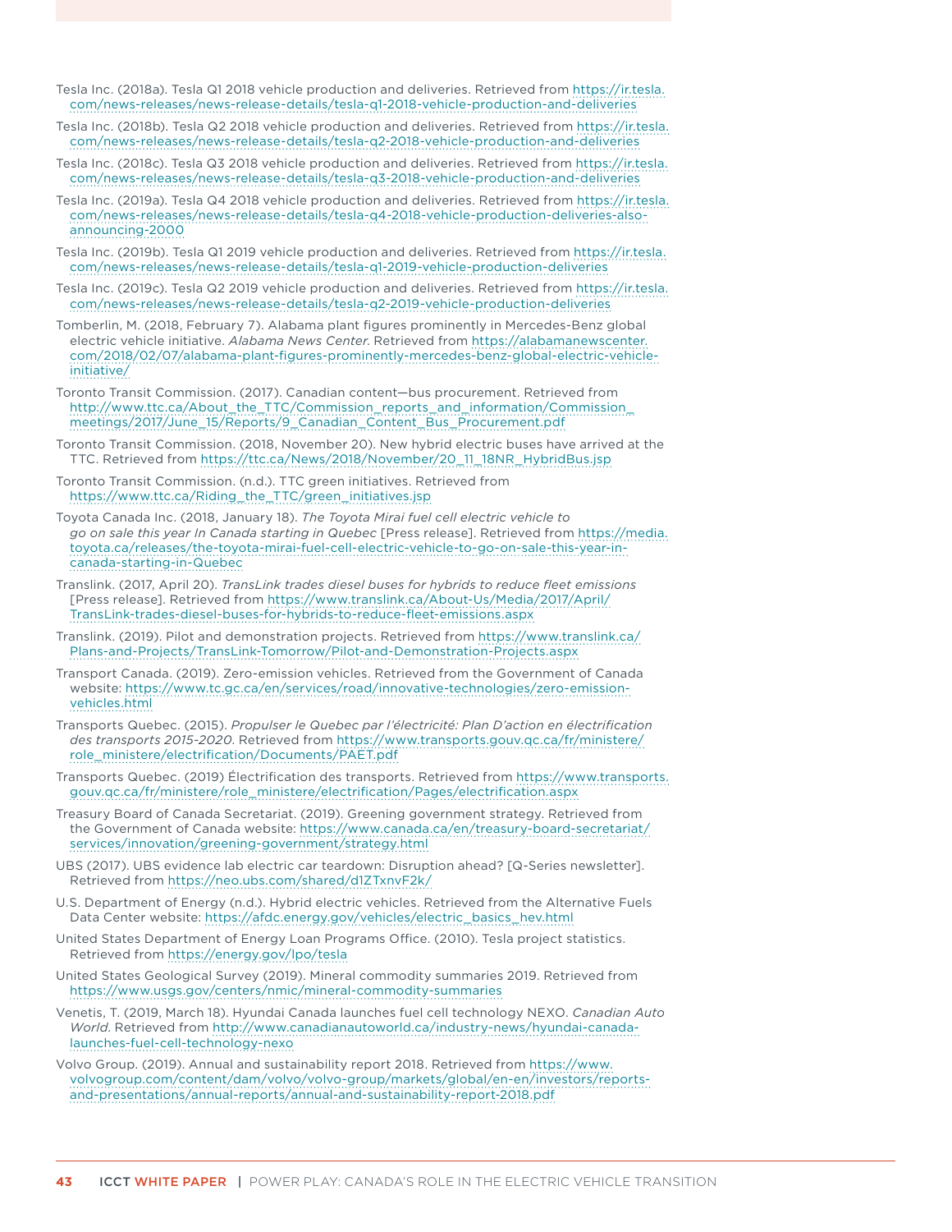Tesla Inc. (2018a). Tesla Q1 2018 vehicle production and deliveries. Retrieved from https://ir.tesla.com/news-releases/news-release-details/tesla-q1-2018-vehicle-production-and-deliveries

Tesla Inc. (2018b). Tesla Q2 2018 vehicle production and deliveries. Retrieved from https://ir.tesla.com/news-releases/news-release-details/tesla-q2-2018-vehicle-production-and-deliveries

Tesla Inc. (2018c). Tesla Q3 2018 vehicle production and deliveries. Retrieved from https://ir.tesla.com/news-releases/news-release-details/tesla-q3-2018-vehicle-production-and-deliveries

Tesla Inc. (2019a). Tesla Q4 2018 vehicle production and deliveries. Retrieved from https://ir.tesla.com/news-releases/news-release-details/tesla-q4-2018-vehicle-production-deliveries-also-announcing-2000

Tesla Inc. (2019b). Tesla Q1 2019 vehicle production and deliveries. Retrieved from https://ir.tesla.com/news-releases/news-release-details/tesla-q1-2019-vehicle-production-deliveries

Tesla Inc. (2019c). Tesla Q2 2019 vehicle production and deliveries. Retrieved from https://ir.tesla.com/news-releases/news-release-details/tesla-q2-2019-vehicle-production-deliveries

Tomberlin, M. (2018, February 7). Alabama plant figures prominently in Mercedes-Benz global electric vehicle initiative. *Alabama News Center*. Retrieved from https://alabamanewscenter.com/2018/02/07/alabama-plant-figures-prominently-mercedes-benz-global-electric-vehicle-initiative/

Toronto Transit Commission. (2017). Canadian content—bus procurement. Retrieved from http://www.ttc.ca/About_the_TTC/Commission_reports_and_information/Commission_meetings/2017/June_15/Reports/9_Canadian_Content_Bus_Procurement.pdf

Toronto Transit Commission. (2018, November 20). New hybrid electric buses have arrived at the TTC. Retrieved from https://ttc.ca/News/2018/November/20_11_18NR_HybridBus.jsp

Toronto Transit Commission. (n.d.). TTC green initiatives. Retrieved from https://www.ttc.ca/Riding_the_TTC/green_initiatives.jsp

Toyota Canada Inc. (2018, January 18). *The Toyota Mirai fuel cell electric vehicle to go on sale this year In Canada starting in Quebec* [Press release]. Retrieved from https://media.toyota.ca/releases/the-toyota-mirai-fuel-cell-electric-vehicle-to-go-on-sale-this-year-in-canada-starting-in-Quebec

Translink. (2017, April 20). *TransLink trades diesel buses for hybrids to reduce fleet emissions* [Press release]. Retrieved from https://www.translink.ca/About-Us/Media/2017/April/TransLink-trades-diesel-buses-for-hybrids-to-reduce-fleet-emissions.aspx

Translink. (2019). Pilot and demonstration projects. Retrieved from https://www.translink.ca/Plans-and-Projects/TransLink-Tomorrow/Pilot-and-Demonstration-Projects.aspx

Transport Canada. (2019). Zero-emission vehicles. Retrieved from the Government of Canada website: https://www.tc.gc.ca/en/services/road/innovative-technologies/zero-emission-vehicles.html

Transports Quebec. (2015). *Propulser le Quebec par l'électricité: Plan D'action en électrification des transports 2015-2020*. Retrieved from https://www.transports.gouv.qc.ca/fr/ministere/role_ministere/electrification/Documents/PAET.pdf

Transports Quebec. (2019) Électrification des transports. Retrieved from https://www.transports.gouv.qc.ca/fr/ministere/role_ministere/electrification/Pages/electrification.aspx

Treasury Board of Canada Secretariat. (2019). Greening government strategy. Retrieved from the Government of Canada website: https://www.canada.ca/en/treasury-board-secretariat/services/innovation/greening-government/strategy.html

UBS (2017). UBS evidence lab electric car teardown: Disruption ahead? [Q-Series newsletter]. Retrieved from https://neo.ubs.com/shared/d1ZTxnvF2k/

U.S. Department of Energy (n.d.). Hybrid electric vehicles. Retrieved from the Alternative Fuels Data Center website: https://afdc.energy.gov/vehicles/electric_basics_hev.html

United States Department of Energy Loan Programs Office. (2010). Tesla project statistics. Retrieved from https://energy.gov/lpo/tesla

United States Geological Survey (2019). Mineral commodity summaries 2019. Retrieved from https://www.usgs.gov/centers/nmic/mineral-commodity-summaries

Venetis, T. (2019, March 18). Hyundai Canada launches fuel cell technology NEXO. *Canadian Auto World*. Retrieved from http://www.canadianautoworld.ca/industry-news/hyundai-canada-launches-fuel-cell-technology-nexo

Volvo Group. (2019). Annual and sustainability report 2018. Retrieved from https://www.volvogroup.com/content/dam/volvo/volvo-group/markets/global/en-en/investors/reports-and-presentations/annual-reports/annual-and-sustainability-report-2018.pdf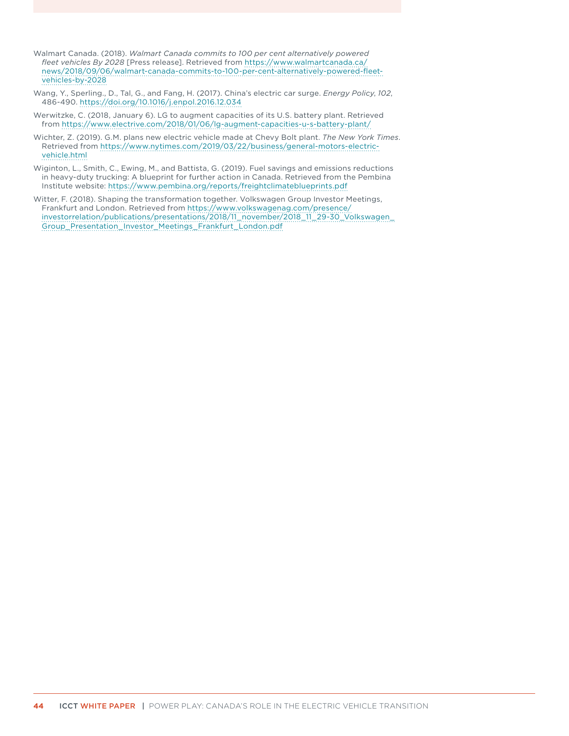Walmart Canada. (2018). *Walmart Canada commits to 100 per cent alternatively powered fleet vehicles By 2028* [Press release]. Retrieved from https://www.walmartcanada.ca/news/2018/09/06/walmart-canada-commits-to-100-per-cent-alternatively-powered-fleet-vehicles-by-2028

Wang, Y., Sperling., D., Tal, G., and Fang, H. (2017). China's electric car surge. *Energy Policy*, *102*, 486-490. https://doi.org/10.1016/j.enpol.2016.12.034

Werwitzke, C. (2018, January 6). LG to augment capacities of its U.S. battery plant. Retrieved from https://www.electrive.com/2018/01/06/lg-augment-capacities-u-s-battery-plant/

Wichter, Z. (2019). G.M. plans new electric vehicle made at Chevy Bolt plant. *The New York Times*. Retrieved from https://www.nytimes.com/2019/03/22/business/general-motors-electric-vehicle.html

Wiginton, L., Smith, C., Ewing, M., and Battista, G. (2019). Fuel savings and emissions reductions in heavy-duty trucking: A blueprint for further action in Canada. Retrieved from the Pembina Institute website: https://www.pembina.org/reports/freightclimateblueprints.pdf

Witter, F. (2018). Shaping the transformation together. Volkswagen Group Investor Meetings, Frankfurt and London. Retrieved from https://www.volkswagenag.com/presence/investorrelation/publications/presentations/2018/11_november/2018_11_29-30_Volkswagen_Group_Presentation_Investor_Meetings_Frankfurt_London.pdf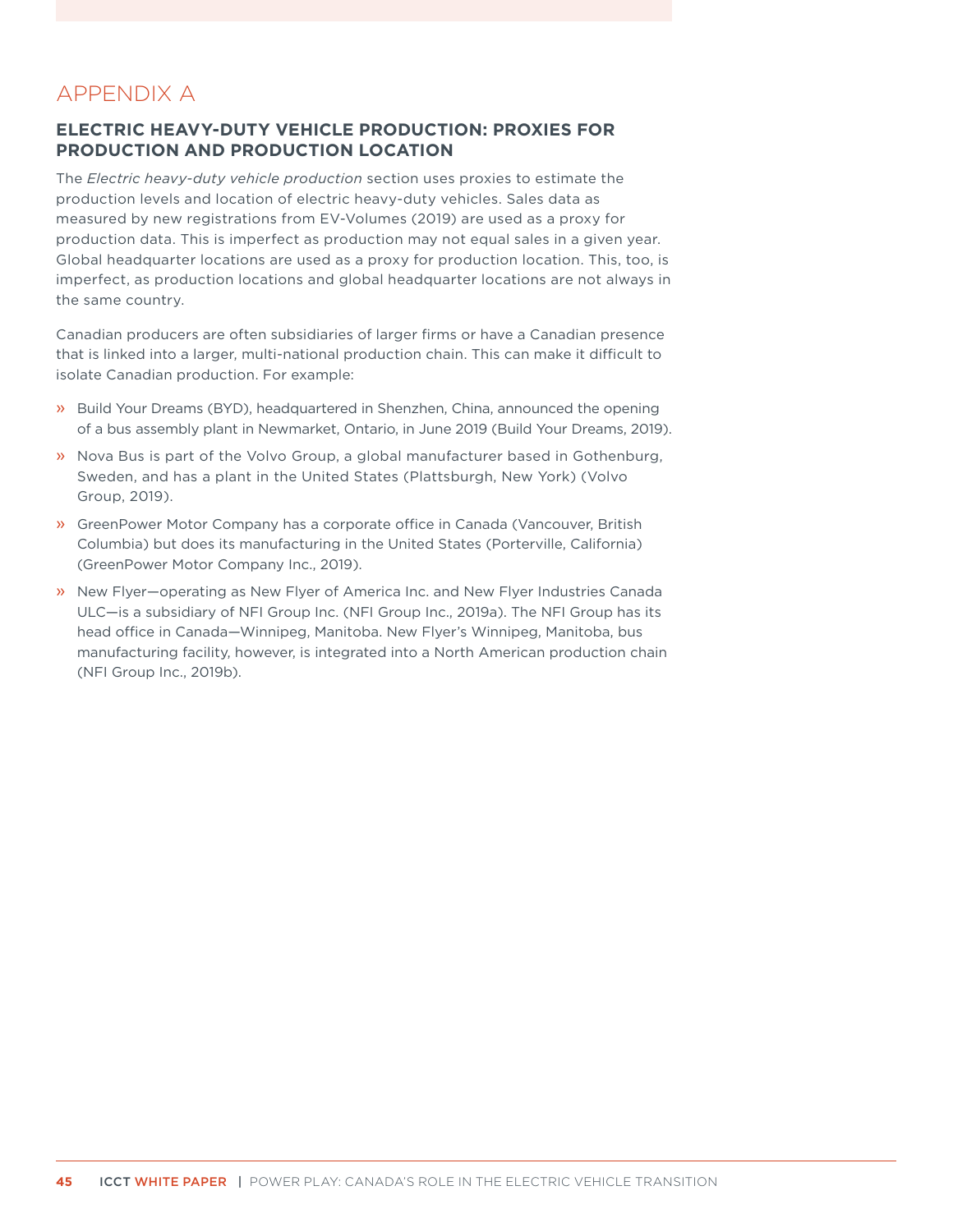# APPENDIX A

## ELECTRIC HEAVY-DUTY VEHICLE PRODUCTION: PROXIES FOR PRODUCTION AND PRODUCTION LOCATION

The *Electric heavy-duty vehicle production* section uses proxies to estimate the production levels and location of electric heavy-duty vehicles. Sales data as measured by new registrations from EV-Volumes (2019) are used as a proxy for production data. This is imperfect as production may not equal sales in a given year. Global headquarter locations are used as a proxy for production location. This, too, is imperfect, as production locations and global headquarter locations are not always in the same country.

Canadian producers are often subsidiaries of larger firms or have a Canadian presence that is linked into a larger, multi-national production chain. This can make it difficult to isolate Canadian production. For example:

- Build Your Dreams (BYD), headquartered in Shenzhen, China, announced the opening of a bus assembly plant in Newmarket, Ontario, in June 2019 (Build Your Dreams, 2019).
- Nova Bus is part of the Volvo Group, a global manufacturer based in Gothenburg, Sweden, and has a plant in the United States (Plattsburgh, New York) (Volvo Group, 2019).
- GreenPower Motor Company has a corporate office in Canada (Vancouver, British Columbia) but does its manufacturing in the United States (Porterville, California) (GreenPower Motor Company Inc., 2019).
- New Flyer—operating as New Flyer of America Inc. and New Flyer Industries Canada ULC—is a subsidiary of NFI Group Inc. (NFI Group Inc., 2019a). The NFI Group has its head office in Canada—Winnipeg, Manitoba. New Flyer's Winnipeg, Manitoba, bus manufacturing facility, however, is integrated into a North American production chain (NFI Group Inc., 2019b).